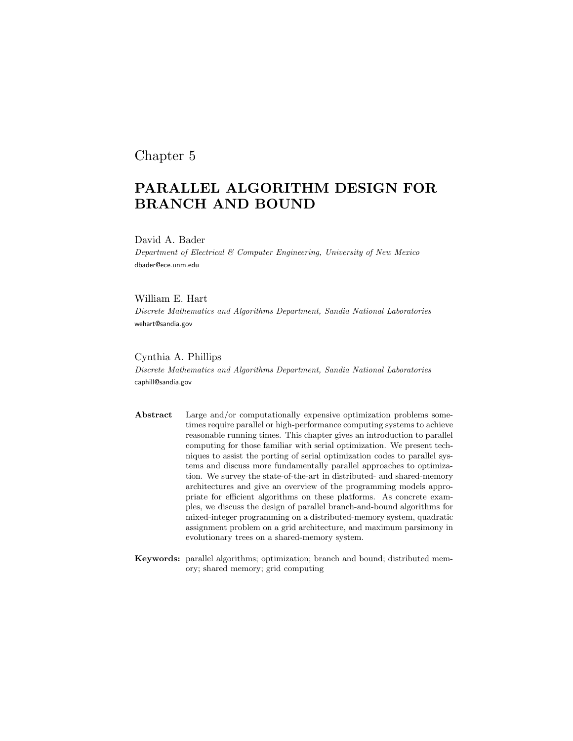Chapter 5

# PARALLEL ALGORITHM DESIGN FOR BRANCH AND BOUND

David A. Bader

*Department of Electrical & Computer Engineering, University of New Mexico*

dbader@ece.unm.edu

William E. Hart

*Discrete Mathematics and Algorithms Department, Sandia National Laboratories*

wehart@sandia.gov

Cynthia A. Phillips

*Discrete Mathematics and Algorithms Department, Sandia National Laboratories*

caphill@sandia.gov

**Abstract** Large and/or computationally expensive optimization problems sometimes require parallel or high-performance computing systems to achieve reasonable running times. This chapter gives an introduction to parallel computing for those familiar with serial optimization. We present techniques to assist the porting of serial optimization codes to parallel systems and discuss more fundamentally parallel approaches to optimization. We survey the state-of-the-art in distributed- and shared-memory architectures and give an overview of the programming models appropriate for efficient algorithms on these platforms. As concrete examples, we discuss the design of parallel branch-and-bound algorithms for mixed-integer programming on a distributed-memory system, quadratic assignment problem on a grid architecture, and maximum parsimony in evolutionary trees on a shared-memory system.

**Keywords:** parallel algorithms; optimization; branch and bound; distributed memory; shared memory; grid computing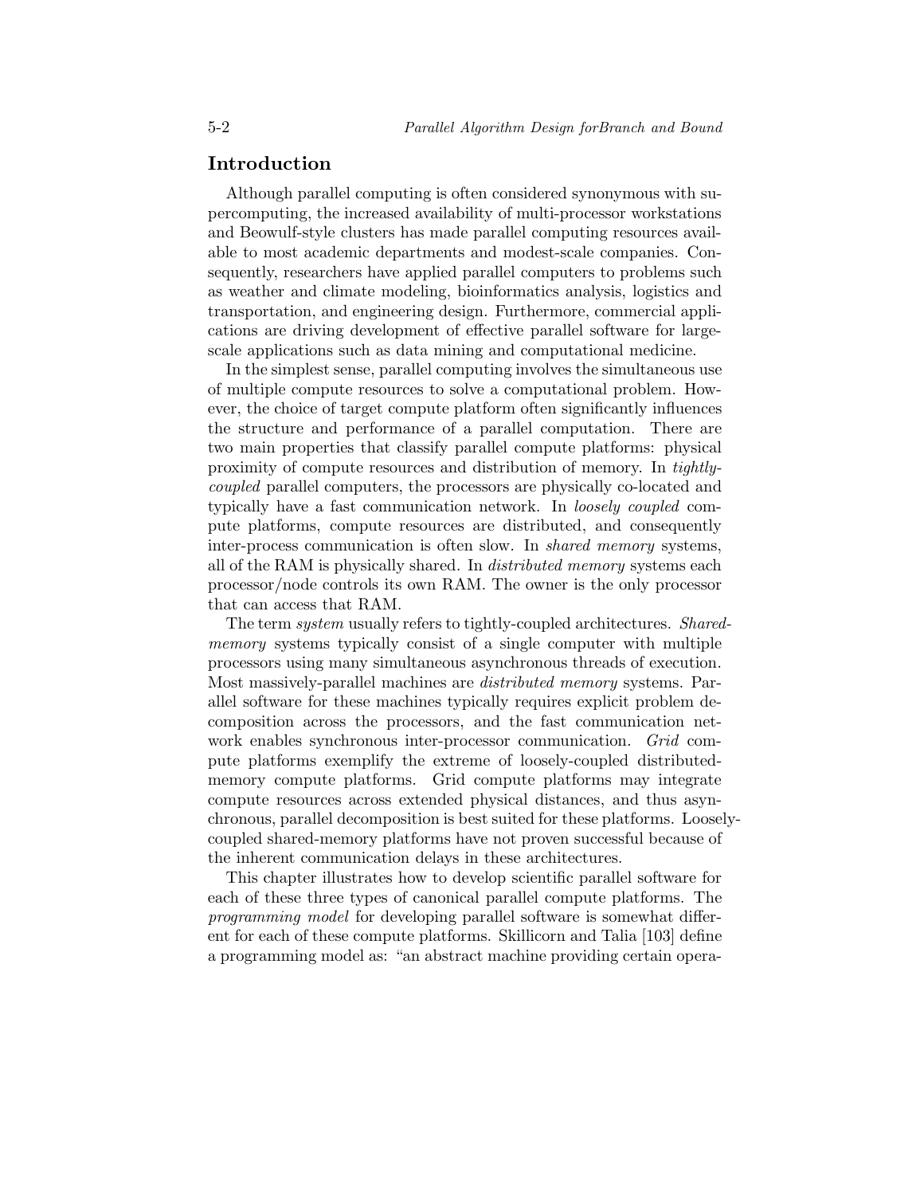## Introduction

Although parallel computing is often considered synonymous with supercomputing, the increased availability of multi-processor workstations and Beowulf-style clusters has made parallel computing resources available to most academic departments and modest-scale companies. Consequently, researchers have applied parallel computers to problems such as weather and climate modeling, bioinformatics analysis, logistics and transportation, and engineering design. Furthermore, commercial applications are driving development of effective parallel software for large-scale applications such as data mining and computational medicine.

In the simplest sense, parallel computing involves the simultaneous use of multiple compute resources to solve a computational problem. However, the choice of target compute platform often significantly influences the structure and performance of a parallel computation. There are two main properties that classify parallel compute platforms: physical proximity of compute resources and distribution of memory. In *tightly-coupled* parallel computers, the processors are physically co-located and typically have a fast communication network. In *loosely coupled* compute platforms, compute resources are distributed, and consequently inter-process communication is often slow. In *shared memory* systems, all of the RAM is physically shared. In *distributed memory* systems each processor/node controls its own RAM. The owner is the only processor that can access that RAM.

The term *system* usually refers to tightly-coupled architectures. *Shared-memory* systems typically consist of a single computer with multiple processors using many simultaneous asynchronous threads of execution. Most massively-parallel machines are *distributed memory* systems. Parallel software for these machines typically requires explicit problem decomposition across the processors, and the fast communication network enables synchronous inter-processor communication. *Grid* compute platforms exemplify the extreme of loosely-coupled distributed-memory compute platforms. Grid compute platforms may integrate compute resources across extended physical distances, and thus asynchronous, parallel decomposition is best suited for these platforms. Loosely-coupled shared-memory platforms have not proven successful because of the inherent communication delays in these architectures.

This chapter illustrates how to develop scientific parallel software for each of these three types of canonical parallel compute platforms. The *programming model* for developing parallel software is somewhat different for each of these compute platforms. Skillicorn and Talia [103] define a programming model as: "an abstract machine providing certain opera-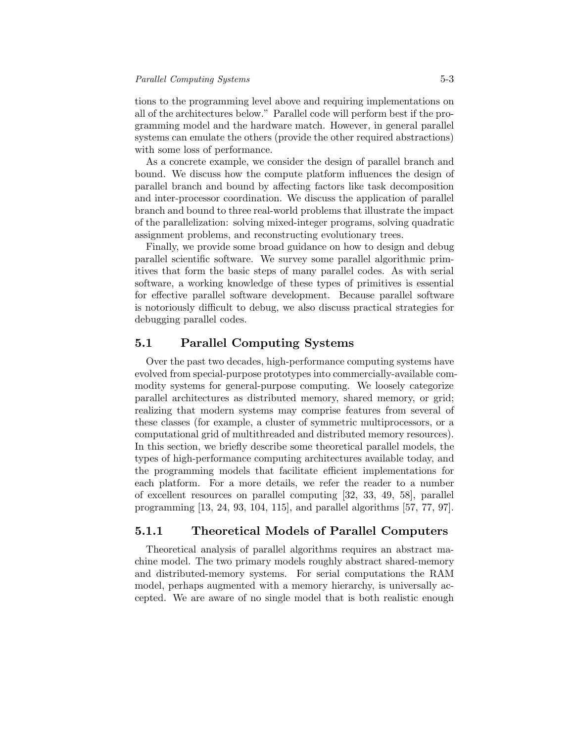tions to the programming level above and requiring implementations on all of the architectures below." Parallel code will perform best if the programming model and the hardware match. However, in general parallel systems can emulate the others (provide the other required abstractions) with some loss of performance.

As a concrete example, we consider the design of parallel branch and bound. We discuss how the compute platform influences the design of parallel branch and bound by affecting factors like task decomposition and inter-processor coordination. We discuss the application of parallel branch and bound to three real-world problems that illustrate the impact of the parallelization: solving mixed-integer programs, solving quadratic assignment problems, and reconstructing evolutionary trees.

Finally, we provide some broad guidance on how to design and debug parallel scientific software. We survey some parallel algorithmic primitives that form the basic steps of many parallel codes. As with serial software, a working knowledge of these types of primitives is essential for effective parallel software development. Because parallel software is notoriously difficult to debug, we also discuss practical strategies for debugging parallel codes.

## 5.1 Parallel Computing Systems

Over the past two decades, high-performance computing systems have evolved from special-purpose prototypes into commercially-available commodity systems for general-purpose computing. We loosely categorize parallel architectures as distributed memory, shared memory, or grid; realizing that modern systems may comprise features from several of these classes (for example, a cluster of symmetric multiprocessors, or a computational grid of multithreaded and distributed memory resources). In this section, we briefly describe some theoretical parallel models, the types of high-performance computing architectures available today, and the programming models that facilitate efficient implementations for each platform. For a more details, we refer the reader to a number of excellent resources on parallel computing [32, 33, 49, 58], parallel programming [13, 24, 93, 104, 115], and parallel algorithms [57, 77, 97].

### 5.1.1 Theoretical Models of Parallel Computers

Theoretical analysis of parallel algorithms requires an abstract machine model. The two primary models roughly abstract shared-memory and distributed-memory systems. For serial computations the RAM model, perhaps augmented with a memory hierarchy, is universally accepted. We are aware of no single model that is both realistic enough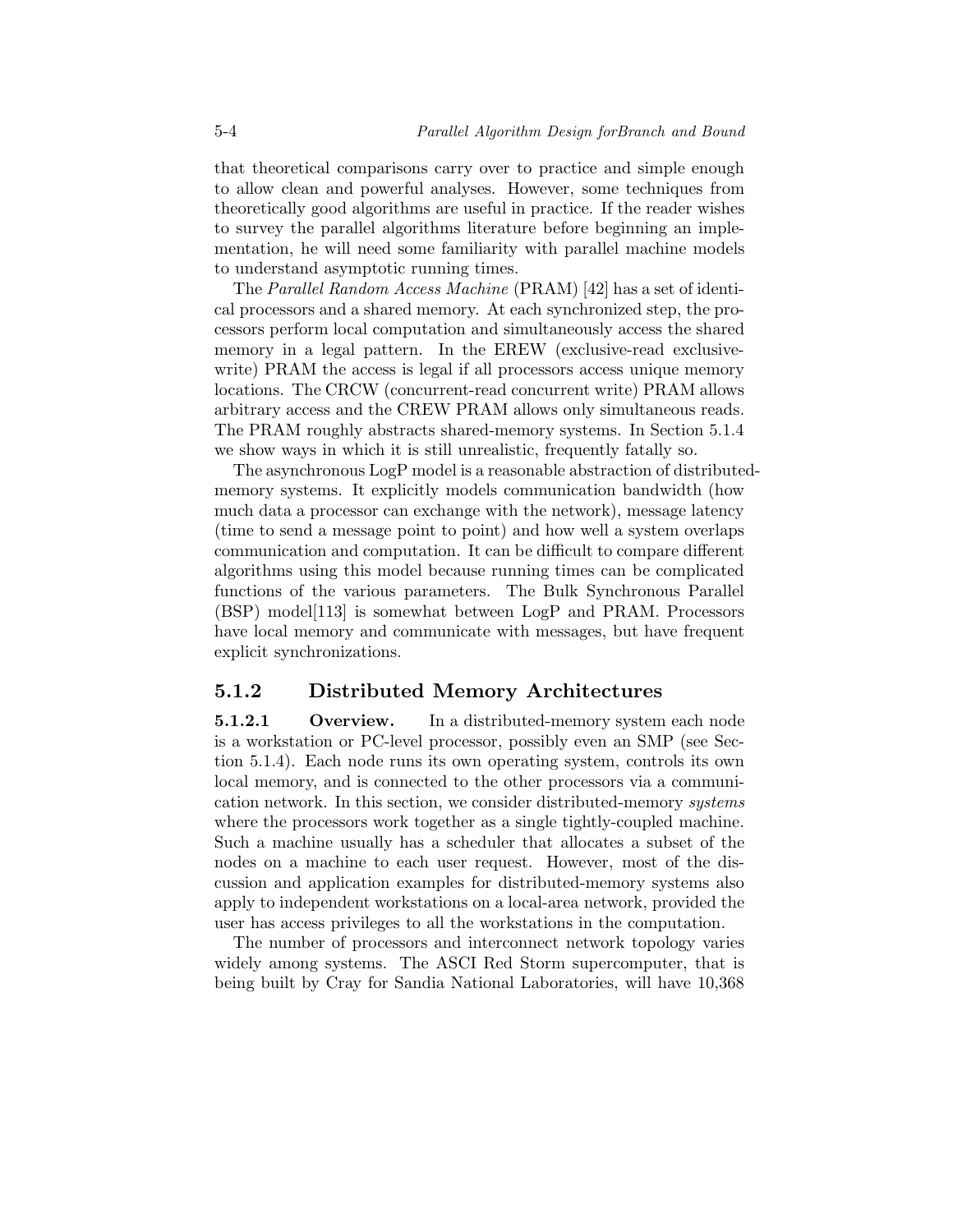that theoretical comparisons carry over to practice and simple enough to allow clean and powerful analyses. However, some techniques from theoretically good algorithms are useful in practice. If the reader wishes to survey the parallel algorithms literature before beginning an implementation, he will need some familiarity with parallel machine models to understand asymptotic running times.

The *Parallel Random Access Machine* (PRAM) [42] has a set of identical processors and a shared memory. At each synchronized step, the processors perform local computation and simultaneously access the shared memory in a legal pattern. In the EREW (exclusive-read exclusive-write) PRAM the access is legal if all processors access unique memory locations. The CRCW (concurrent-read concurrent write) PRAM allows arbitrary access and the CREW PRAM allows only simultaneous reads. The PRAM roughly abstracts shared-memory systems. In Section 5.1.4 we show ways in which it is still unrealistic, frequently fatally so.

The asynchronous LogP model is a reasonable abstraction of distributed-memory systems. It explicitly models communication bandwidth (how much data a processor can exchange with the network), message latency (time to send a message point to point) and how well a system overlaps communication and computation. It can be difficult to compare different algorithms using this model because running times can be complicated functions of the various parameters. The Bulk Synchronous Parallel (BSP) model[113] is somewhat between LogP and PRAM. Processors have local memory and communicate with messages, but have frequent explicit synchronizations.

## 5.1.2 Distributed Memory Architectures

**5.1.2.1 Overview.** In a distributed-memory system each node is a workstation or PC-level processor, possibly even an SMP (see Section 5.1.4). Each node runs its own operating system, controls its own local memory, and is connected to the other processors via a communication network. In this section, we consider distributed-memory *systems* where the processors work together as a single tightly-coupled machine. Such a machine usually has a scheduler that allocates a subset of the nodes on a machine to each user request. However, most of the discussion and application examples for distributed-memory systems also apply to independent workstations on a local-area network, provided the user has access privileges to all the workstations in the computation.

The number of processors and interconnect network topology varies widely among systems. The ASCI Red Storm supercomputer, that is being built by Cray for Sandia National Laboratories, will have 10,368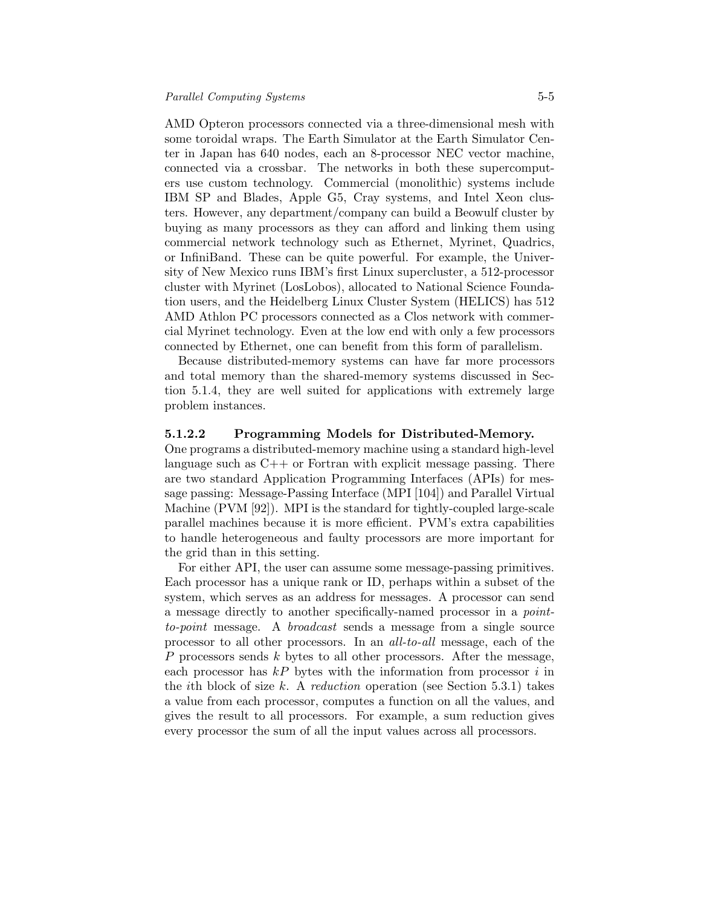AMD Opteron processors connected via a three-dimensional mesh with some toroidal wraps. The Earth Simulator at the Earth Simulator Center in Japan has 640 nodes, each an 8-processor NEC vector machine, connected via a crossbar. The networks in both these supercomputers use custom technology. Commercial (monolithic) systems include IBM SP and Blades, Apple G5, Cray systems, and Intel Xeon clusters. However, any department/company can build a Beowulf cluster by buying as many processors as they can afford and linking them using commercial network technology such as Ethernet, Myrinet, Quadrics, or InfiniBand. These can be quite powerful. For example, the University of New Mexico runs IBM's first Linux supercluster, a 512-processor cluster with Myrinet (LosLobos), allocated to National Science Foundation users, and the Heidelberg Linux Cluster System (HELICS) has 512 AMD Athlon PC processors connected as a Clos network with commercial Myrinet technology. Even at the low end with only a few processors connected by Ethernet, one can benefit from this form of parallelism.

Because distributed-memory systems can have far more processors and total memory than the shared-memory systems discussed in Section 5.1.4, they are well suited for applications with extremely large problem instances.

#### 5.1.2.2 Programming Models for Distributed-Memory.

One programs a distributed-memory machine using a standard high-level language such as C++ or Fortran with explicit message passing. There are two standard Application Programming Interfaces (APIs) for message passing: Message-Passing Interface (MPI [104]) and Parallel Virtual Machine (PVM [92]). MPI is the standard for tightly-coupled large-scale parallel machines because it is more efficient. PVM's extra capabilities to handle heterogeneous and faulty processors are more important for the grid than in this setting.

For either API, the user can assume some message-passing primitives. Each processor has a unique rank or ID, perhaps within a subset of the system, which serves as an address for messages. A processor can send a message directly to another specifically-named processor in a *point-to-point* message. A *broadcast* sends a message from a single source processor to all other processors. In an *all-to-all* message, each of the $P$ processors sends $k$ bytes to all other processors. After the message, each processor has $kP$ bytes with the information from processor $i$ in the $i$th block of size $k$. A *reduction* operation (see Section 5.3.1) takes a value from each processor, computes a function on all the values, and gives the result to all processors. For example, a sum reduction gives every processor the sum of all the input values across all processors.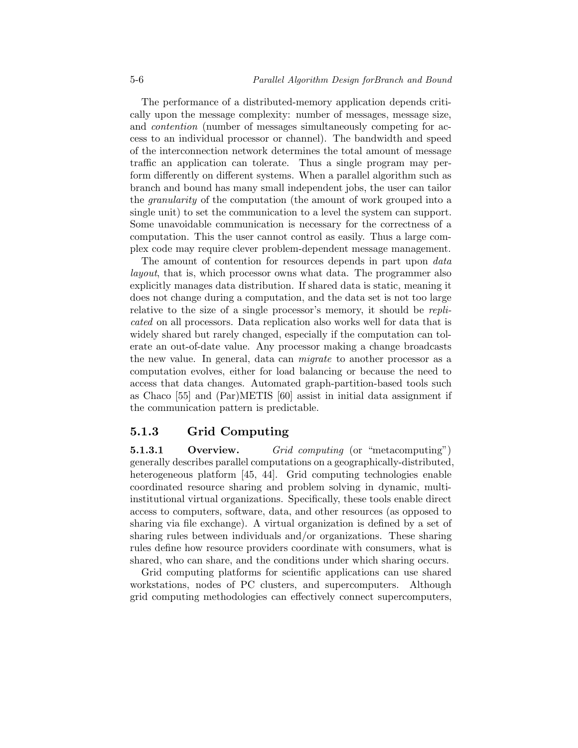The performance of a distributed-memory application depends critically upon the message complexity: number of messages, message size, and *contention* (number of messages simultaneously competing for access to an individual processor or channel). The bandwidth and speed of the interconnection network determines the total amount of message traffic an application can tolerate. Thus a single program may perform differently on different systems. When a parallel algorithm such as branch and bound has many small independent jobs, the user can tailor the *granularity* of the computation (the amount of work grouped into a single unit) to set the communication to a level the system can support. Some unavoidable communication is necessary for the correctness of a computation. This the user cannot control as easily. Thus a large complex code may require clever problem-dependent message management.

The amount of contention for resources depends in part upon *data layout*, that is, which processor owns what data. The programmer also explicitly manages data distribution. If shared data is static, meaning it does not change during a computation, and the data set is not too large relative to the size of a single processor's memory, it should be *replicated* on all processors. Data replication also works well for data that is widely shared but rarely changed, especially if the computation can tolerate an out-of-date value. Any processor making a change broadcasts the new value. In general, data can *migrate* to another processor as a computation evolves, either for load balancing or because the need to access that data changes. Automated graph-partition-based tools such as Chaco [55] and (Par)METIS [60] assist in initial data assignment if the communication pattern is predictable.

## 5.1.3 Grid Computing

**5.1.3.1 Overview.** *Grid computing* (or "metacomputing") generally describes parallel computations on a geographically-distributed, heterogeneous platform [45, 44]. Grid computing technologies enable coordinated resource sharing and problem solving in dynamic, multi-institutional virtual organizations. Specifically, these tools enable direct access to computers, software, data, and other resources (as opposed to sharing via file exchange). A virtual organization is defined by a set of sharing rules between individuals and/or organizations. These sharing rules define how resource providers coordinate with consumers, what is shared, who can share, and the conditions under which sharing occurs.

Grid computing platforms for scientific applications can use shared workstations, nodes of PC clusters, and supercomputers. Although grid computing methodologies can effectively connect supercomputers,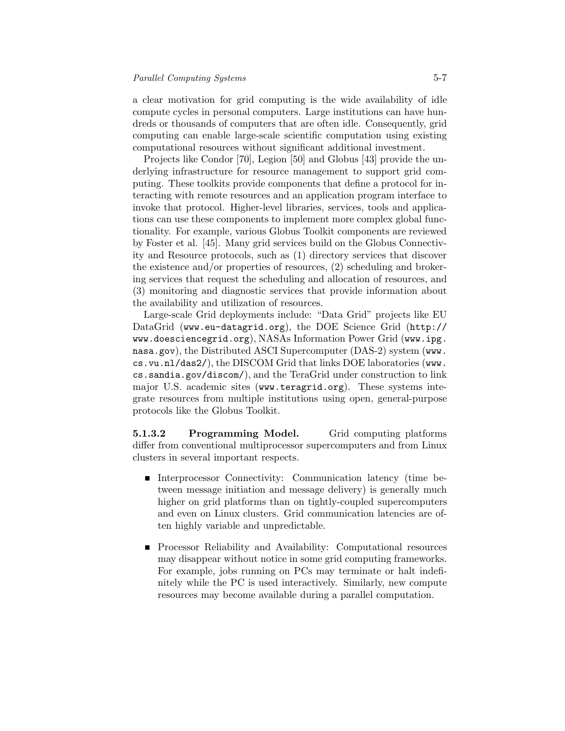a clear motivation for grid computing is the wide availability of idle compute cycles in personal computers. Large institutions can have hundreds or thousands of computers that are often idle. Consequently, grid computing can enable large-scale scientific computation using existing computational resources without significant additional investment.

Projects like Condor [70], Legion [50] and Globus [43] provide the underlying infrastructure for resource management to support grid computing. These toolkits provide components that define a protocol for interacting with remote resources and an application program interface to invoke that protocol. Higher-level libraries, services, tools and applications can use these components to implement more complex global functionality. For example, various Globus Toolkit components are reviewed by Foster et al. [45]. Many grid services build on the Globus Connectivity and Resource protocols, such as (1) directory services that discover the existence and/or properties of resources, (2) scheduling and brokering services that request the scheduling and allocation of resources, and (3) monitoring and diagnostic services that provide information about the availability and utilization of resources.

Large-scale Grid deployments include: "Data Grid" projects like EU DataGrid (`www.eu-datagrid.org`), the DOE Science Grid (`http://www.doesciencegrid.org`), NASAs Information Power Grid (`www.ipg.nasa.gov`), the Distributed ASCI Supercomputer (DAS-2) system (`www.cs.vu.nl/das2/`), the DISCOM Grid that links DOE laboratories (`www.cs.sandia.gov/discom/`), and the TeraGrid under construction to link major U.S. academic sites (`www.teragrid.org`). These systems integrate resources from multiple institutions using open, general-purpose protocols like the Globus Toolkit.

#### 5.1.3.2 Programming Model.

Grid computing platforms differ from conventional multiprocessor supercomputers and from Linux clusters in several important respects.

- Interprocessor Connectivity: Communication latency (time between message initiation and message delivery) is generally much higher on grid platforms than on tightly-coupled supercomputers and even on Linux clusters. Grid communication latencies are often highly variable and unpredictable.

- Processor Reliability and Availability: Computational resources may disappear without notice in some grid computing frameworks. For example, jobs running on PCs may terminate or halt indefinitely while the PC is used interactively. Similarly, new compute resources may become available during a parallel computation.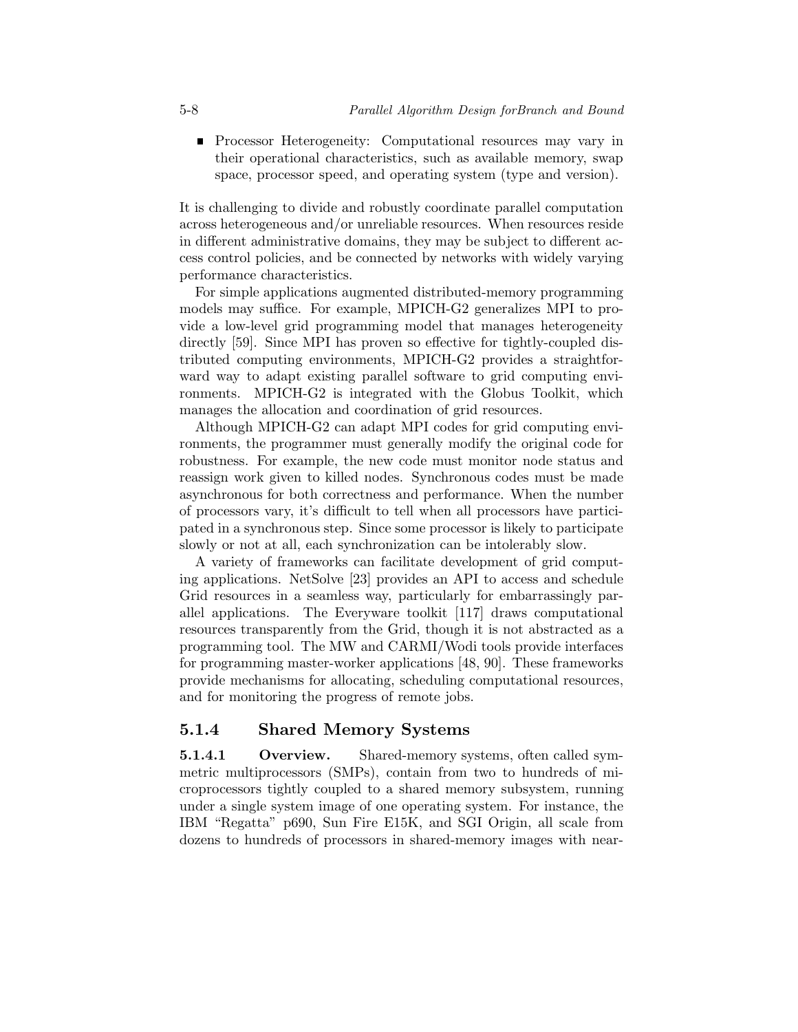- Processor Heterogeneity: Computational resources may vary in their operational characteristics, such as available memory, swap space, processor speed, and operating system (type and version).

It is challenging to divide and robustly coordinate parallel computation across heterogeneous and/or unreliable resources. When resources reside in different administrative domains, they may be subject to different access control policies, and be connected by networks with widely varying performance characteristics.

For simple applications augmented distributed-memory programming models may suffice. For example, MPICH-G2 generalizes MPI to provide a low-level grid programming model that manages heterogeneity directly [59]. Since MPI has proven so effective for tightly-coupled distributed computing environments, MPICH-G2 provides a straightforward way to adapt existing parallel software to grid computing environments. MPICH-G2 is integrated with the Globus Toolkit, which manages the allocation and coordination of grid resources.

Although MPICH-G2 can adapt MPI codes for grid computing environments, the programmer must generally modify the original code for robustness. For example, the new code must monitor node status and reassign work given to killed nodes. Synchronous codes must be made asynchronous for both correctness and performance. When the number of processors vary, it's difficult to tell when all processors have participated in a synchronous step. Since some processor is likely to participate slowly or not at all, each synchronization can be intolerably slow.

A variety of frameworks can facilitate development of grid computing applications. NetSolve [23] provides an API to access and schedule Grid resources in a seamless way, particularly for embarrassingly parallel applications. The Everyware toolkit [117] draws computational resources transparently from the Grid, though it is not abstracted as a programming tool. The MW and CARMI/Wodi tools provide interfaces for programming master-worker applications [48, 90]. These frameworks provide mechanisms for allocating, scheduling computational resources, and for monitoring the progress of remote jobs.

### 5.1.4 Shared Memory Systems

**5.1.4.1 Overview.** Shared-memory systems, often called symmetric multiprocessors (SMPs), contain from two to hundreds of microprocessors tightly coupled to a shared memory subsystem, running under a single system image of one operating system. For instance, the IBM "Regatta" p690, Sun Fire E15K, and SGI Origin, all scale from dozens to hundreds of processors in shared-memory images with near-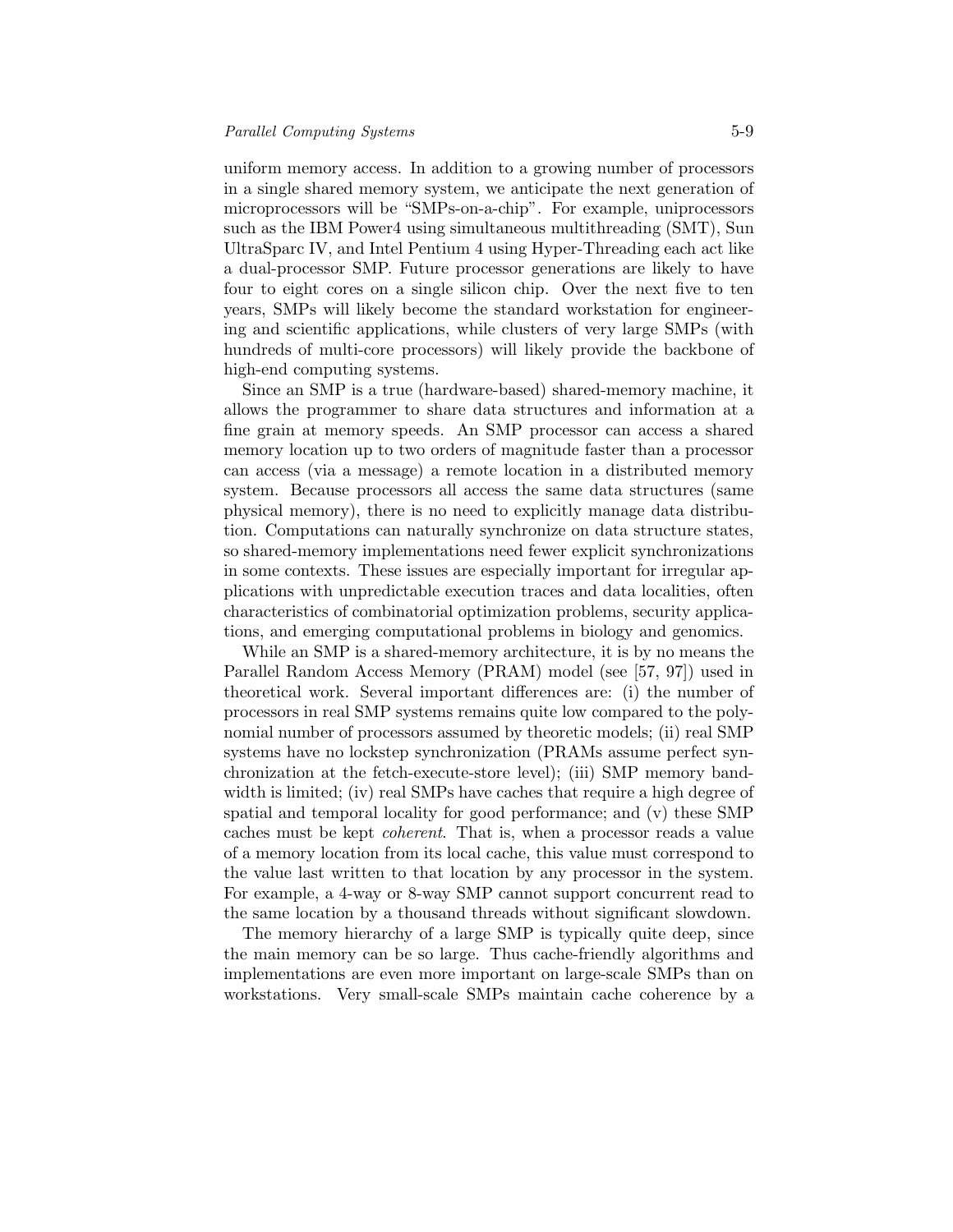uniform memory access. In addition to a growing number of processors in a single shared memory system, we anticipate the next generation of microprocessors will be "SMPs-on-a-chip". For example, uniprocessors such as the IBM Power4 using simultaneous multithreading (SMT), Sun UltraSparc IV, and Intel Pentium 4 using Hyper-Threading each act like a dual-processor SMP. Future processor generations are likely to have four to eight cores on a single silicon chip. Over the next five to ten years, SMPs will likely become the standard workstation for engineering and scientific applications, while clusters of very large SMPs (with hundreds of multi-core processors) will likely provide the backbone of high-end computing systems.

Since an SMP is a true (hardware-based) shared-memory machine, it allows the programmer to share data structures and information at a fine grain at memory speeds. An SMP processor can access a shared memory location up to two orders of magnitude faster than a processor can access (via a message) a remote location in a distributed memory system. Because processors all access the same data structures (same physical memory), there is no need to explicitly manage data distribution. Computations can naturally synchronize on data structure states, so shared-memory implementations need fewer explicit synchronizations in some contexts. These issues are especially important for irregular applications with unpredictable execution traces and data localities, often characteristics of combinatorial optimization problems, security applications, and emerging computational problems in biology and genomics.

While an SMP is a shared-memory architecture, it is by no means the Parallel Random Access Memory (PRAM) model (see [57, 97]) used in theoretical work. Several important differences are: (i) the number of processors in real SMP systems remains quite low compared to the polynomial number of processors assumed by theoretic models; (ii) real SMP systems have no lockstep synchronization (PRAMs assume perfect synchronization at the fetch-execute-store level); (iii) SMP memory bandwidth is limited; (iv) real SMPs have caches that require a high degree of spatial and temporal locality for good performance; and (v) these SMP caches must be kept *coherent*. That is, when a processor reads a value of a memory location from its local cache, this value must correspond to the value last written to that location by any processor in the system. For example, a 4-way or 8-way SMP cannot support concurrent read to the same location by a thousand threads without significant slowdown.

The memory hierarchy of a large SMP is typically quite deep, since the main memory can be so large. Thus cache-friendly algorithms and implementations are even more important on large-scale SMPs than on workstations. Very small-scale SMPs maintain cache coherence by a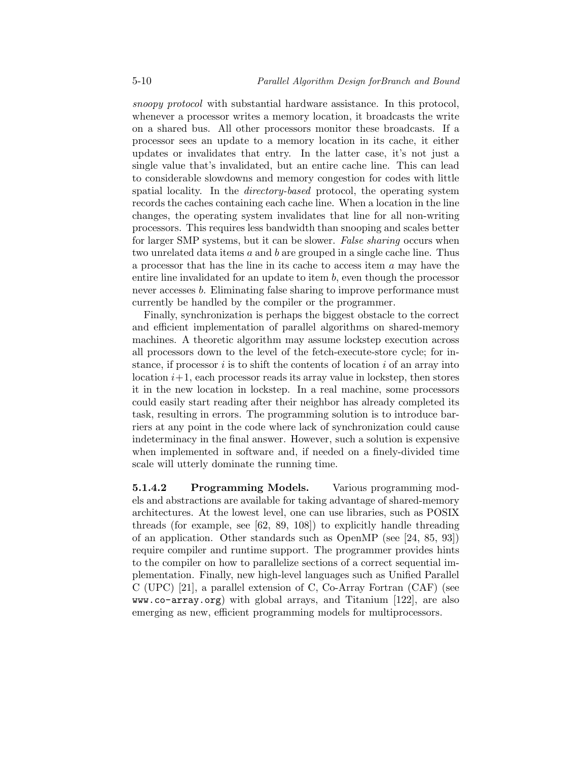*snoopy protocol* with substantial hardware assistance. In this protocol, whenever a processor writes a memory location, it broadcasts the write on a shared bus. All other processors monitor these broadcasts. If a processor sees an update to a memory location in its cache, it either updates or invalidates that entry. In the latter case, it's not just a single value that's invalidated, but an entire cache line. This can lead to considerable slowdowns and memory congestion for codes with little spatial locality. In the *directory-based* protocol, the operating system records the caches containing each cache line. When a location in the line changes, the operating system invalidates that line for all non-writing processors. This requires less bandwidth than snooping and scales better for larger SMP systems, but it can be slower. *False sharing* occurs when two unrelated data items $a$ and $b$ are grouped in a single cache line. Thus a processor that has the line in its cache to access item $a$ may have the entire line invalidated for an update to item $b$, even though the processor never accesses $b$. Eliminating false sharing to improve performance must currently be handled by the compiler or the programmer.

Finally, synchronization is perhaps the biggest obstacle to the correct and efficient implementation of parallel algorithms on shared-memory machines. A theoretic algorithm may assume lockstep execution across all processors down to the level of the fetch-execute-store cycle; for instance, if processor $i$ is to shift the contents of location $i$ of an array into location $i+1$, each processor reads its array value in lockstep, then stores it in the new location in lockstep. In a real machine, some processors could easily start reading after their neighbor has already completed its task, resulting in errors. The programming solution is to introduce barriers at any point in the code where lack of synchronization could cause indeterminacy in the final answer. However, such a solution is expensive when implemented in software and, if needed on a finely-divided time scale will utterly dominate the running time.

#### 5.1.4.2 Programming Models.

Various programming models and abstractions are available for taking advantage of shared-memory architectures. At the lowest level, one can use libraries, such as POSIX threads (for example, see [62, 89, 108]) to explicitly handle threading of an application. Other standards such as OpenMP (see [24, 85, 93]) require compiler and runtime support. The programmer provides hints to the compiler on how to parallelize sections of a correct sequential implementation. Finally, new high-level languages such as Unified Parallel C (UPC) [21], a parallel extension of C, Co-Array Fortran (CAF) (see `www.co-array.org`) with global arrays, and Titanium [122], are also emerging as new, efficient programming models for multiprocessors.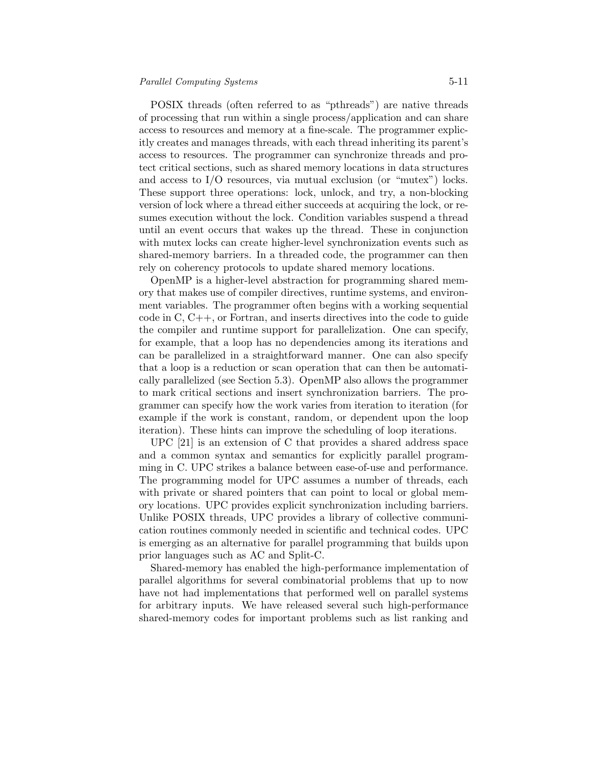POSIX threads (often referred to as "pthreads") are native threads of processing that run within a single process/application and can share access to resources and memory at a fine-scale. The programmer explicitly creates and manages threads, with each thread inheriting its parent's access to resources. The programmer can synchronize threads and protect critical sections, such as shared memory locations in data structures and access to I/O resources, via mutual exclusion (or "mutex") locks. These support three operations: lock, unlock, and try, a non-blocking version of lock where a thread either succeeds at acquiring the lock, or resumes execution without the lock. Condition variables suspend a thread until an event occurs that wakes up the thread. These in conjunction with mutex locks can create higher-level synchronization events such as shared-memory barriers. In a threaded code, the programmer can then rely on coherency protocols to update shared memory locations.

OpenMP is a higher-level abstraction for programming shared memory that makes use of compiler directives, runtime systems, and environment variables. The programmer often begins with a working sequential code in C, C++, or Fortran, and inserts directives into the code to guide the compiler and runtime support for parallelization. One can specify, for example, that a loop has no dependencies among its iterations and can be parallelized in a straightforward manner. One can also specify that a loop is a reduction or scan operation that can then be automatically parallelized (see Section 5.3). OpenMP also allows the programmer to mark critical sections and insert synchronization barriers. The programmer can specify how the work varies from iteration to iteration (for example if the work is constant, random, or dependent upon the loop iteration). These hints can improve the scheduling of loop iterations.

UPC [21] is an extension of C that provides a shared address space and a common syntax and semantics for explicitly parallel programming in C. UPC strikes a balance between ease-of-use and performance. The programming model for UPC assumes a number of threads, each with private or shared pointers that can point to local or global memory locations. UPC provides explicit synchronization including barriers. Unlike POSIX threads, UPC provides a library of collective communication routines commonly needed in scientific and technical codes. UPC is emerging as an alternative for parallel programming that builds upon prior languages such as AC and Split-C.

Shared-memory has enabled the high-performance implementation of parallel algorithms for several combinatorial problems that up to now have not had implementations that performed well on parallel systems for arbitrary inputs. We have released several such high-performance shared-memory codes for important problems such as list ranking and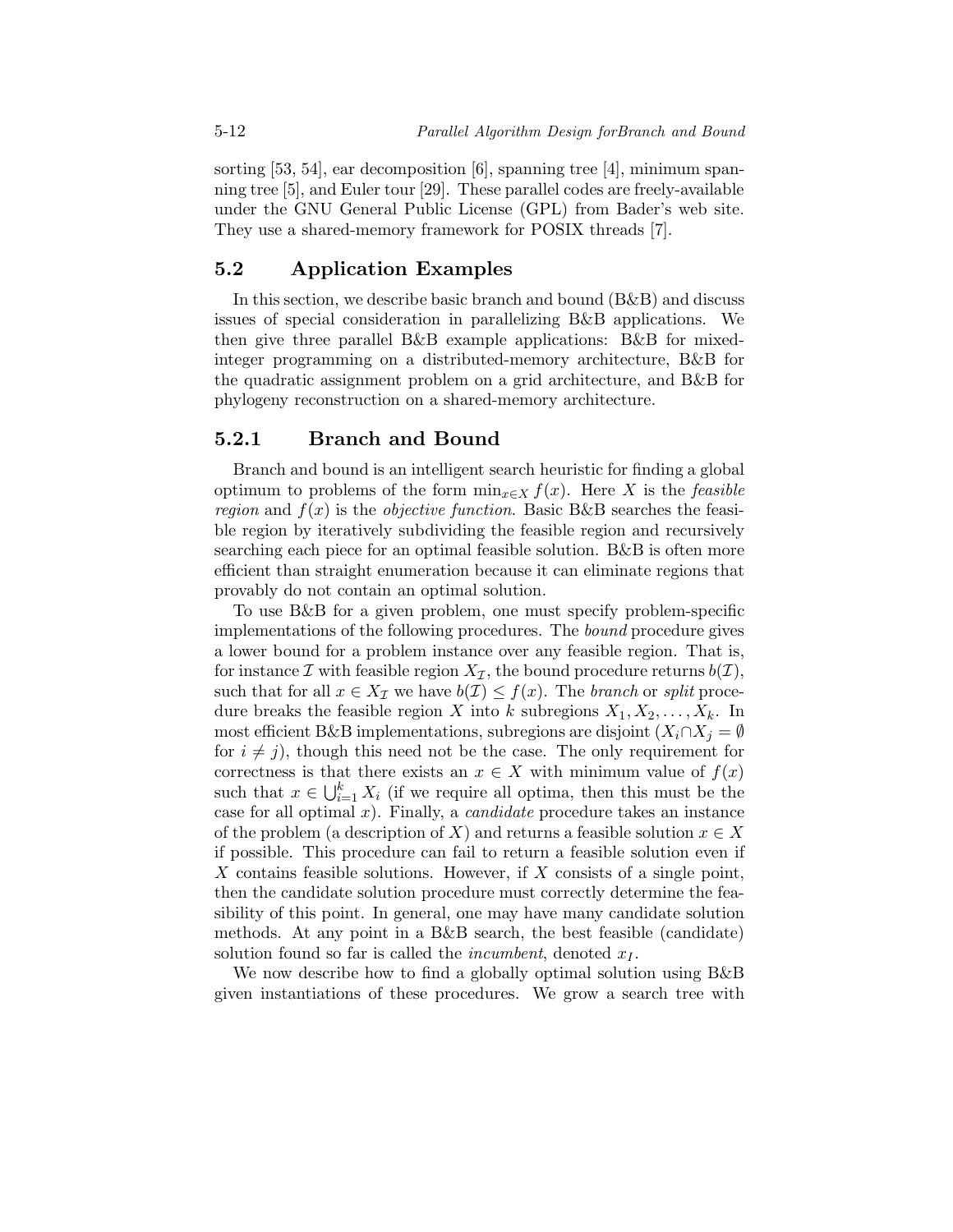sorting [53, 54], ear decomposition [6], spanning tree [4], minimum spanning tree [5], and Euler tour [29]. These parallel codes are freely-available under the GNU General Public License (GPL) from Bader's web site. They use a shared-memory framework for POSIX threads [7].

## 5.2 Application Examples

In this section, we describe basic branch and bound (B&B) and discuss issues of special consideration in parallelizing B&B applications. We then give three parallel B&B example applications: B&B for mixed-integer programming on a distributed-memory architecture, B&B for the quadratic assignment problem on a grid architecture, and B&B for phylogeny reconstruction on a shared-memory architecture.

### 5.2.1 Branch and Bound

Branch and bound is an intelligent search heuristic for finding a global optimum to problems of the form $\min_{x \in X} f(x)$. Here $X$ is the *feasible region* and $f(x)$ is the *objective function*. Basic B&B searches the feasible region by iteratively subdividing the feasible region and recursively searching each piece for an optimal feasible solution. B&B is often more efficient than straight enumeration because it can eliminate regions that provably do not contain an optimal solution.

To use B&B for a given problem, one must specify problem-specific implementations of the following procedures. The *bound* procedure gives a lower bound for a problem instance over any feasible region. That is, for instance $\mathcal{I}$ with feasible region $X_{\mathcal{I}}$, the bound procedure returns $b(\mathcal{I})$, such that for all $x \in X_{\mathcal{I}}$ we have $b(\mathcal{I}) \leq f(x)$. The *branch* or *split* procedure breaks the feasible region $X$ into $k$ subregions $X_1, X_2, \ldots, X_k$. In most efficient B&B implementations, subregions are disjoint ($X_i \cap X_j = \emptyset$ for $i \neq j$), though this need not be the case. The only requirement for correctness is that there exists an $x \in X$ with minimum value of $f(x)$ such that $x \in \bigcup_{i=1}^{k} X_i$ (if we require all optima, then this must be the case for all optimal $x$). Finally, a *candidate* procedure takes an instance of the problem (a description of $X$) and returns a feasible solution $x \in X$ if possible. This procedure can fail to return a feasible solution even if $X$ contains feasible solutions. However, if $X$ consists of a single point, then the candidate solution procedure must correctly determine the feasibility of this point. In general, one may have many candidate solution methods. At any point in a B&B search, the best feasible (candidate) solution found so far is called the *incumbent*, denoted $x_I$.

We now describe how to find a globally optimal solution using B&B given instantiations of these procedures. We grow a search tree with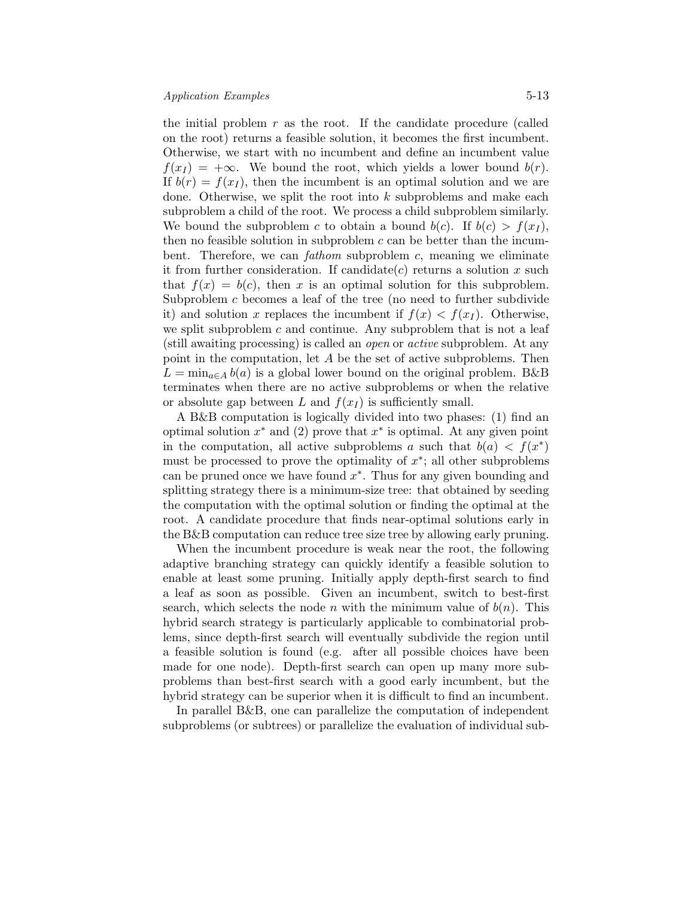the initial problem $r$ as the root. If the candidate procedure (called on the root) returns a feasible solution, it becomes the first incumbent. Otherwise, we start with no incumbent and define an incumbent value $f(x_I) = +\infty$. We bound the root, which yields a lower bound $b(r)$. If $b(r) = f(x_I)$, then the incumbent is an optimal solution and we are done. Otherwise, we split the root into $k$ subproblems and make each subproblem a child of the root. We process a child subproblem similarly. We bound the subproblem $c$ to obtain a bound $b(c)$. If $b(c) > f(x_I)$, then no feasible solution in subproblem $c$ can be better than the incumbent. Therefore, we can *fathom* subproblem $c$, meaning we eliminate it from further consideration. If candidate($c$) returns a solution $x$ such that $f(x) = b(c)$, then $x$ is an optimal solution for this subproblem. Subproblem $c$ becomes a leaf of the tree (no need to further subdivide it) and solution $x$ replaces the incumbent if $f(x) < f(x_I)$. Otherwise, we split subproblem $c$ and continue. Any subproblem that is not a leaf (still awaiting processing) is called an *open* or *active* subproblem. At any point in the computation, let $A$ be the set of active subproblems. Then $L = \min_{a \in A} b(a)$ is a global lower bound on the original problem. B&B terminates when there are no active subproblems or when the relative or absolute gap between $L$ and $f(x_I)$ is sufficiently small.

A B&B computation is logically divided into two phases: (1) find an optimal solution $x^*$ and (2) prove that $x^*$ is optimal. At any given point in the computation, all active subproblems $a$ such that $b(a) < f(x^*)$ must be processed to prove the optimality of $x^*$; all other subproblems can be pruned once we have found $x^*$. Thus for any given bounding and splitting strategy there is a minimum-size tree: that obtained by seeding the computation with the optimal solution or finding the optimal at the root. A candidate procedure that finds near-optimal solutions early in the B&B computation can reduce tree size tree by allowing early pruning.

When the incumbent procedure is weak near the root, the following adaptive branching strategy can quickly identify a feasible solution to enable at least some pruning. Initially apply depth-first search to find a leaf as soon as possible. Given an incumbent, switch to best-first search, which selects the node $n$ with the minimum value of $b(n)$. This hybrid search strategy is particularly applicable to combinatorial problems, since depth-first search will eventually subdivide the region until a feasible solution is found (e.g. after all possible choices have been made for one node). Depth-first search can open up many more subproblems than best-first search with a good early incumbent, but the hybrid strategy can be superior when it is difficult to find an incumbent.

In parallel B&B, one can parallelize the computation of independent subproblems (or subtrees) or parallelize the evaluation of individual sub-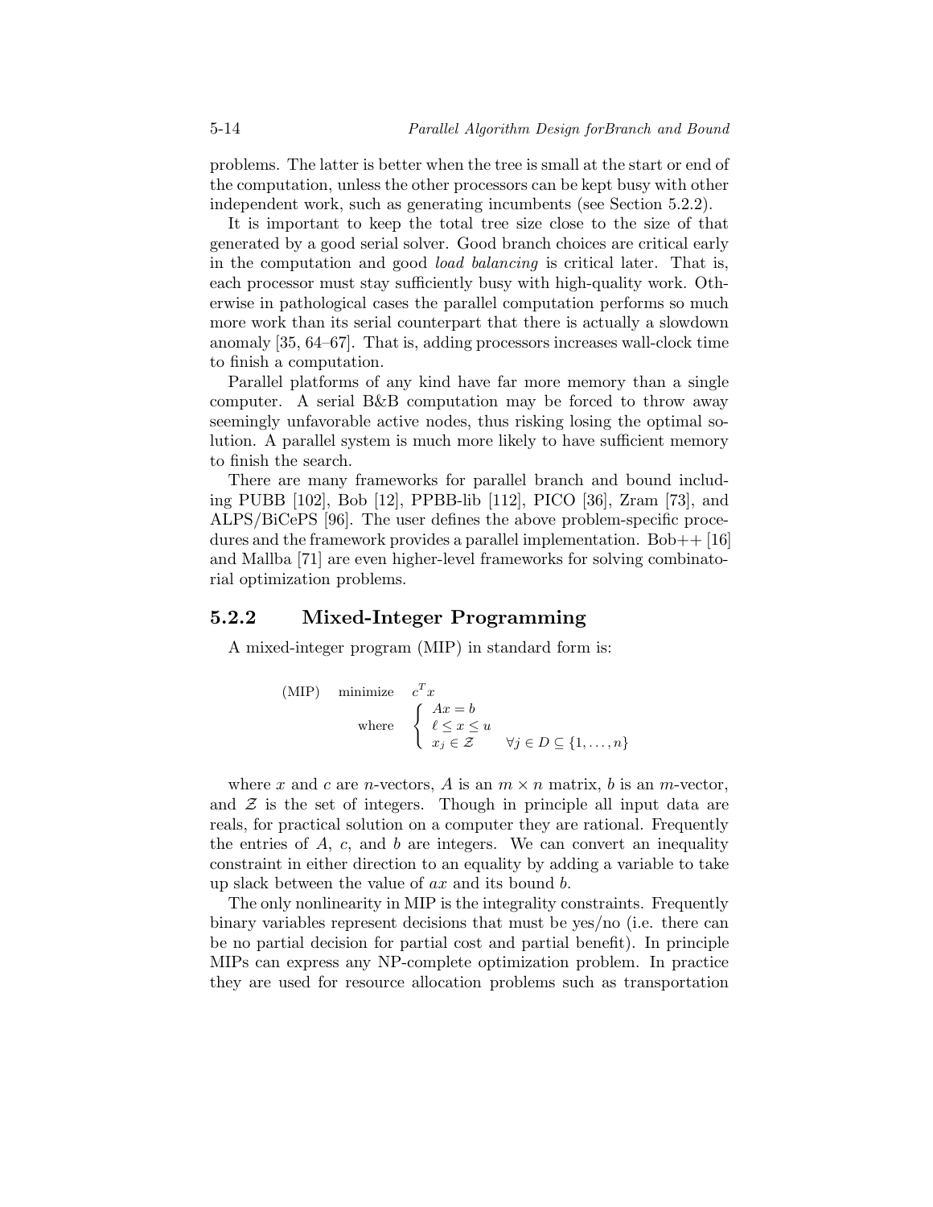problems. The latter is better when the tree is small at the start or end of the computation, unless the other processors can be kept busy with other independent work, such as generating incumbents (see Section 5.2.2).

It is important to keep the total tree size close to the size of that generated by a good serial solver. Good branch choices are critical early in the computation and good *load balancing* is critical later. That is, each processor must stay sufficiently busy with high-quality work. Otherwise in pathological cases the parallel computation performs so much more work than its serial counterpart that there is actually a slowdown anomaly [35, 64–67]. That is, adding processors increases wall-clock time to finish a computation.

Parallel platforms of any kind have far more memory than a single computer. A serial B&B computation may be forced to throw away seemingly unfavorable active nodes, thus risking losing the optimal solution. A parallel system is much more likely to have sufficient memory to finish the search.

There are many frameworks for parallel branch and bound including PUBB [102], Bob [12], PPBB-lib [112], PICO [36], Zram [73], and ALPS/BiCePS [96]. The user defines the above problem-specific procedures and the framework provides a parallel implementation. Bob++ [16] and Mallba [71] are even higher-level frameworks for solving combinatorial optimization problems.

### 5.2.2 Mixed-Integer Programming

A mixed-integer program (MIP) in standard form is:

$$
\text{(MIP)} \quad \text{minimize} \quad c^T x \\
\text{where} \quad \begin{cases} Ax = b \\ \ell \leq x \leq u \\ x_j \in \mathcal{Z} \qquad \forall j \in D \subseteq \{1, \ldots, n\} \end{cases}
$$

where $x$ and $c$ are $n$-vectors, $A$ is an $m \times n$ matrix, $b$ is an $m$-vector, and $\mathcal{Z}$ is the set of integers. Though in principle all input data are reals, for practical solution on a computer they are rational. Frequently the entries of $A$, $c$, and $b$ are integers. We can convert an inequality constraint in either direction to an equality by adding a variable to take up slack between the value of $ax$ and its bound $b$.

The only nonlinearity in MIP is the integrality constraints. Frequently binary variables represent decisions that must be yes/no (i.e. there can be no partial decision for partial cost and partial benefit). In principle MIPs can express any NP-complete optimization problem. In practice they are used for resource allocation problems such as transportation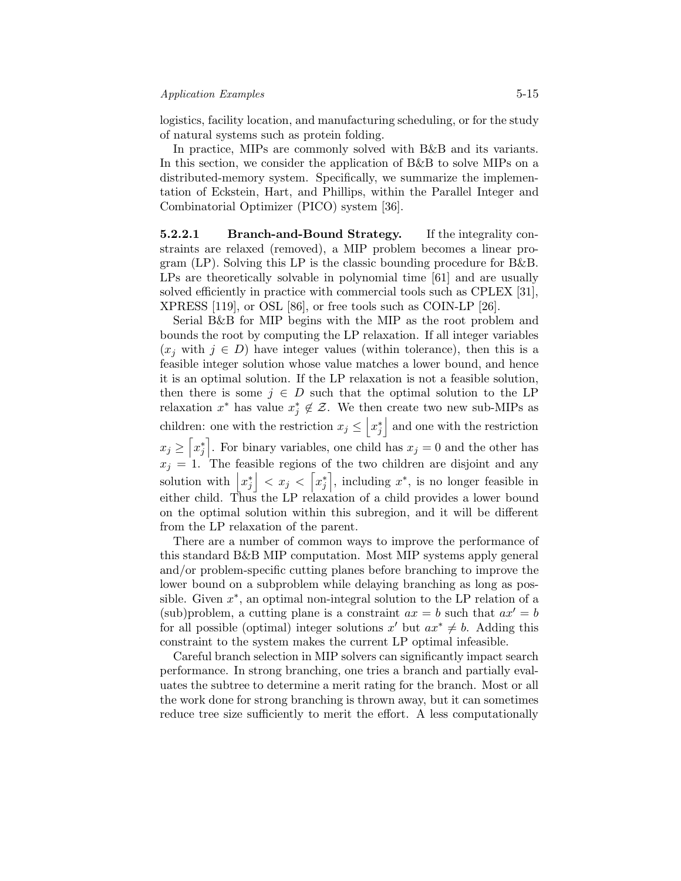logistics, facility location, and manufacturing scheduling, or for the study of natural systems such as protein folding.

In practice, MIPs are commonly solved with B&B and its variants. In this section, we consider the application of B&B to solve MIPs on a distributed-memory system. Specifically, we summarize the implementation of Eckstein, Hart, and Phillips, within the Parallel Integer and Combinatorial Optimizer (PICO) system [36].

#### 5.2.2.1 Branch-and-Bound Strategy.

If the integrality constraints are relaxed (removed), a MIP problem becomes a linear program (LP). Solving this LP is the classic bounding procedure for B&B. LPs are theoretically solvable in polynomial time [61] and are usually solved efficiently in practice with commercial tools such as CPLEX [31], XPRESS [119], or OSL [86], or free tools such as COIN-LP [26].

Serial B&B for MIP begins with the MIP as the root problem and bounds the root by computing the LP relaxation. If all integer variables ($x_j$ with $j \in D$) have integer values (within tolerance), then this is a feasible integer solution whose value matches a lower bound, and hence it is an optimal solution. If the LP relaxation is not a feasible solution, then there is some $j \in D$ such that the optimal solution to the LP relaxation $x^*$ has value $x_j^* \notin \mathcal{Z}$. We then create two new sub-MIPs as children: one with the restriction $x_j \leq \lfloor x_j^* \rfloor$ and one with the restriction $x_j \geq \lceil x_j^* \rceil$. For binary variables, one child has $x_j = 0$ and the other has $x_j = 1$. The feasible regions of the two children are disjoint and any solution with $\lfloor x_j^* \rfloor < x_j < \lceil x_j^* \rceil$, including $x^*$, is no longer feasible in either child. Thus the LP relaxation of a child provides a lower bound on the optimal solution within this subregion, and it will be different from the LP relaxation of the parent.

There are a number of common ways to improve the performance of this standard B&B MIP computation. Most MIP systems apply general and/or problem-specific cutting planes before branching to improve the lower bound on a subproblem while delaying branching as long as possible. Given $x^*$, an optimal non-integral solution to the LP relation of a (sub)problem, a cutting plane is a constraint $ax = b$ such that $ax' = b$ for all possible (optimal) integer solutions $x'$ but $ax^* \neq b$. Adding this constraint to the system makes the current LP optimal infeasible.

Careful branch selection in MIP solvers can significantly impact search performance. In strong branching, one tries a branch and partially evaluates the subtree to determine a merit rating for the branch. Most or all the work done for strong branching is thrown away, but it can sometimes reduce tree size sufficiently to merit the effort. A less computationally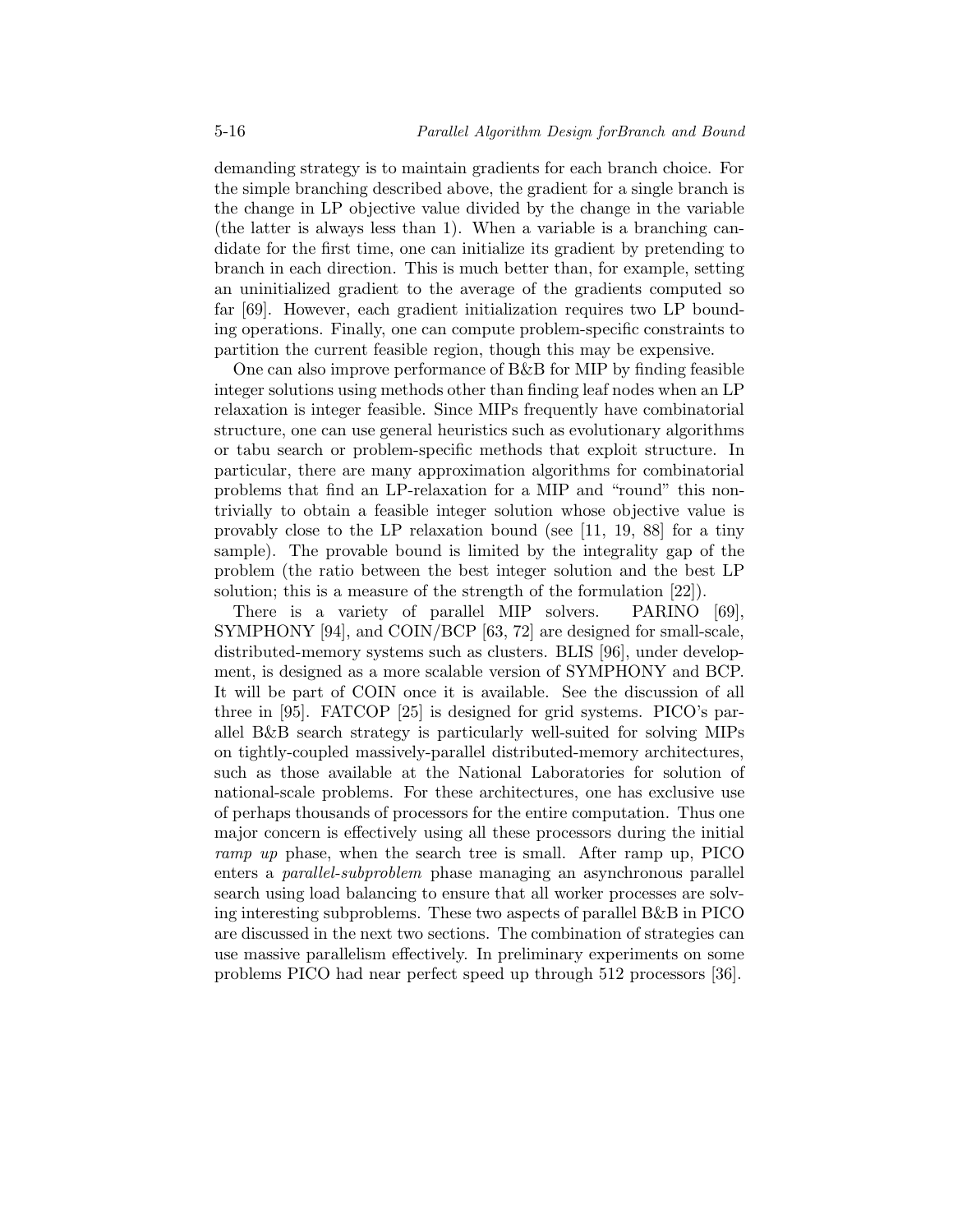demanding strategy is to maintain gradients for each branch choice. For the simple branching described above, the gradient for a single branch is the change in LP objective value divided by the change in the variable (the latter is always less than 1). When a variable is a branching candidate for the first time, one can initialize its gradient by pretending to branch in each direction. This is much better than, for example, setting an uninitialized gradient to the average of the gradients computed so far [69]. However, each gradient initialization requires two LP bounding operations. Finally, one can compute problem-specific constraints to partition the current feasible region, though this may be expensive.

One can also improve performance of B&B for MIP by finding feasible integer solutions using methods other than finding leaf nodes when an LP relaxation is integer feasible. Since MIPs frequently have combinatorial structure, one can use general heuristics such as evolutionary algorithms or tabu search or problem-specific methods that exploit structure. In particular, there are many approximation algorithms for combinatorial problems that find an LP-relaxation for a MIP and "round" this non-trivially to obtain a feasible integer solution whose objective value is provably close to the LP relaxation bound (see [11, 19, 88] for a tiny sample). The provable bound is limited by the integrality gap of the problem (the ratio between the best integer solution and the best LP solution; this is a measure of the strength of the formulation [22]).

There is a variety of parallel MIP solvers. PARINO [69], SYMPHONY [94], and COIN/BCP [63, 72] are designed for small-scale, distributed-memory systems such as clusters. BLIS [96], under development, is designed as a more scalable version of SYMPHONY and BCP. It will be part of COIN once it is available. See the discussion of all three in [95]. FATCOP [25] is designed for grid systems. PICO's parallel B&B search strategy is particularly well-suited for solving MIPs on tightly-coupled massively-parallel distributed-memory architectures, such as those available at the National Laboratories for solution of national-scale problems. For these architectures, one has exclusive use of perhaps thousands of processors for the entire computation. Thus one major concern is effectively using all these processors during the initial *ramp up* phase, when the search tree is small. After ramp up, PICO enters a *parallel-subproblem* phase managing an asynchronous parallel search using load balancing to ensure that all worker processes are solving interesting subproblems. These two aspects of parallel B&B in PICO are discussed in the next two sections. The combination of strategies can use massive parallelism effectively. In preliminary experiments on some problems PICO had near perfect speed up through 512 processors [36].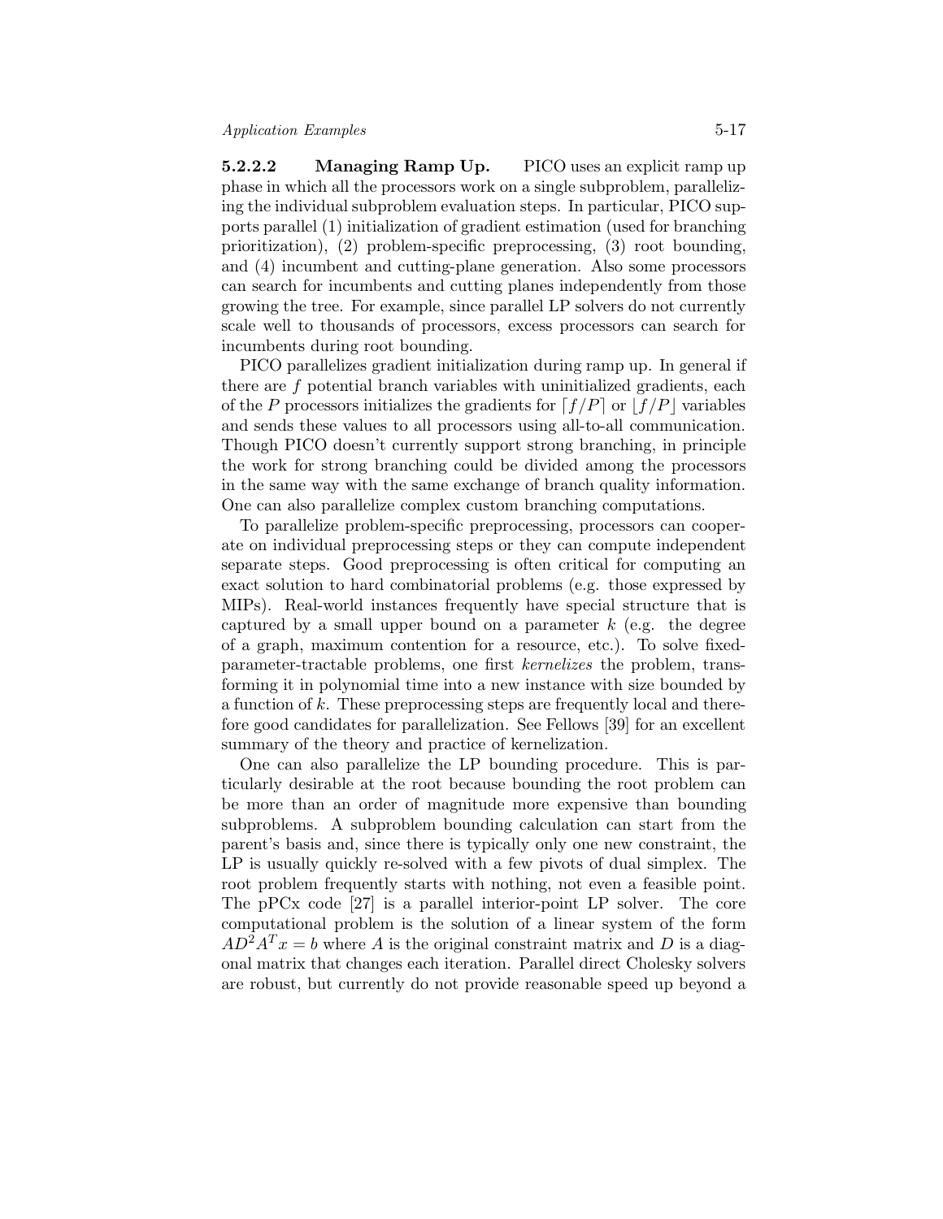**5.2.2.2 Managing Ramp Up.** PICO uses an explicit ramp up phase in which all the processors work on a single subproblem, parallelizing the individual subproblem evaluation steps. In particular, PICO supports parallel (1) initialization of gradient estimation (used for branching prioritization), (2) problem-specific preprocessing, (3) root bounding, and (4) incumbent and cutting-plane generation. Also some processors can search for incumbents and cutting planes independently from those growing the tree. For example, since parallel LP solvers do not currently scale well to thousands of processors, excess processors can search for incumbents during root bounding.

PICO parallelizes gradient initialization during ramp up. In general if there are $f$ potential branch variables with uninitialized gradients, each of the $P$ processors initializes the gradients for $\lceil f/P \rceil$ or $\lfloor f/P \rfloor$ variables and sends these values to all processors using all-to-all communication. Though PICO doesn't currently support strong branching, in principle the work for strong branching could be divided among the processors in the same way with the same exchange of branch quality information. One can also parallelize complex custom branching computations.

To parallelize problem-specific preprocessing, processors can cooperate on individual preprocessing steps or they can compute independent separate steps. Good preprocessing is often critical for computing an exact solution to hard combinatorial problems (e.g. those expressed by MIPs). Real-world instances frequently have special structure that is captured by a small upper bound on a parameter $k$ (e.g. the degree of a graph, maximum contention for a resource, etc.). To solve fixed-parameter-tractable problems, one first *kernelizes* the problem, transforming it in polynomial time into a new instance with size bounded by a function of $k$. These preprocessing steps are frequently local and therefore good candidates for parallelization. See Fellows [39] for an excellent summary of the theory and practice of kernelization.

One can also parallelize the LP bounding procedure. This is particularly desirable at the root because bounding the root problem can be more than an order of magnitude more expensive than bounding subproblems. A subproblem bounding calculation can start from the parent's basis and, since there is typically only one new constraint, the LP is usually quickly re-solved with a few pivots of dual simplex. The root problem frequently starts with nothing, not even a feasible point. The pPCx code [27] is a parallel interior-point LP solver. The core computational problem is the solution of a linear system of the form $AD^2A^Tx = b$ where $A$ is the original constraint matrix and $D$ is a diagonal matrix that changes each iteration. Parallel direct Cholesky solvers are robust, but currently do not provide reasonable speed up beyond a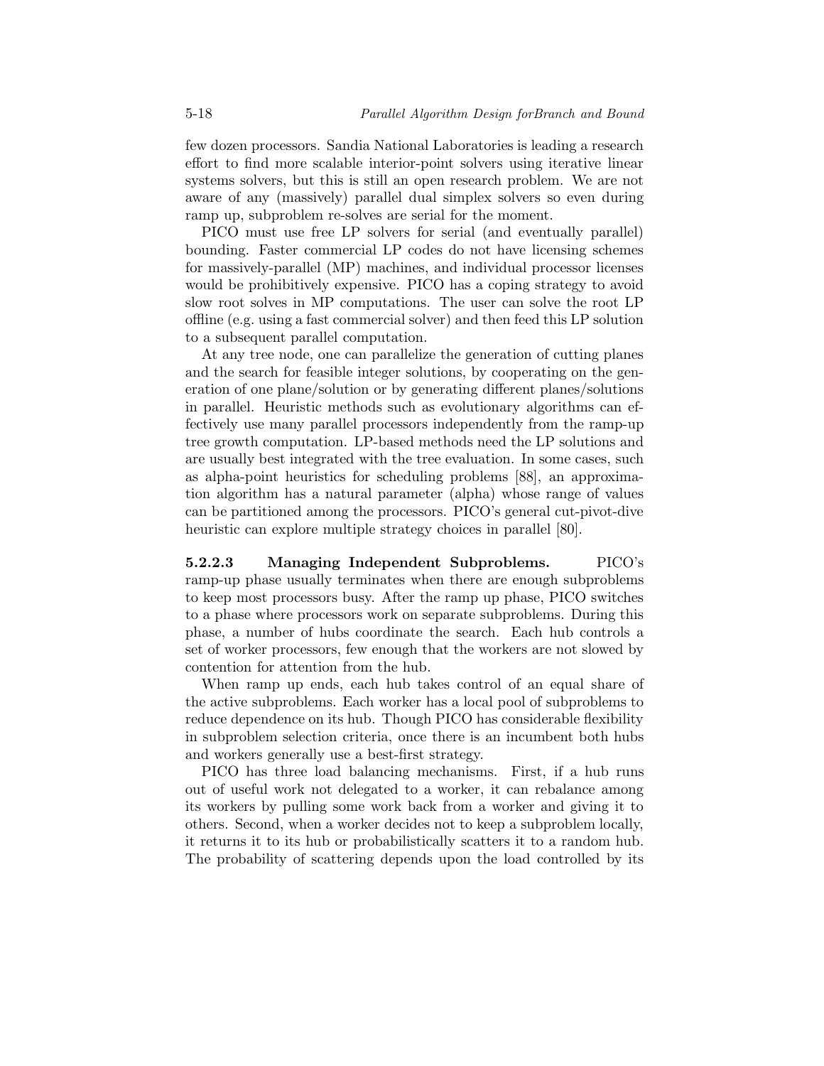few dozen processors. Sandia National Laboratories is leading a research effort to find more scalable interior-point solvers using iterative linear systems solvers, but this is still an open research problem. We are not aware of any (massively) parallel dual simplex solvers so even during ramp up, subproblem re-solves are serial for the moment.

PICO must use free LP solvers for serial (and eventually parallel) bounding. Faster commercial LP codes do not have licensing schemes for massively-parallel (MP) machines, and individual processor licenses would be prohibitively expensive. PICO has a coping strategy to avoid slow root solves in MP computations. The user can solve the root LP offline (e.g. using a fast commercial solver) and then feed this LP solution to a subsequent parallel computation.

At any tree node, one can parallelize the generation of cutting planes and the search for feasible integer solutions, by cooperating on the generation of one plane/solution or by generating different planes/solutions in parallel. Heuristic methods such as evolutionary algorithms can effectively use many parallel processors independently from the ramp-up tree growth computation. LP-based methods need the LP solutions and are usually best integrated with the tree evaluation. In some cases, such as alpha-point heuristics for scheduling problems [88], an approximation algorithm has a natural parameter (alpha) whose range of values can be partitioned among the processors. PICO's general cut-pivot-dive heuristic can explore multiple strategy choices in parallel [80].

#### 5.2.2.3 Managing Independent Subproblems.

PICO's ramp-up phase usually terminates when there are enough subproblems to keep most processors busy. After the ramp up phase, PICO switches to a phase where processors work on separate subproblems. During this phase, a number of hubs coordinate the search. Each hub controls a set of worker processors, few enough that the workers are not slowed by contention for attention from the hub.

When ramp up ends, each hub takes control of an equal share of the active subproblems. Each worker has a local pool of subproblems to reduce dependence on its hub. Though PICO has considerable flexibility in subproblem selection criteria, once there is an incumbent both hubs and workers generally use a best-first strategy.

PICO has three load balancing mechanisms. First, if a hub runs out of useful work not delegated to a worker, it can rebalance among its workers by pulling some work back from a worker and giving it to others. Second, when a worker decides not to keep a subproblem locally, it returns it to its hub or probabilistically scatters it to a random hub. The probability of scattering depends upon the load controlled by its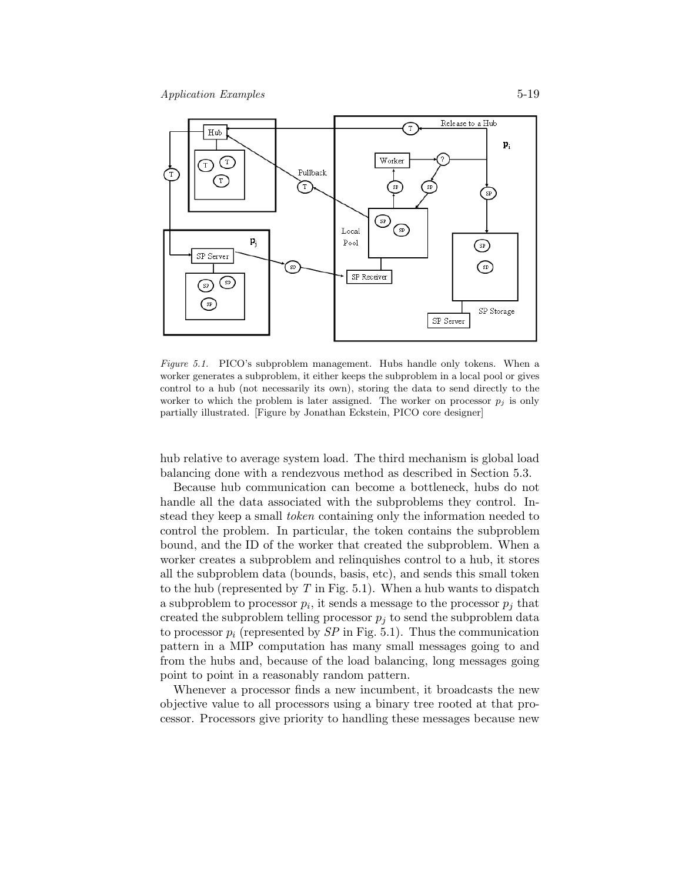*Figure 5.1.* PICO's subproblem management. Hubs handle only tokens. When a worker generates a subproblem, it either keeps the subproblem in a local pool or gives control to a hub (not necessarily its own), storing the data to send directly to the worker to which the problem is later assigned. The worker on processor $p_j$ is only partially illustrated. [Figure by Jonathan Eckstein, PICO core designer]

hub relative to average system load. The third mechanism is global load balancing done with a rendezvous method as described in Section 5.3.

Because hub communication can become a bottleneck, hubs do not handle all the data associated with the subproblems they control. Instead they keep a small *token* containing only the information needed to control the problem. In particular, the token contains the subproblem bound, and the ID of the worker that created the subproblem. When a worker creates a subproblem and relinquishes control to a hub, it stores all the subproblem data (bounds, basis, etc), and sends this small token to the hub (represented by $T$ in Fig. 5.1). When a hub wants to dispatch a subproblem to processor $p_i$, it sends a message to the processor $p_j$ that created the subproblem telling processor $p_j$ to send the subproblem data to processor $p_i$ (represented by $SP$ in Fig. 5.1). Thus the communication pattern in a MIP computation has many small messages going to and from the hubs and, because of the load balancing, long messages going point to point in a reasonably random pattern.

Whenever a processor finds a new incumbent, it broadcasts the new objective value to all processors using a binary tree rooted at that processor. Processors give priority to handling these messages because new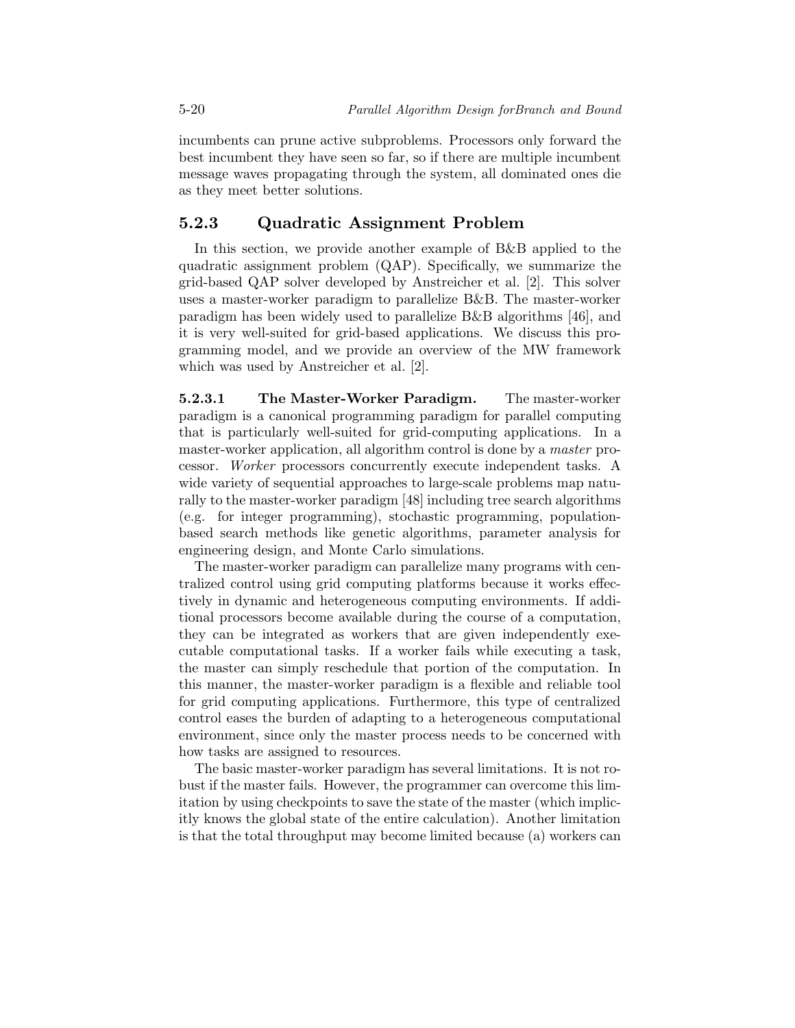incumbents can prune active subproblems. Processors only forward the best incumbent they have seen so far, so if there are multiple incumbent message waves propagating through the system, all dominated ones die as they meet better solutions.

### 5.2.3 Quadratic Assignment Problem

In this section, we provide another example of B&B applied to the quadratic assignment problem (QAP). Specifically, we summarize the grid-based QAP solver developed by Anstreicher et al. [2]. This solver uses a master-worker paradigm to parallelize B&B. The master-worker paradigm has been widely used to parallelize B&B algorithms [46], and it is very well-suited for grid-based applications. We discuss this programming model, and we provide an overview of the MW framework which was used by Anstreicher et al. [2].

**5.2.3.1 The Master-Worker Paradigm.** The master-worker paradigm is a canonical programming paradigm for parallel computing that is particularly well-suited for grid-computing applications. In a master-worker application, all algorithm control is done by a *master* processor. *Worker* processors concurrently execute independent tasks. A wide variety of sequential approaches to large-scale problems map naturally to the master-worker paradigm [48] including tree search algorithms (e.g. for integer programming), stochastic programming, population-based search methods like genetic algorithms, parameter analysis for engineering design, and Monte Carlo simulations.

The master-worker paradigm can parallelize many programs with centralized control using grid computing platforms because it works effectively in dynamic and heterogeneous computing environments. If additional processors become available during the course of a computation, they can be integrated as workers that are given independently executable computational tasks. If a worker fails while executing a task, the master can simply reschedule that portion of the computation. In this manner, the master-worker paradigm is a flexible and reliable tool for grid computing applications. Furthermore, this type of centralized control eases the burden of adapting to a heterogeneous computational environment, since only the master process needs to be concerned with how tasks are assigned to resources.

The basic master-worker paradigm has several limitations. It is not robust if the master fails. However, the programmer can overcome this limitation by using checkpoints to save the state of the master (which implicitly knows the global state of the entire calculation). Another limitation is that the total throughput may become limited because (a) workers can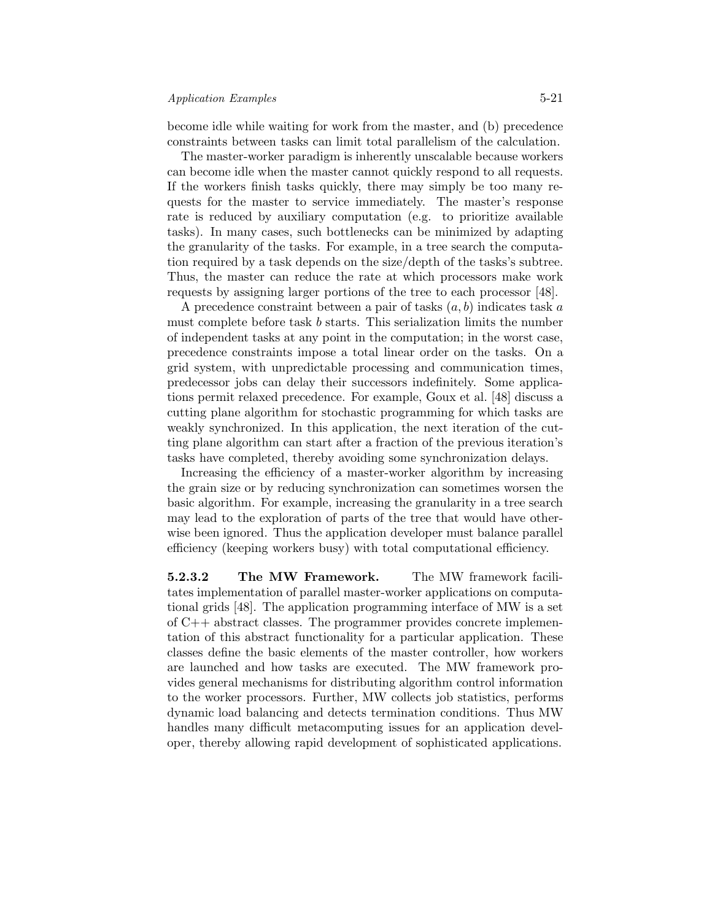become idle while waiting for work from the master, and (b) precedence constraints between tasks can limit total parallelism of the calculation.

The master-worker paradigm is inherently unscalable because workers can become idle when the master cannot quickly respond to all requests. If the workers finish tasks quickly, there may simply be too many requests for the master to service immediately. The master's response rate is reduced by auxiliary computation (e.g. to prioritize available tasks). In many cases, such bottlenecks can be minimized by adapting the granularity of the tasks. For example, in a tree search the computation required by a task depends on the size/depth of the tasks's subtree. Thus, the master can reduce the rate at which processors make work requests by assigning larger portions of the tree to each processor [48].

A precedence constraint between a pair of tasks $(a, b)$ indicates task $a$ must complete before task $b$ starts. This serialization limits the number of independent tasks at any point in the computation; in the worst case, precedence constraints impose a total linear order on the tasks. On a grid system, with unpredictable processing and communication times, predecessor jobs can delay their successors indefinitely. Some applications permit relaxed precedence. For example, Goux et al. [48] discuss a cutting plane algorithm for stochastic programming for which tasks are weakly synchronized. In this application, the next iteration of the cutting plane algorithm can start after a fraction of the previous iteration's tasks have completed, thereby avoiding some synchronization delays.

Increasing the efficiency of a master-worker algorithm by increasing the grain size or by reducing synchronization can sometimes worsen the basic algorithm. For example, increasing the granularity in a tree search may lead to the exploration of parts of the tree that would have otherwise been ignored. Thus the application developer must balance parallel efficiency (keeping workers busy) with total computational efficiency.

#### 5.2.3.2 The MW Framework.

The MW framework facilitates implementation of parallel master-worker applications on computational grids [48]. The application programming interface of MW is a set of C++ abstract classes. The programmer provides concrete implementation of this abstract functionality for a particular application. These classes define the basic elements of the master controller, how workers are launched and how tasks are executed. The MW framework provides general mechanisms for distributing algorithm control information to the worker processors. Further, MW collects job statistics, performs dynamic load balancing and detects termination conditions. Thus MW handles many difficult metacomputing issues for an application developer, thereby allowing rapid development of sophisticated applications.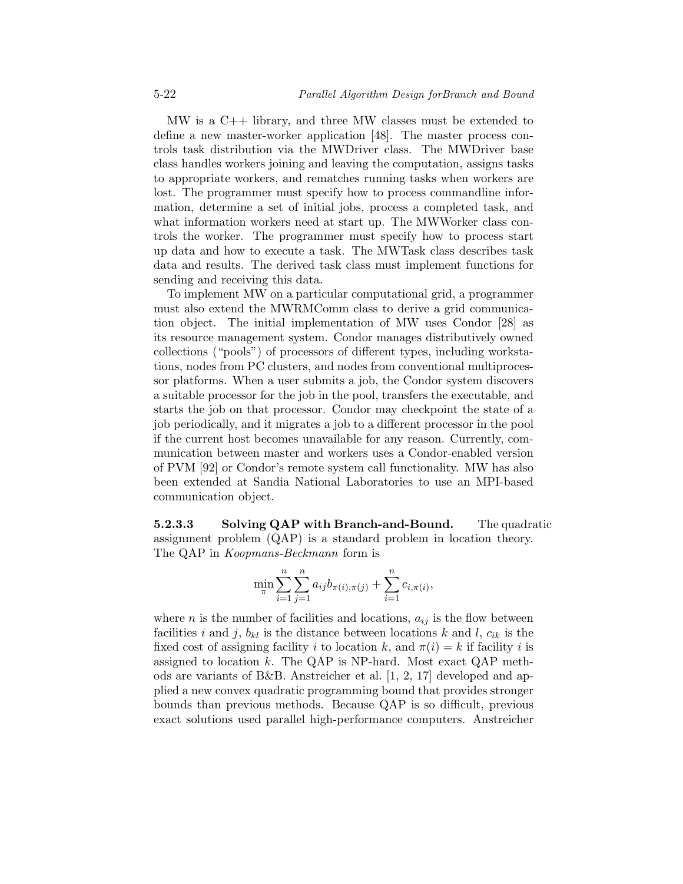MW is a C++ library, and three MW classes must be extended to define a new master-worker application [48]. The master process controls task distribution via the MWDriver class. The MWDriver base class handles workers joining and leaving the computation, assigns tasks to appropriate workers, and rematches running tasks when workers are lost. The programmer must specify how to process commandline information, determine a set of initial jobs, process a completed task, and what information workers need at start up. The MWWorker class controls the worker. The programmer must specify how to process start up data and how to execute a task. The MWTask class describes task data and results. The derived task class must implement functions for sending and receiving this data.

To implement MW on a particular computational grid, a programmer must also extend the MWRMComm class to derive a grid communication object. The initial implementation of MW uses Condor [28] as its resource management system. Condor manages distributively owned collections ("pools") of processors of different types, including workstations, nodes from PC clusters, and nodes from conventional multiprocessor platforms. When a user submits a job, the Condor system discovers a suitable processor for the job in the pool, transfers the executable, and starts the job on that processor. Condor may checkpoint the state of a job periodically, and it migrates a job to a different processor in the pool if the current host becomes unavailable for any reason. Currently, communication between master and workers uses a Condor-enabled version of PVM [92] or Condor's remote system call functionality. MW has also been extended at Sandia National Laboratories to use an MPI-based communication object.

#### 5.2.3.3 Solving QAP with Branch-and-Bound.

The quadratic assignment problem (QAP) is a standard problem in location theory. The QAP in *Koopmans-Beckmann* form is

$$\min_{\pi} \sum_{i=1}^{n} \sum_{j=1}^{n} a_{ij} b_{\pi(i),\pi(j)} + \sum_{i=1}^{n} c_{i,\pi(i)},$$

where $n$ is the number of facilities and locations, $a_{ij}$ is the flow between facilities $i$ and $j$, $b_{kl}$ is the distance between locations $k$ and $l$, $c_{ik}$ is the fixed cost of assigning facility $i$ to location $k$, and $\pi(i) = k$ if facility $i$ is assigned to location $k$. The QAP is NP-hard. Most exact QAP methods are variants of B&B. Anstreicher et al. [1, 2, 17] developed and applied a new convex quadratic programming bound that provides stronger bounds than previous methods. Because QAP is so difficult, previous exact solutions used parallel high-performance computers. Anstreicher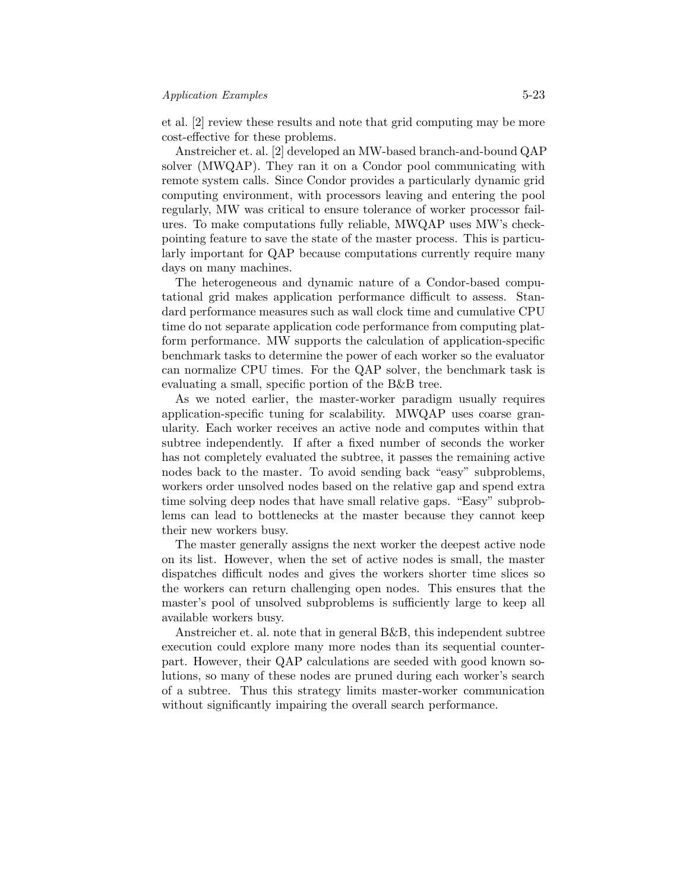et al. [2] review these results and note that grid computing may be more cost-effective for these problems.

Anstreicher et. al. [2] developed an MW-based branch-and-bound QAP solver (MWQAP). They ran it on a Condor pool communicating with remote system calls. Since Condor provides a particularly dynamic grid computing environment, with processors leaving and entering the pool regularly, MW was critical to ensure tolerance of worker processor failures. To make computations fully reliable, MWQAP uses MW's checkpointing feature to save the state of the master process. This is particularly important for QAP because computations currently require many days on many machines.

The heterogeneous and dynamic nature of a Condor-based computational grid makes application performance difficult to assess. Standard performance measures such as wall clock time and cumulative CPU time do not separate application code performance from computing platform performance. MW supports the calculation of application-specific benchmark tasks to determine the power of each worker so the evaluator can normalize CPU times. For the QAP solver, the benchmark task is evaluating a small, specific portion of the B&B tree.

As we noted earlier, the master-worker paradigm usually requires application-specific tuning for scalability. MWQAP uses coarse granularity. Each worker receives an active node and computes within that subtree independently. If after a fixed number of seconds the worker has not completely evaluated the subtree, it passes the remaining active nodes back to the master. To avoid sending back "easy" subproblems, workers order unsolved nodes based on the relative gap and spend extra time solving deep nodes that have small relative gaps. "Easy" subproblems can lead to bottlenecks at the master because they cannot keep their new workers busy.

The master generally assigns the next worker the deepest active node on its list. However, when the set of active nodes is small, the master dispatches difficult nodes and gives the workers shorter time slices so the workers can return challenging open nodes. This ensures that the master's pool of unsolved subproblems is sufficiently large to keep all available workers busy.

Anstreicher et. al. note that in general B&B, this independent subtree execution could explore many more nodes than its sequential counterpart. However, their QAP calculations are seeded with good known solutions, so many of these nodes are pruned during each worker's search of a subtree. Thus this strategy limits master-worker communication without significantly impairing the overall search performance.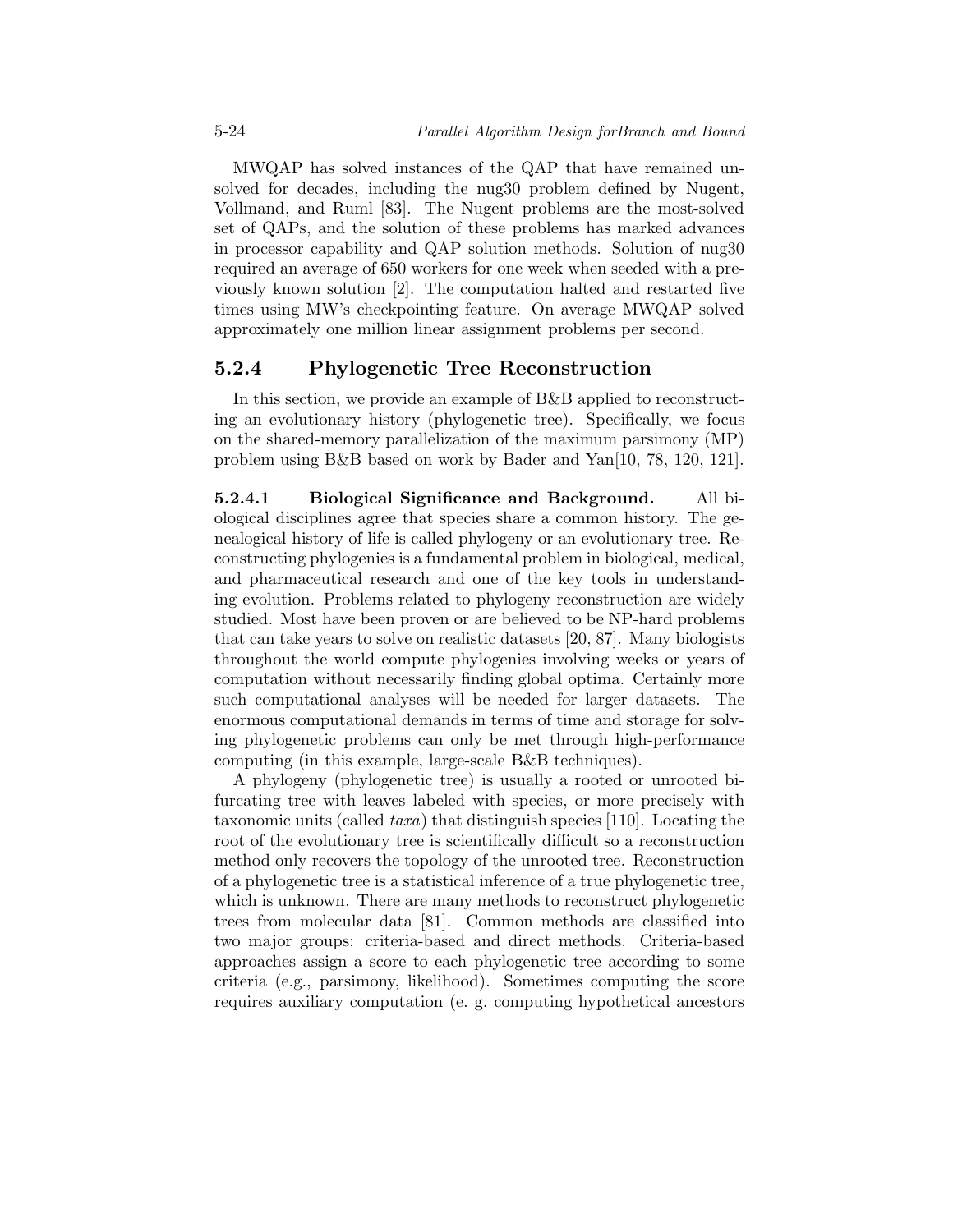MWQAP has solved instances of the QAP that have remained unsolved for decades, including the nug30 problem defined by Nugent, Vollmand, and Ruml [83]. The Nugent problems are the most-solved set of QAPs, and the solution of these problems has marked advances in processor capability and QAP solution methods. Solution of nug30 required an average of 650 workers for one week when seeded with a previously known solution [2]. The computation halted and restarted five times using MW's checkpointing feature. On average MWQAP solved approximately one million linear assignment problems per second.

### 5.2.4 Phylogenetic Tree Reconstruction

In this section, we provide an example of B&B applied to reconstructing an evolutionary history (phylogenetic tree). Specifically, we focus on the shared-memory parallelization of the maximum parsimony (MP) problem using B&B based on work by Bader and Yan[10, 78, 120, 121].

**5.2.4.1 Biological Significance and Background.** All biological disciplines agree that species share a common history. The genealogical history of life is called phylogeny or an evolutionary tree. Reconstructing phylogenies is a fundamental problem in biological, medical, and pharmaceutical research and one of the key tools in understanding evolution. Problems related to phylogeny reconstruction are widely studied. Most have been proven or are believed to be NP-hard problems that can take years to solve on realistic datasets [20, 87]. Many biologists throughout the world compute phylogenies involving weeks or years of computation without necessarily finding global optima. Certainly more such computational analyses will be needed for larger datasets. The enormous computational demands in terms of time and storage for solving phylogenetic problems can only be met through high-performance computing (in this example, large-scale B&B techniques).

A phylogeny (phylogenetic tree) is usually a rooted or unrooted bifurcating tree with leaves labeled with species, or more precisely with taxonomic units (called *taxa*) that distinguish species [110]. Locating the root of the evolutionary tree is scientifically difficult so a reconstruction method only recovers the topology of the unrooted tree. Reconstruction of a phylogenetic tree is a statistical inference of a true phylogenetic tree, which is unknown. There are many methods to reconstruct phylogenetic trees from molecular data [81]. Common methods are classified into two major groups: criteria-based and direct methods. Criteria-based approaches assign a score to each phylogenetic tree according to some criteria (e.g., parsimony, likelihood). Sometimes computing the score requires auxiliary computation (e. g. computing hypothetical ancestors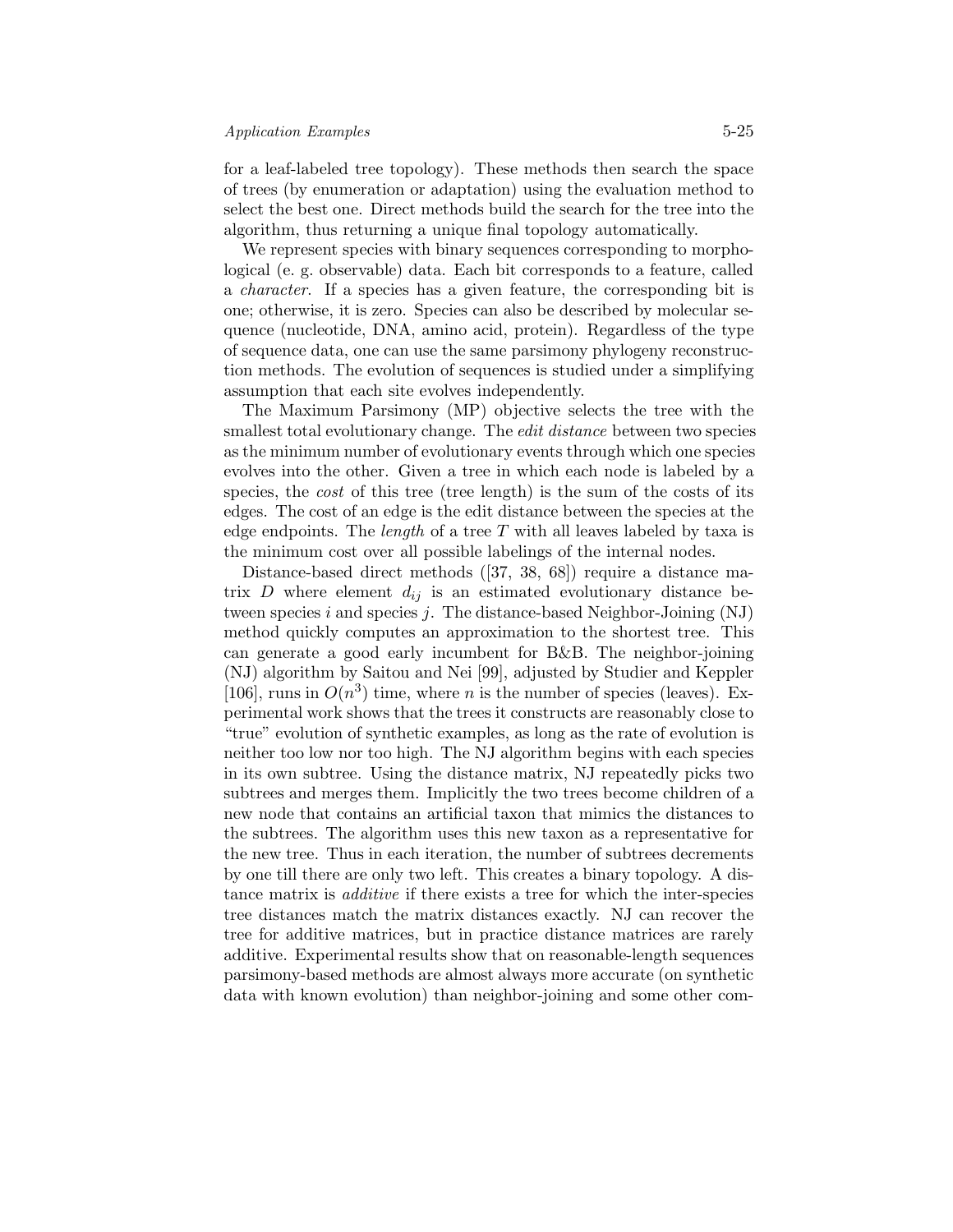for a leaf-labeled tree topology). These methods then search the space of trees (by enumeration or adaptation) using the evaluation method to select the best one. Direct methods build the search for the tree into the algorithm, thus returning a unique final topology automatically.

We represent species with binary sequences corresponding to morphological (e. g. observable) data. Each bit corresponds to a feature, called a *character*. If a species has a given feature, the corresponding bit is one; otherwise, it is zero. Species can also be described by molecular sequence (nucleotide, DNA, amino acid, protein). Regardless of the type of sequence data, one can use the same parsimony phylogeny reconstruction methods. The evolution of sequences is studied under a simplifying assumption that each site evolves independently.

The Maximum Parsimony (MP) objective selects the tree with the smallest total evolutionary change. The *edit distance* between two species as the minimum number of evolutionary events through which one species evolves into the other. Given a tree in which each node is labeled by a species, the *cost* of this tree (tree length) is the sum of the costs of its edges. The cost of an edge is the edit distance between the species at the edge endpoints. The *length* of a tree $T$ with all leaves labeled by taxa is the minimum cost over all possible labelings of the internal nodes.

Distance-based direct methods ([37, 38, 68]) require a distance matrix $D$ where element $d_{ij}$ is an estimated evolutionary distance between species $i$ and species $j$. The distance-based Neighbor-Joining (NJ) method quickly computes an approximation to the shortest tree. This can generate a good early incumbent for B&B. The neighbor-joining (NJ) algorithm by Saitou and Nei [99], adjusted by Studier and Keppler [106], runs in $O(n^3)$ time, where $n$ is the number of species (leaves). Experimental work shows that the trees it constructs are reasonably close to "true" evolution of synthetic examples, as long as the rate of evolution is neither too low nor too high. The NJ algorithm begins with each species in its own subtree. Using the distance matrix, NJ repeatedly picks two subtrees and merges them. Implicitly the two trees become children of a new node that contains an artificial taxon that mimics the distances to the subtrees. The algorithm uses this new taxon as a representative for the new tree. Thus in each iteration, the number of subtrees decrements by one till there are only two left. This creates a binary topology. A distance matrix is *additive* if there exists a tree for which the inter-species tree distances match the matrix distances exactly. NJ can recover the tree for additive matrices, but in practice distance matrices are rarely additive. Experimental results show that on reasonable-length sequences parsimony-based methods are almost always more accurate (on synthetic data with known evolution) than neighbor-joining and some other com-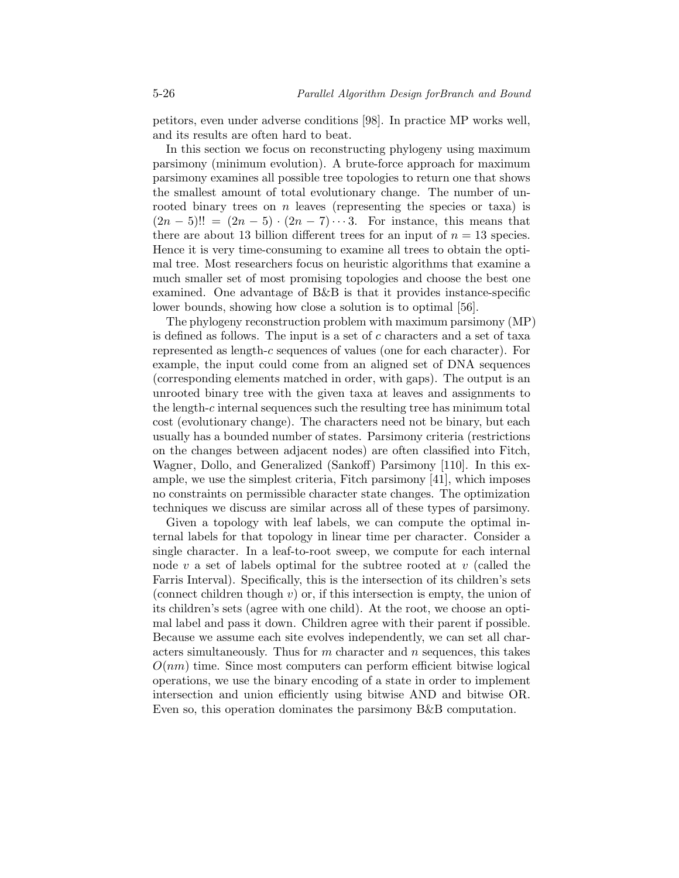petitors, even under adverse conditions [98]. In practice MP works well, and its results are often hard to beat.

In this section we focus on reconstructing phylogeny using maximum parsimony (minimum evolution). A brute-force approach for maximum parsimony examines all possible tree topologies to return one that shows the smallest amount of total evolutionary change. The number of unrooted binary trees on $n$ leaves (representing the species or taxa) is $(2n-5)!! = (2n-5)\cdot(2n-7)\cdots 3$. For instance, this means that there are about 13 billion different trees for an input of $n = 13$ species. Hence it is very time-consuming to examine all trees to obtain the optimal tree. Most researchers focus on heuristic algorithms that examine a much smaller set of most promising topologies and choose the best one examined. One advantage of B&B is that it provides instance-specific lower bounds, showing how close a solution is to optimal [56].

The phylogeny reconstruction problem with maximum parsimony (MP) is defined as follows. The input is a set of $c$ characters and a set of taxa represented as length-$c$ sequences of values (one for each character). For example, the input could come from an aligned set of DNA sequences (corresponding elements matched in order, with gaps). The output is an unrooted binary tree with the given taxa at leaves and assignments to the length-$c$ internal sequences such the resulting tree has minimum total cost (evolutionary change). The characters need not be binary, but each usually has a bounded number of states. Parsimony criteria (restrictions on the changes between adjacent nodes) are often classified into Fitch, Wagner, Dollo, and Generalized (Sankoff) Parsimony [110]. In this example, we use the simplest criteria, Fitch parsimony [41], which imposes no constraints on permissible character state changes. The optimization techniques we discuss are similar across all of these types of parsimony.

Given a topology with leaf labels, we can compute the optimal internal labels for that topology in linear time per character. Consider a single character. In a leaf-to-root sweep, we compute for each internal node $v$ a set of labels optimal for the subtree rooted at $v$ (called the Farris Interval). Specifically, this is the intersection of its children's sets (connect children though $v$) or, if this intersection is empty, the union of its children's sets (agree with one child). At the root, we choose an optimal label and pass it down. Children agree with their parent if possible. Because we assume each site evolves independently, we can set all characters simultaneously. Thus for $m$ character and $n$ sequences, this takes $O(nm)$ time. Since most computers can perform efficient bitwise logical operations, we use the binary encoding of a state in order to implement intersection and union efficiently using bitwise AND and bitwise OR. Even so, this operation dominates the parsimony B&B computation.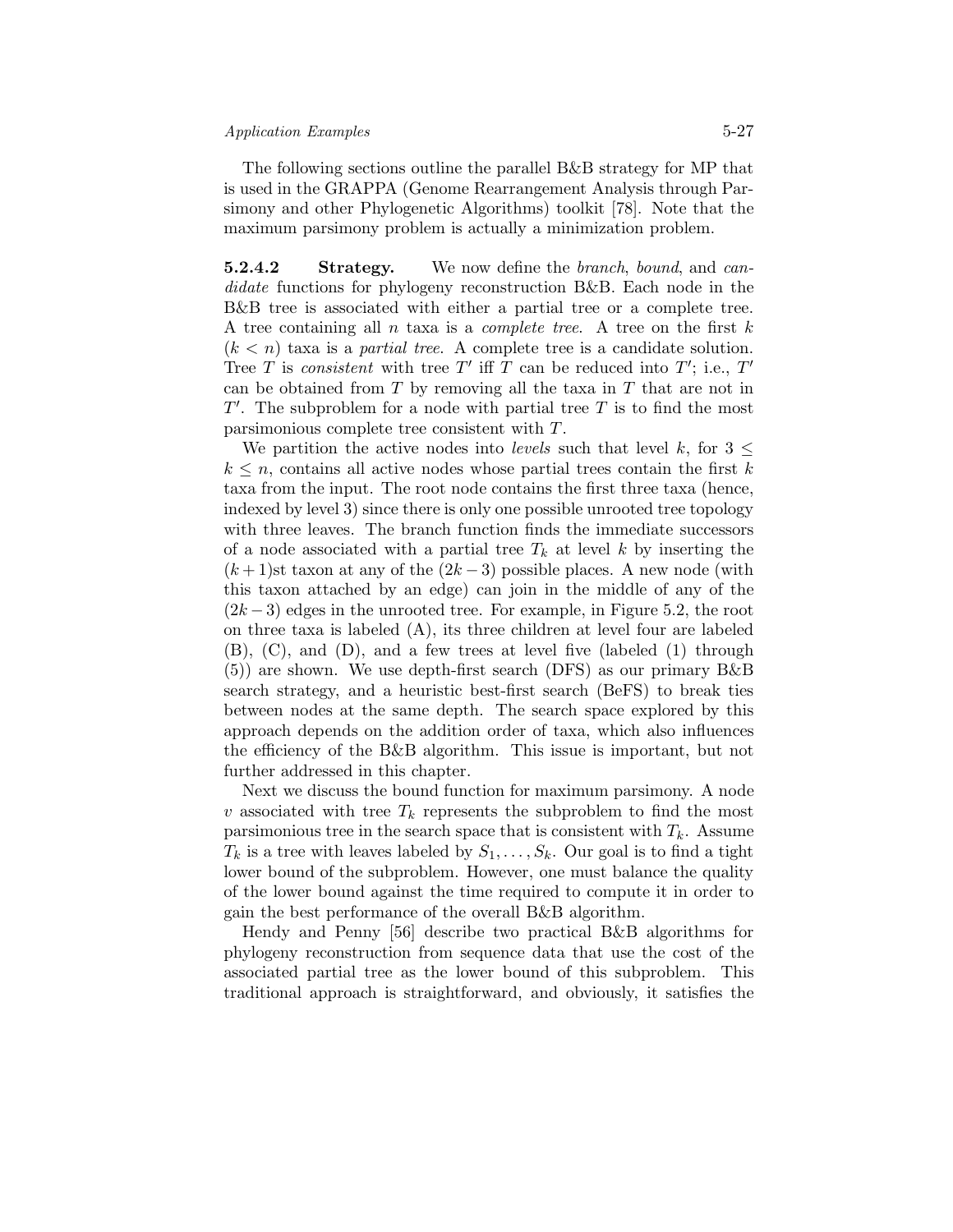The following sections outline the parallel B&B strategy for MP that is used in the GRAPPA (Genome Rearrangement Analysis through Parsimony and other Phylogenetic Algorithms) toolkit [78]. Note that the maximum parsimony problem is actually a minimization problem.

#### 5.2.4.2 Strategy.

We now define the *branch*, *bound*, and *candidate* functions for phylogeny reconstruction B&B. Each node in the B&B tree is associated with either a partial tree or a complete tree. A tree containing all $n$ taxa is a *complete tree*. A tree on the first $k$ ($k < n$) taxa is a *partial tree*. A complete tree is a candidate solution. Tree $T$ is *consistent* with tree $T'$ iff $T$ can be reduced into $T'$; i.e., $T'$ can be obtained from $T$ by removing all the taxa in $T$ that are not in $T'$. The subproblem for a node with partial tree $T$ is to find the most parsimonious complete tree consistent with $T$.

We partition the active nodes into *levels* such that level $k$, for $3 \leq k \leq n$, contains all active nodes whose partial trees contain the first $k$ taxa from the input. The root node contains the first three taxa (hence, indexed by level 3) since there is only one possible unrooted tree topology with three leaves. The branch function finds the immediate successors of a node associated with a partial tree $T_k$ at level $k$ by inserting the $(k+1)$st taxon at any of the $(2k-3)$ possible places. A new node (with this taxon attached by an edge) can join in the middle of any of the $(2k-3)$ edges in the unrooted tree. For example, in Figure 5.2, the root on three taxa is labeled (A), its three children at level four are labeled (B), (C), and (D), and a few trees at level five (labeled (1) through (5)) are shown. We use depth-first search (DFS) as our primary B&B search strategy, and a heuristic best-first search (BeFS) to break ties between nodes at the same depth. The search space explored by this approach depends on the addition order of taxa, which also influences the efficiency of the B&B algorithm. This issue is important, but not further addressed in this chapter.

Next we discuss the bound function for maximum parsimony. A node $v$ associated with tree $T_k$ represents the subproblem to find the most parsimonious tree in the search space that is consistent with $T_k$. Assume $T_k$ is a tree with leaves labeled by $S_1, \ldots, S_k$. Our goal is to find a tight lower bound of the subproblem. However, one must balance the quality of the lower bound against the time required to compute it in order to gain the best performance of the overall B&B algorithm.

Hendy and Penny [56] describe two practical B&B algorithms for phylogeny reconstruction from sequence data that use the cost of the associated partial tree as the lower bound of this subproblem. This traditional approach is straightforward, and obviously, it satisfies the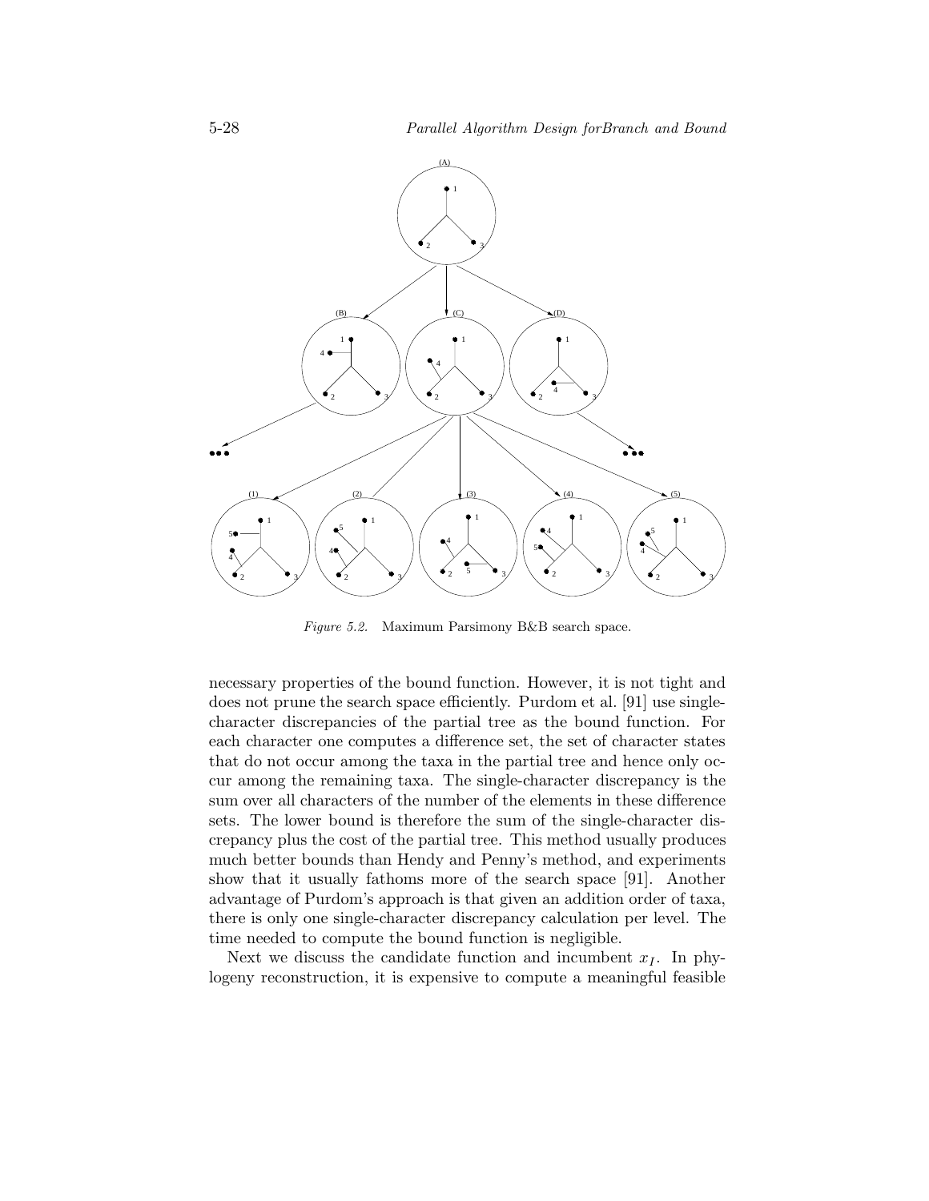*Figure 5.2.* Maximum Parsimony B&B search space.

necessary properties of the bound function. However, it is not tight and does not prune the search space efficiently. Purdom et al. [91] use single-character discrepancies of the partial tree as the bound function. For each character one computes a difference set, the set of character states that do not occur among the taxa in the partial tree and hence only occur among the remaining taxa. The single-character discrepancy is the sum over all characters of the number of the elements in these difference sets. The lower bound is therefore the sum of the single-character discrepancy plus the cost of the partial tree. This method usually produces much better bounds than Hendy and Penny's method, and experiments show that it usually fathoms more of the search space [91]. Another advantage of Purdom's approach is that given an addition order of taxa, there is only one single-character discrepancy calculation per level. The time needed to compute the bound function is negligible.

Next we discuss the candidate function and incumbent $x_I$. In phylogeny reconstruction, it is expensive to compute a meaningful feasible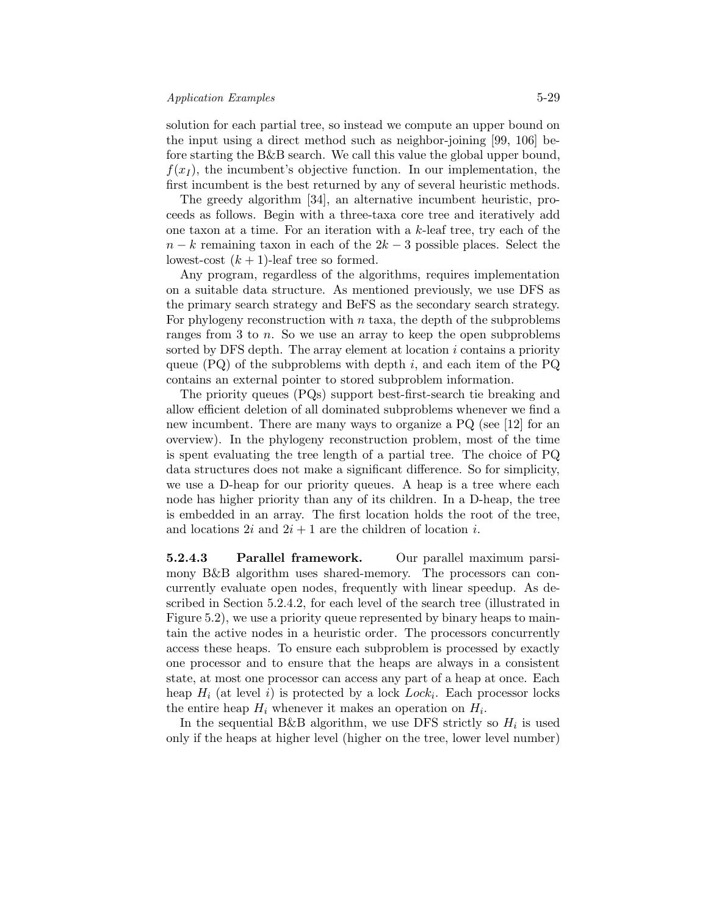solution for each partial tree, so instead we compute an upper bound on the input using a direct method such as neighbor-joining [99, 106] before starting the B&B search. We call this value the global upper bound, $f(x_I)$, the incumbent's objective function. In our implementation, the first incumbent is the best returned by any of several heuristic methods.

The greedy algorithm [34], an alternative incumbent heuristic, proceeds as follows. Begin with a three-taxa core tree and iteratively add one taxon at a time. For an iteration with a $k$-leaf tree, try each of the $n-k$ remaining taxon in each of the $2k-3$ possible places. Select the lowest-cost $(k+1)$-leaf tree so formed.

Any program, regardless of the algorithms, requires implementation on a suitable data structure. As mentioned previously, we use DFS as the primary search strategy and BeFS as the secondary search strategy. For phylogeny reconstruction with $n$ taxa, the depth of the subproblems ranges from 3 to $n$. So we use an array to keep the open subproblems sorted by DFS depth. The array element at location $i$ contains a priority queue (PQ) of the subproblems with depth $i$, and each item of the PQ contains an external pointer to stored subproblem information.

The priority queues (PQs) support best-first-search tie breaking and allow efficient deletion of all dominated subproblems whenever we find a new incumbent. There are many ways to organize a PQ (see [12] for an overview). In the phylogeny reconstruction problem, most of the time is spent evaluating the tree length of a partial tree. The choice of PQ data structures does not make a significant difference. So for simplicity, we use a D-heap for our priority queues. A heap is a tree where each node has higher priority than any of its children. In a D-heap, the tree is embedded in an array. The first location holds the root of the tree, and locations $2i$ and $2i+1$ are the children of location $i$.

**5.2.4.3 Parallel framework.** Our parallel maximum parsimony B&B algorithm uses shared-memory. The processors can concurrently evaluate open nodes, frequently with linear speedup. As described in Section 5.2.4.2, for each level of the search tree (illustrated in Figure 5.2), we use a priority queue represented by binary heaps to maintain the active nodes in a heuristic order. The processors concurrently access these heaps. To ensure each subproblem is processed by exactly one processor and to ensure that the heaps are always in a consistent state, at most one processor can access any part of a heap at once. Each heap $H_i$ (at level $i$) is protected by a lock $Lock_i$. Each processor locks the entire heap $H_i$ whenever it makes an operation on $H_i$.

In the sequential B&B algorithm, we use DFS strictly so $H_i$ is used only if the heaps at higher level (higher on the tree, lower level number)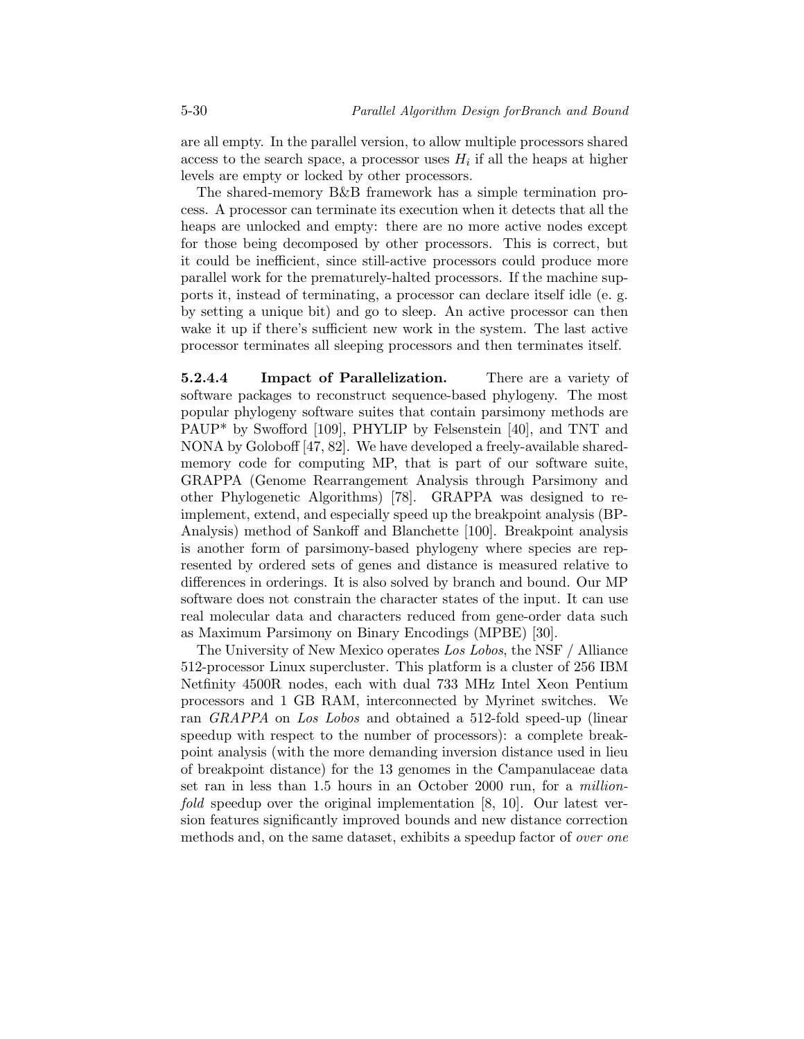are all empty. In the parallel version, to allow multiple processors shared access to the search space, a processor uses $H_i$ if all the heaps at higher levels are empty or locked by other processors.

The shared-memory B&B framework has a simple termination process. A processor can terminate its execution when it detects that all the heaps are unlocked and empty: there are no more active nodes except for those being decomposed by other processors. This is correct, but it could be inefficient, since still-active processors could produce more parallel work for the prematurely-halted processors. If the machine supports it, instead of terminating, a processor can declare itself idle (e. g. by setting a unique bit) and go to sleep. An active processor can then wake it up if there's sufficient new work in the system. The last active processor terminates all sleeping processors and then terminates itself.

#### 5.2.4.4 Impact of Parallelization.

There are a variety of software packages to reconstruct sequence-based phylogeny. The most popular phylogeny software suites that contain parsimony methods are PAUP* by Swofford [109], PHYLIP by Felsenstein [40], and TNT and NONA by Goloboff [47, 82]. We have developed a freely-available shared-memory code for computing MP, that is part of our software suite, GRAPPA (Genome Rearrangement Analysis through Parsimony and other Phylogenetic Algorithms) [78]. GRAPPA was designed to re-implement, extend, and especially speed up the breakpoint analysis (BP-Analysis) method of Sankoff and Blanchette [100]. Breakpoint analysis is another form of parsimony-based phylogeny where species are represented by ordered sets of genes and distance is measured relative to differences in orderings. It is also solved by branch and bound. Our MP software does not constrain the character states of the input. It can use real molecular data and characters reduced from gene-order data such as Maximum Parsimony on Binary Encodings (MPBE) [30].

The University of New Mexico operates *Los Lobos*, the NSF / Alliance 512-processor Linux supercluster. This platform is a cluster of 256 IBM Netfinity 4500R nodes, each with dual 733 MHz Intel Xeon Pentium processors and 1 GB RAM, interconnected by Myrinet switches. We ran *GRAPPA* on *Los Lobos* and obtained a 512-fold speed-up (linear speedup with respect to the number of processors): a complete breakpoint analysis (with the more demanding inversion distance used in lieu of breakpoint distance) for the 13 genomes in the Campanulaceae data set ran in less than 1.5 hours in an October 2000 run, for a *million-fold* speedup over the original implementation [8, 10]. Our latest version features significantly improved bounds and new distance correction methods and, on the same dataset, exhibits a speedup factor of *over one*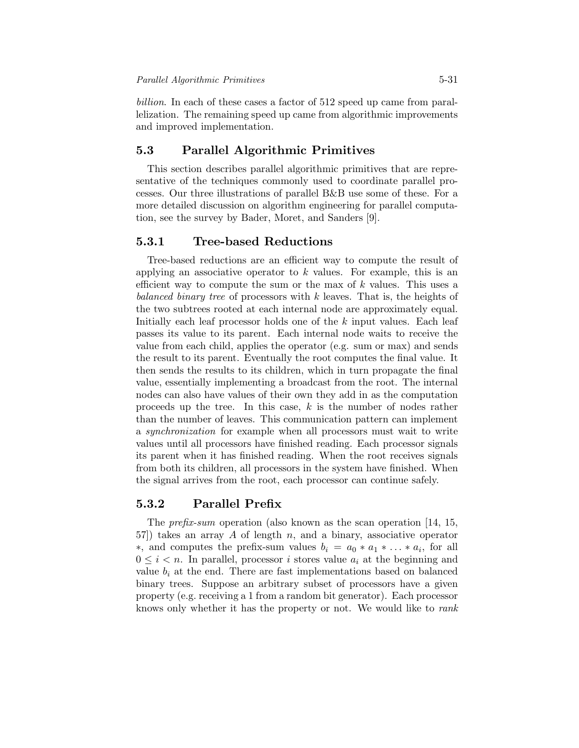*billion*. In each of these cases a factor of 512 speed up came from parallelization. The remaining speed up came from algorithmic improvements and improved implementation.

## 5.3 Parallel Algorithmic Primitives

This section describes parallel algorithmic primitives that are representative of the techniques commonly used to coordinate parallel processes. Our three illustrations of parallel B&B use some of these. For a more detailed discussion on algorithm engineering for parallel computation, see the survey by Bader, Moret, and Sanders [9].

### 5.3.1 Tree-based Reductions

Tree-based reductions are an efficient way to compute the result of applying an associative operator to $k$ values. For example, this is an efficient way to compute the sum or the max of $k$ values. This uses a *balanced binary tree* of processors with $k$ leaves. That is, the heights of the two subtrees rooted at each internal node are approximately equal. Initially each leaf processor holds one of the $k$ input values. Each leaf passes its value to its parent. Each internal node waits to receive the value from each child, applies the operator (e.g. sum or max) and sends the result to its parent. Eventually the root computes the final value. It then sends the results to its children, which in turn propagate the final value, essentially implementing a broadcast from the root. The internal nodes can also have values of their own they add in as the computation proceeds up the tree. In this case, $k$ is the number of nodes rather than the number of leaves. This communication pattern can implement a *synchronization* for example when all processors must wait to write values until all processors have finished reading. Each processor signals its parent when it has finished reading. When the root receives signals from both its children, all processors in the system have finished. When the signal arrives from the root, each processor can continue safely.

### 5.3.2 Parallel Prefix

The *prefix-sum* operation (also known as the scan operation [14, 15, 57]) takes an array $A$ of length $n$, and a binary, associative operator $*$, and computes the prefix-sum values $b_i = a_0 * a_1 * \ldots * a_i$, for all $0 \leq i < n$. In parallel, processor $i$ stores value $a_i$ at the beginning and value $b_i$ at the end. There are fast implementations based on balanced binary trees. Suppose an arbitrary subset of processors have a given property (e.g. receiving a 1 from a random bit generator). Each processor knows only whether it has the property or not. We would like to *rank*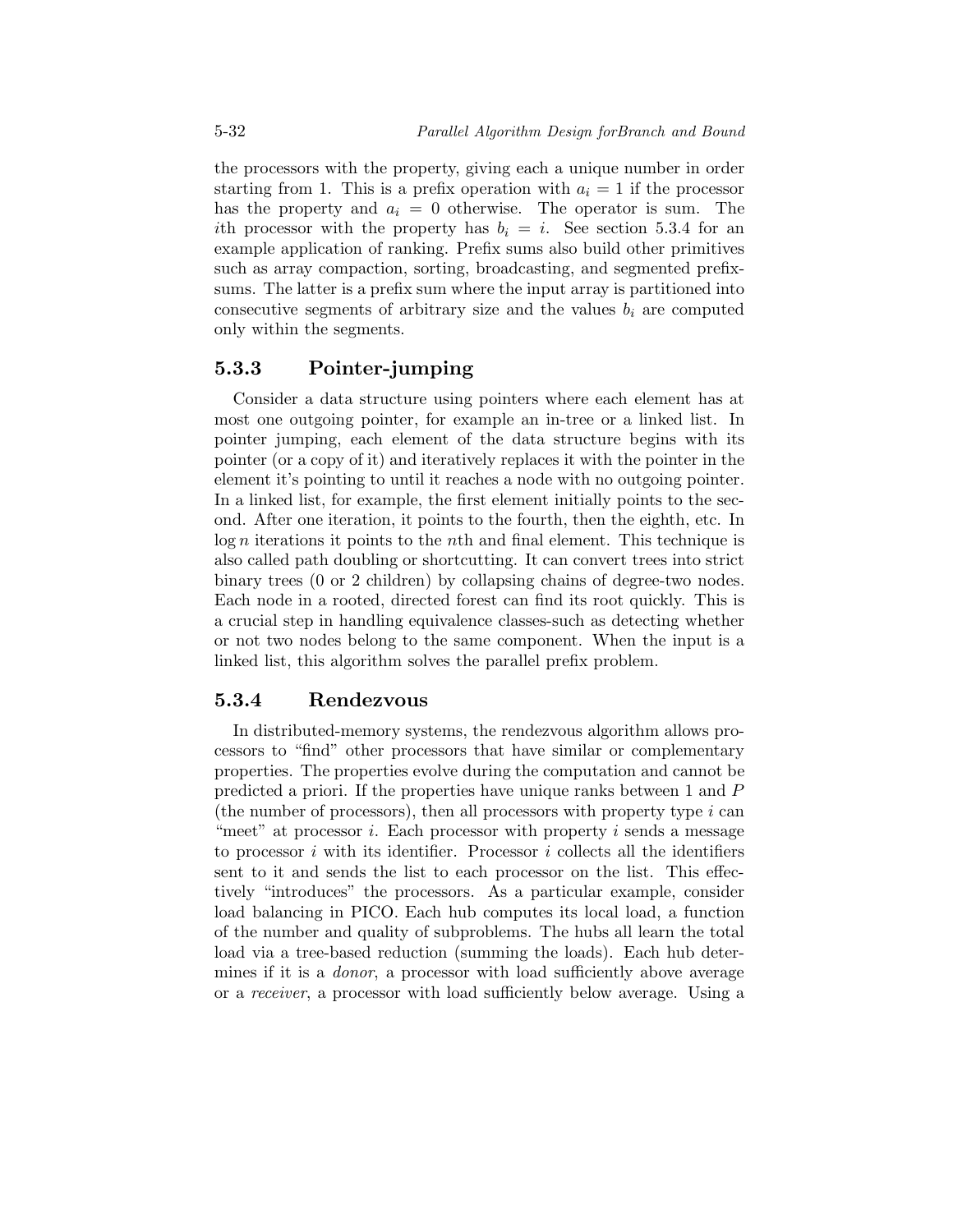the processors with the property, giving each a unique number in order starting from 1. This is a prefix operation with $a_i = 1$ if the processor has the property and $a_i = 0$ otherwise. The operator is sum. The $i$th processor with the property has $b_i = i$. See section 5.3.4 for an example application of ranking. Prefix sums also build other primitives such as array compaction, sorting, broadcasting, and segmented prefix-sums. The latter is a prefix sum where the input array is partitioned into consecutive segments of arbitrary size and the values $b_i$ are computed only within the segments.

### 5.3.3 Pointer-jumping

Consider a data structure using pointers where each element has at most one outgoing pointer, for example an in-tree or a linked list. In pointer jumping, each element of the data structure begins with its pointer (or a copy of it) and iteratively replaces it with the pointer in the element it's pointing to until it reaches a node with no outgoing pointer. In a linked list, for example, the first element initially points to the second. After one iteration, it points to the fourth, then the eighth, etc. In $\log n$ iterations it points to the $n$th and final element. This technique is also called path doubling or shortcutting. It can convert trees into strict binary trees (0 or 2 children) by collapsing chains of degree-two nodes. Each node in a rooted, directed forest can find its root quickly. This is a crucial step in handling equivalence classes-such as detecting whether or not two nodes belong to the same component. When the input is a linked list, this algorithm solves the parallel prefix problem.

### 5.3.4 Rendezvous

In distributed-memory systems, the rendezvous algorithm allows processors to "find" other processors that have similar or complementary properties. The properties evolve during the computation and cannot be predicted a priori. If the properties have unique ranks between 1 and $P$ (the number of processors), then all processors with property type $i$ can "meet" at processor $i$. Each processor with property $i$ sends a message to processor $i$ with its identifier. Processor $i$ collects all the identifiers sent to it and sends the list to each processor on the list. This effectively "introduces" the processors. As a particular example, consider load balancing in PICO. Each hub computes its local load, a function of the number and quality of subproblems. The hubs all learn the total load via a tree-based reduction (summing the loads). Each hub determines if it is a *donor*, a processor with load sufficiently above average or a *receiver*, a processor with load sufficiently below average. Using a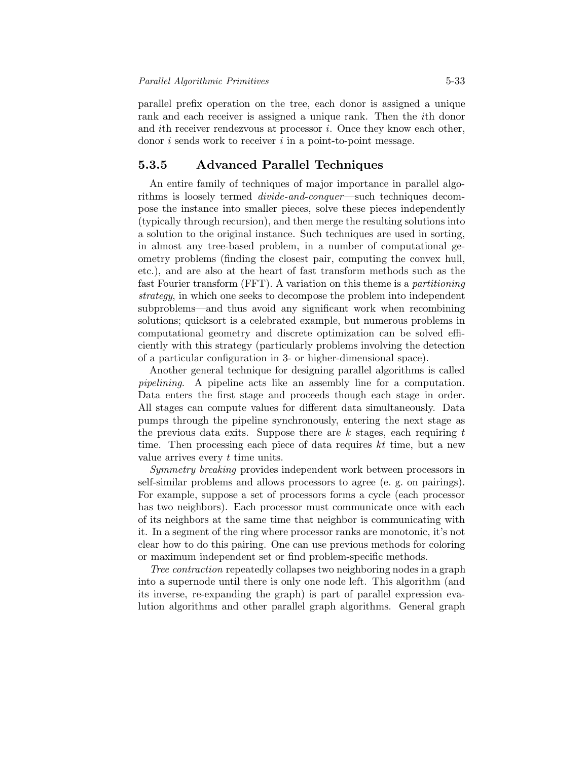parallel prefix operation on the tree, each donor is assigned a unique rank and each receiver is assigned a unique rank. Then the $i$th donor and $i$th receiver rendezvous at processor $i$. Once they know each other, donor $i$ sends work to receiver $i$ in a point-to-point message.

### 5.3.5 Advanced Parallel Techniques

An entire family of techniques of major importance in parallel algorithms is loosely termed *divide-and-conquer*—such techniques decompose the instance into smaller pieces, solve these pieces independently (typically through recursion), and then merge the resulting solutions into a solution to the original instance. Such techniques are used in sorting, in almost any tree-based problem, in a number of computational geometry problems (finding the closest pair, computing the convex hull, etc.), and are also at the heart of fast transform methods such as the fast Fourier transform (FFT). A variation on this theme is a *partitioning strategy*, in which one seeks to decompose the problem into independent subproblems—and thus avoid any significant work when recombining solutions; quicksort is a celebrated example, but numerous problems in computational geometry and discrete optimization can be solved efficiently with this strategy (particularly problems involving the detection of a particular configuration in 3- or higher-dimensional space).

Another general technique for designing parallel algorithms is called *pipelining*. A pipeline acts like an assembly line for a computation. Data enters the first stage and proceeds though each stage in order. All stages can compute values for different data simultaneously. Data pumps through the pipeline synchronously, entering the next stage as the previous data exits. Suppose there are $k$ stages, each requiring $t$ time. Then processing each piece of data requires $kt$ time, but a new value arrives every $t$ time units.

*Symmetry breaking* provides independent work between processors in self-similar problems and allows processors to agree (e. g. on pairings). For example, suppose a set of processors forms a cycle (each processor has two neighbors). Each processor must communicate once with each of its neighbors at the same time that neighbor is communicating with it. In a segment of the ring where processor ranks are monotonic, it's not clear how to do this pairing. One can use previous methods for coloring or maximum independent set or find problem-specific methods.

*Tree contraction* repeatedly collapses two neighboring nodes in a graph into a supernode until there is only one node left. This algorithm (and its inverse, re-expanding the graph) is part of parallel expression evalution algorithms and other parallel graph algorithms. General graph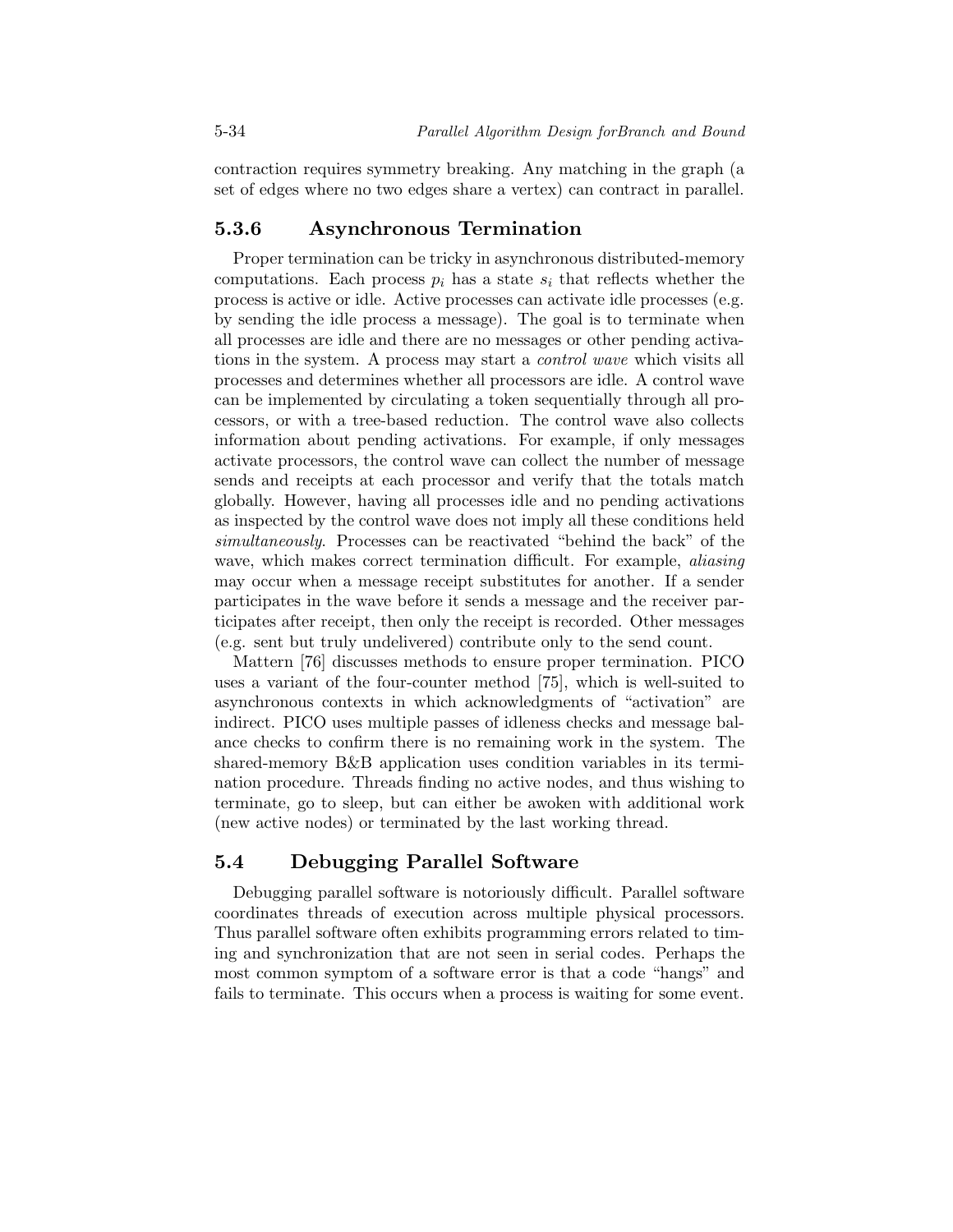contraction requires symmetry breaking. Any matching in the graph (a set of edges where no two edges share a vertex) can contract in parallel.

### 5.3.6 Asynchronous Termination

Proper termination can be tricky in asynchronous distributed-memory computations. Each process $p_i$ has a state $s_i$ that reflects whether the process is active or idle. Active processes can activate idle processes (e.g. by sending the idle process a message). The goal is to terminate when all processes are idle and there are no messages or other pending activations in the system. A process may start a *control wave* which visits all processes and determines whether all processors are idle. A control wave can be implemented by circulating a token sequentially through all processors, or with a tree-based reduction. The control wave also collects information about pending activations. For example, if only messages activate processors, the control wave can collect the number of message sends and receipts at each processor and verify that the totals match globally. However, having all processes idle and no pending activations as inspected by the control wave does not imply all these conditions held *simultaneously*. Processes can be reactivated "behind the back" of the wave, which makes correct termination difficult. For example, *aliasing* may occur when a message receipt substitutes for another. If a sender participates in the wave before it sends a message and the receiver participates after receipt, then only the receipt is recorded. Other messages (e.g. sent but truly undelivered) contribute only to the send count.

Mattern [76] discusses methods to ensure proper termination. PICO uses a variant of the four-counter method [75], which is well-suited to asynchronous contexts in which acknowledgments of "activation" are indirect. PICO uses multiple passes of idleness checks and message balance checks to confirm there is no remaining work in the system. The shared-memory B&B application uses condition variables in its termination procedure. Threads finding no active nodes, and thus wishing to terminate, go to sleep, but can either be awoken with additional work (new active nodes) or terminated by the last working thread.

## 5.4 Debugging Parallel Software

Debugging parallel software is notoriously difficult. Parallel software coordinates threads of execution across multiple physical processors. Thus parallel software often exhibits programming errors related to timing and synchronization that are not seen in serial codes. Perhaps the most common symptom of a software error is that a code "hangs" and fails to terminate. This occurs when a process is waiting for some event.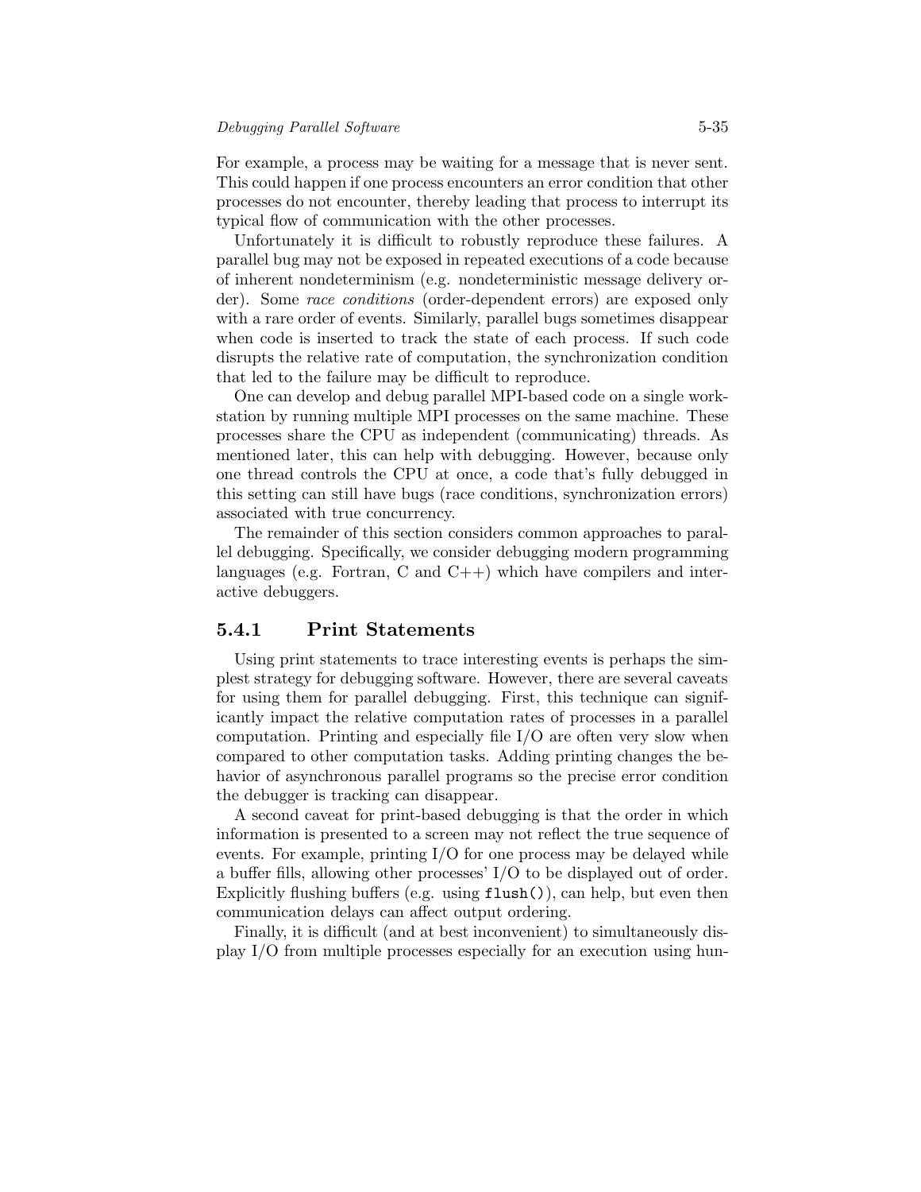For example, a process may be waiting for a message that is never sent. This could happen if one process encounters an error condition that other processes do not encounter, thereby leading that process to interrupt its typical flow of communication with the other processes.

Unfortunately it is difficult to robustly reproduce these failures. A parallel bug may not be exposed in repeated executions of a code because of inherent nondeterminism (e.g. nondeterministic message delivery order). Some *race conditions* (order-dependent errors) are exposed only with a rare order of events. Similarly, parallel bugs sometimes disappear when code is inserted to track the state of each process. If such code disrupts the relative rate of computation, the synchronization condition that led to the failure may be difficult to reproduce.

One can develop and debug parallel MPI-based code on a single workstation by running multiple MPI processes on the same machine. These processes share the CPU as independent (communicating) threads. As mentioned later, this can help with debugging. However, because only one thread controls the CPU at once, a code that's fully debugged in this setting can still have bugs (race conditions, synchronization errors) associated with true concurrency.

The remainder of this section considers common approaches to parallel debugging. Specifically, we consider debugging modern programming languages (e.g. Fortran, C and C++) which have compilers and interactive debuggers.

### 5.4.1 Print Statements

Using print statements to trace interesting events is perhaps the simplest strategy for debugging software. However, there are several caveats for using them for parallel debugging. First, this technique can significantly impact the relative computation rates of processes in a parallel computation. Printing and especially file I/O are often very slow when compared to other computation tasks. Adding printing changes the behavior of asynchronous parallel programs so the precise error condition the debugger is tracking can disappear.

A second caveat for print-based debugging is that the order in which information is presented to a screen may not reflect the true sequence of events. For example, printing I/O for one process may be delayed while a buffer fills, allowing other processes' I/O to be displayed out of order. Explicitly flushing buffers (e.g. using `flush()`), can help, but even then communication delays can affect output ordering.

Finally, it is difficult (and at best inconvenient) to simultaneously display I/O from multiple processes especially for an execution using hun-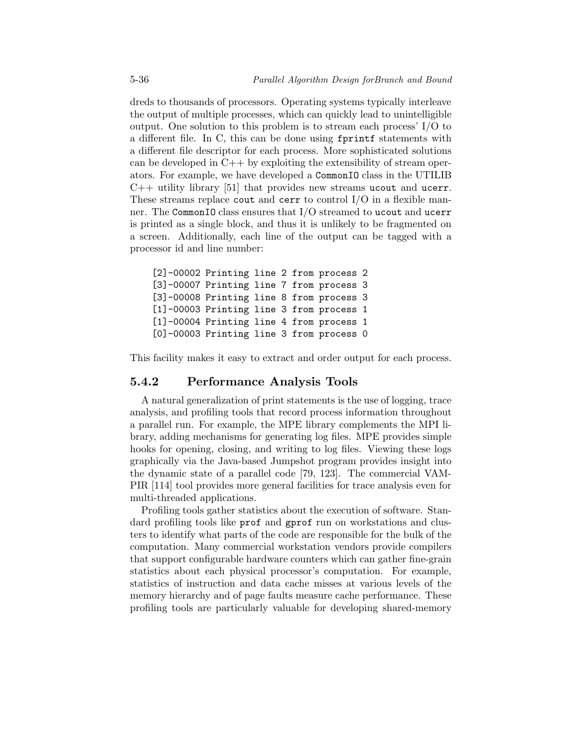dreds to thousands of processors. Operating systems typically interleave the output of multiple processes, which can quickly lead to unintelligible output. One solution to this problem is to stream each process' I/O to a different file. In C, this can be done using `fprintf` statements with a different file descriptor for each process. More sophisticated solutions can be developed in C++ by exploiting the extensibility of stream operators. For example, we have developed a `CommonIO` class in the UTILIB C++ utility library [51] that provides new streams `ucout` and `ucerr`. These streams replace `cout` and `cerr` to control I/O in a flexible manner. The `CommonIO` class ensures that I/O streamed to `ucout` and `ucerr` is printed as a single block, and thus it is unlikely to be fragmented on a screen. Additionally, each line of the output can be tagged with a processor id and line number:

```
[2]-00002 Printing line 2 from process 2
[3]-00007 Printing line 7 from process 3
[3]-00008 Printing line 8 from process 3
[1]-00003 Printing line 3 from process 1
[1]-00004 Printing line 4 from process 1
[0]-00003 Printing line 3 from process 0
```

This facility makes it easy to extract and order output for each process.

### 5.4.2 Performance Analysis Tools

A natural generalization of print statements is the use of logging, trace analysis, and profiling tools that record process information throughout a parallel run. For example, the MPE library complements the MPI library, adding mechanisms for generating log files. MPE provides simple hooks for opening, closing, and writing to log files. Viewing these logs graphically via the Java-based Jumpshot program provides insight into the dynamic state of a parallel code [79, 123]. The commercial VAMPIR [114] tool provides more general facilities for trace analysis even for multi-threaded applications.

Profiling tools gather statistics about the execution of software. Standard profiling tools like `prof` and `gprof` run on workstations and clusters to identify what parts of the code are responsible for the bulk of the computation. Many commercial workstation vendors provide compilers that support configurable hardware counters which can gather fine-grain statistics about each physical processor's computation. For example, statistics of instruction and data cache misses at various levels of the memory hierarchy and of page faults measure cache performance. These profiling tools are particularly valuable for developing shared-memory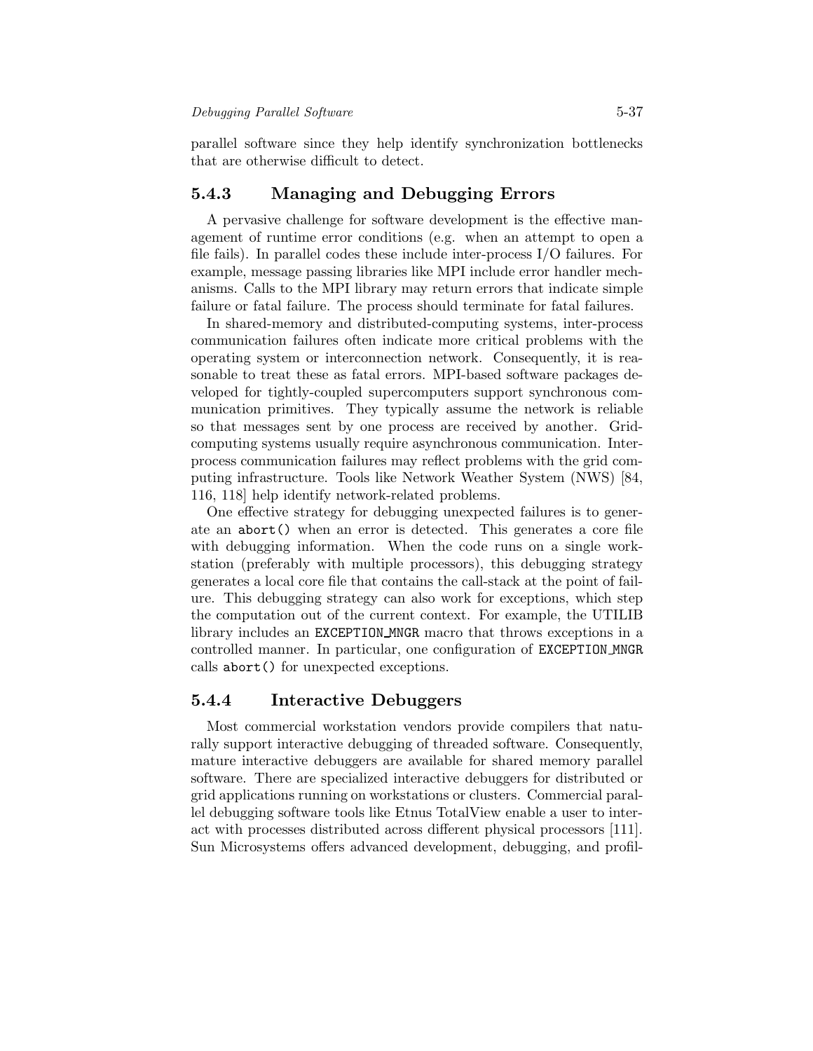parallel software since they help identify synchronization bottlenecks that are otherwise difficult to detect.

### 5.4.3 Managing and Debugging Errors

A pervasive challenge for software development is the effective management of runtime error conditions (e.g. when an attempt to open a file fails). In parallel codes these include inter-process I/O failures. For example, message passing libraries like MPI include error handler mechanisms. Calls to the MPI library may return errors that indicate simple failure or fatal failure. The process should terminate for fatal failures.

In shared-memory and distributed-computing systems, inter-process communication failures often indicate more critical problems with the operating system or interconnection network. Consequently, it is reasonable to treat these as fatal errors. MPI-based software packages developed for tightly-coupled supercomputers support synchronous communication primitives. They typically assume the network is reliable so that messages sent by one process are received by another. Grid-computing systems usually require asynchronous communication. Inter-process communication failures may reflect problems with the grid computing infrastructure. Tools like Network Weather System (NWS) [84, 116, 118] help identify network-related problems.

One effective strategy for debugging unexpected failures is to generate an `abort()` when an error is detected. This generates a core file with debugging information. When the code runs on a single workstation (preferably with multiple processors), this debugging strategy generates a local core file that contains the call-stack at the point of failure. This debugging strategy can also work for exceptions, which step the computation out of the current context. For example, the UTILIB library includes an `EXCEPTION_MNGR` macro that throws exceptions in a controlled manner. In particular, one configuration of `EXCEPTION_MNGR` calls `abort()` for unexpected exceptions.

### 5.4.4 Interactive Debuggers

Most commercial workstation vendors provide compilers that naturally support interactive debugging of threaded software. Consequently, mature interactive debuggers are available for shared memory parallel software. There are specialized interactive debuggers for distributed or grid applications running on workstations or clusters. Commercial parallel debugging software tools like Etnus TotalView enable a user to interact with processes distributed across different physical processors [111]. Sun Microsystems offers advanced development, debugging, and profil-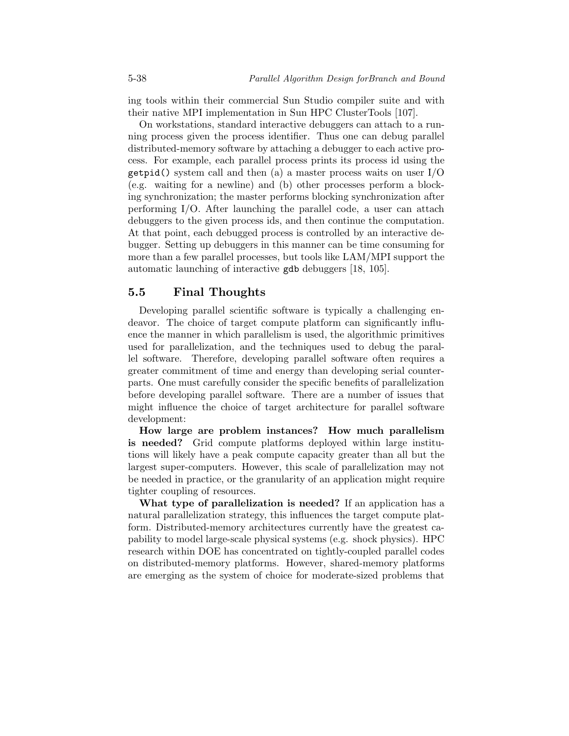ing tools within their commercial Sun Studio compiler suite and with their native MPI implementation in Sun HPC ClusterTools [107].

On workstations, standard interactive debuggers can attach to a running process given the process identifier. Thus one can debug parallel distributed-memory software by attaching a debugger to each active process. For example, each parallel process prints its process id using the `getpid()` system call and then (a) a master process waits on user I/O (e.g. waiting for a newline) and (b) other processes perform a blocking synchronization; the master performs blocking synchronization after performing I/O. After launching the parallel code, a user can attach debuggers to the given process ids, and then continue the computation. At that point, each debugged process is controlled by an interactive debugger. Setting up debuggers in this manner can be time consuming for more than a few parallel processes, but tools like LAM/MPI support the automatic launching of interactive `gdb` debuggers [18, 105].

## 5.5 Final Thoughts

Developing parallel scientific software is typically a challenging endeavor. The choice of target compute platform can significantly influence the manner in which parallelism is used, the algorithmic primitives used for parallelization, and the techniques used to debug the parallel software. Therefore, developing parallel software often requires a greater commitment of time and energy than developing serial counterparts. One must carefully consider the specific benefits of parallelization before developing parallel software. There are a number of issues that might influence the choice of target architecture for parallel software development:

**How large are problem instances? How much parallelism is needed?** Grid compute platforms deployed within large institutions will likely have a peak compute capacity greater than all but the largest super-computers. However, this scale of parallelization may not be needed in practice, or the granularity of an application might require tighter coupling of resources.

**What type of parallelization is needed?** If an application has a natural parallelization strategy, this influences the target compute platform. Distributed-memory architectures currently have the greatest capability to model large-scale physical systems (e.g. shock physics). HPC research within DOE has concentrated on tightly-coupled parallel codes on distributed-memory platforms. However, shared-memory platforms are emerging as the system of choice for moderate-sized problems that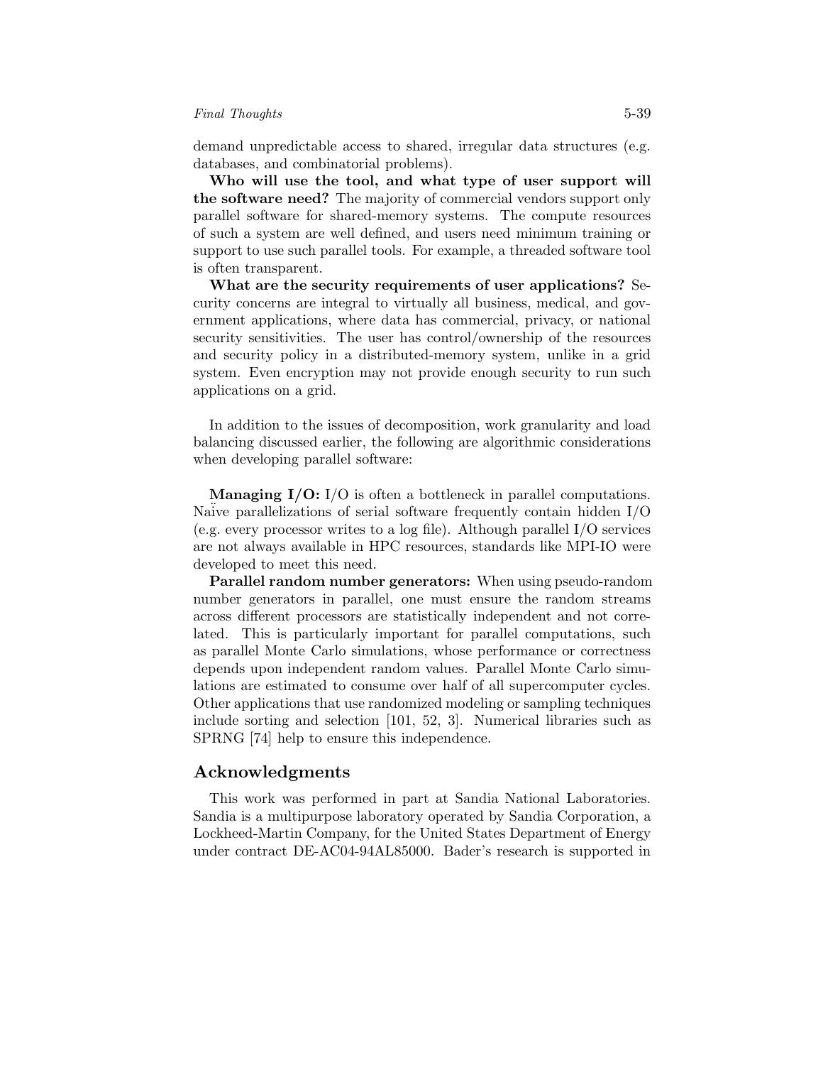demand unpredictable access to shared, irregular data structures (e.g. databases, and combinatorial problems).

**Who will use the tool, and what type of user support will the software need?** The majority of commercial vendors support only parallel software for shared-memory systems. The compute resources of such a system are well defined, and users need minimum training or support to use such parallel tools. For example, a threaded software tool is often transparent.

**What are the security requirements of user applications?** Security concerns are integral to virtually all business, medical, and government applications, where data has commercial, privacy, or national security sensitivities. The user has control/ownership of the resources and security policy in a distributed-memory system, unlike in a grid system. Even encryption may not provide enough security to run such applications on a grid.

In addition to the issues of decomposition, work granularity and load balancing discussed earlier, the following are algorithmic considerations when developing parallel software:

**Managing I/O:** I/O is often a bottleneck in parallel computations. Naïve parallelizations of serial software frequently contain hidden I/O (e.g. every processor writes to a log file). Although parallel I/O services are not always available in HPC resources, standards like MPI-IO were developed to meet this need.

**Parallel random number generators:** When using pseudo-random number generators in parallel, one must ensure the random streams across different processors are statistically independent and not correlated. This is particularly important for parallel computations, such as parallel Monte Carlo simulations, whose performance or correctness depends upon independent random values. Parallel Monte Carlo simulations are estimated to consume over half of all supercomputer cycles. Other applications that use randomized modeling or sampling techniques include sorting and selection [101, 52, 3]. Numerical libraries such as SPRNG [74] help to ensure this independence.

## Acknowledgments

This work was performed in part at Sandia National Laboratories. Sandia is a multipurpose laboratory operated by Sandia Corporation, a Lockheed-Martin Company, for the United States Department of Energy under contract DE-AC04-94AL85000. Bader's research is supported in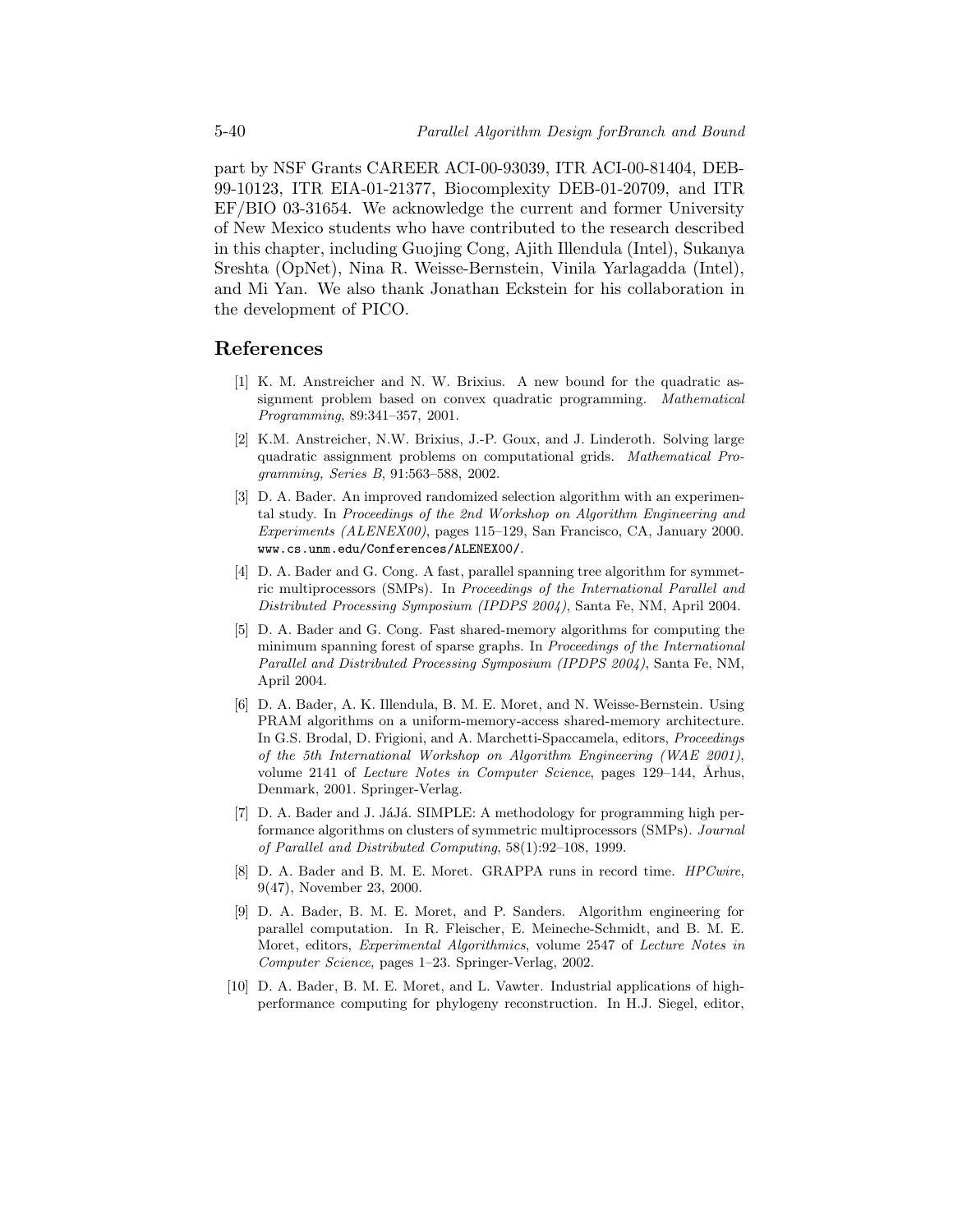part by NSF Grants CAREER ACI-00-93039, ITR ACI-00-81404, DEB-99-10123, ITR EIA-01-21377, Biocomplexity DEB-01-20709, and ITR EF/BIO 03-31654. We acknowledge the current and former University of New Mexico students who have contributed to the research described in this chapter, including Guojing Cong, Ajith Illendula (Intel), Sukanya Sreshta (OpNet), Nina R. Weisse-Bernstein, Vinila Yarlagadda (Intel), and Mi Yan. We also thank Jonathan Eckstein for his collaboration in the development of PICO.

## References

[1] K. M. Anstreicher and N. W. Brixius. A new bound for the quadratic assignment problem based on convex quadratic programming. *Mathematical Programming*, 89:341–357, 2001.

[2] K.M. Anstreicher, N.W. Brixius, J.-P. Goux, and J. Linderoth. Solving large quadratic assignment problems on computational grids. *Mathematical Programming, Series B*, 91:563–588, 2002.

[3] D. A. Bader. An improved randomized selection algorithm with an experimental study. In *Proceedings of the 2nd Workshop on Algorithm Engineering and Experiments (ALENEX00)*, pages 115–129, San Francisco, CA, January 2000. `www.cs.unm.edu/Conferences/ALENEX00/`.

[4] D. A. Bader and G. Cong. A fast, parallel spanning tree algorithm for symmetric multiprocessors (SMPs). In *Proceedings of the International Parallel and Distributed Processing Symposium (IPDPS 2004)*, Santa Fe, NM, April 2004.

[5] D. A. Bader and G. Cong. Fast shared-memory algorithms for computing the minimum spanning forest of sparse graphs. In *Proceedings of the International Parallel and Distributed Processing Symposium (IPDPS 2004)*, Santa Fe, NM, April 2004.

[6] D. A. Bader, A. K. Illendula, B. M. E. Moret, and N. Weisse-Bernstein. Using PRAM algorithms on a uniform-memory-access shared-memory architecture. In G.S. Brodal, D. Frigioni, and A. Marchetti-Spaccamela, editors, *Proceedings of the 5th International Workshop on Algorithm Engineering (WAE 2001)*, volume 2141 of *Lecture Notes in Computer Science*, pages 129–144, Århus, Denmark, 2001. Springer-Verlag.

[7] D. A. Bader and J. JáJá. SIMPLE: A methodology for programming high performance algorithms on clusters of symmetric multiprocessors (SMPs). *Journal of Parallel and Distributed Computing*, 58(1):92–108, 1999.

[8] D. A. Bader and B. M. E. Moret. GRAPPA runs in record time. *HPCwire*, 9(47), November 23, 2000.

[9] D. A. Bader, B. M. E. Moret, and P. Sanders. Algorithm engineering for parallel computation. In R. Fleischer, E. Meineche-Schmidt, and B. M. E. Moret, editors, *Experimental Algorithmics*, volume 2547 of *Lecture Notes in Computer Science*, pages 1–23. Springer-Verlag, 2002.

[10] D. A. Bader, B. M. E. Moret, and L. Vawter. Industrial applications of high-performance computing for phylogeny reconstruction. In H.J. Siegel, editor,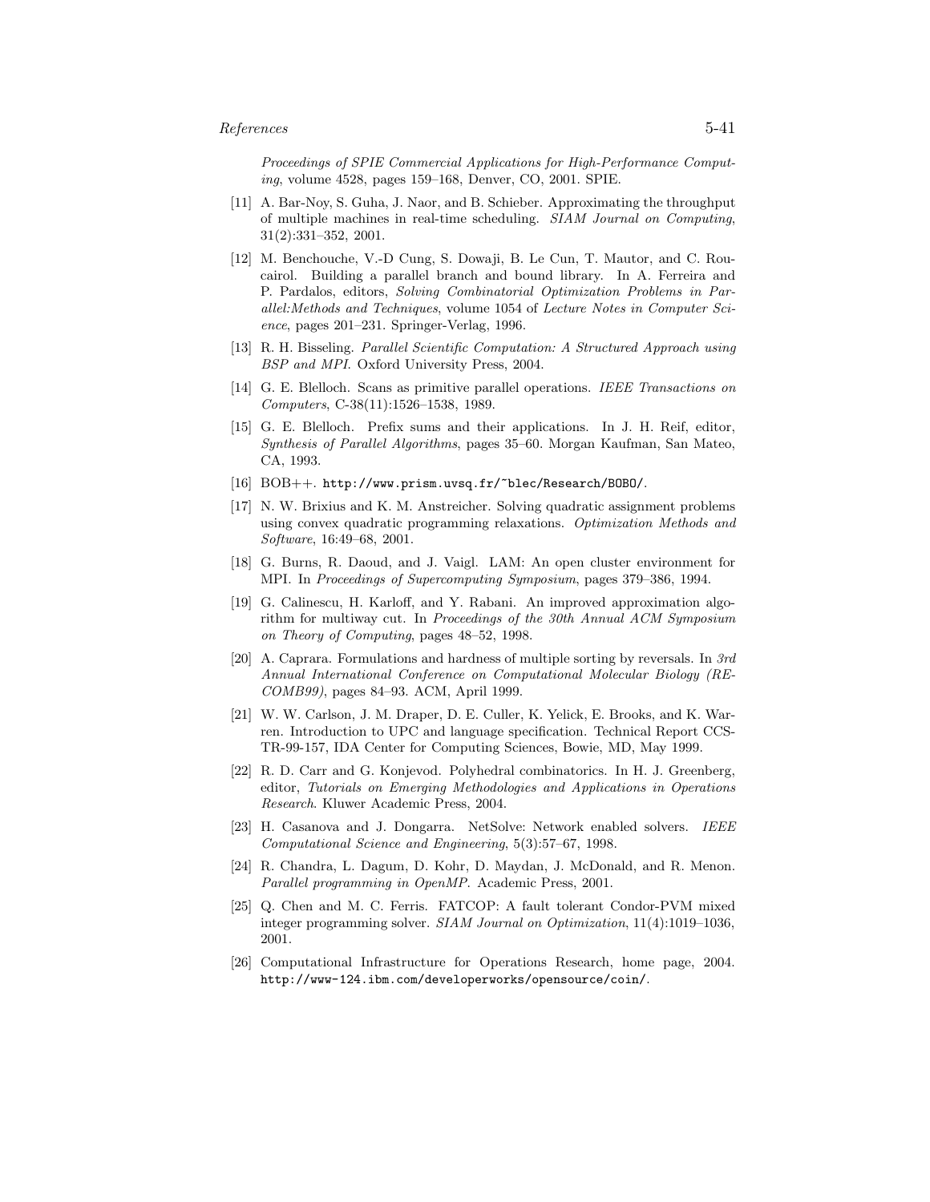*Proceedings of SPIE Commercial Applications for High-Performance Computing*, volume 4528, pages 159–168, Denver, CO, 2001. SPIE.

[11] A. Bar-Noy, S. Guha, J. Naor, and B. Schieber. Approximating the throughput of multiple machines in real-time scheduling. *SIAM Journal on Computing*, 31(2):331–352, 2001.

[12] M. Benchouche, V.-D Cung, S. Dowaji, B. Le Cun, T. Mautor, and C. Roucairol. Building a parallel branch and bound library. In A. Ferreira and P. Pardalos, editors, *Solving Combinatorial Optimization Problems in Parallel:Methods and Techniques*, volume 1054 of *Lecture Notes in Computer Science*, pages 201–231. Springer-Verlag, 1996.

[13] R. H. Bisseling. *Parallel Scientific Computation: A Structured Approach using BSP and MPI*. Oxford University Press, 2004.

[14] G. E. Blelloch. Scans as primitive parallel operations. *IEEE Transactions on Computers*, C-38(11):1526–1538, 1989.

[15] G. E. Blelloch. Prefix sums and their applications. In J. H. Reif, editor, *Synthesis of Parallel Algorithms*, pages 35–60. Morgan Kaufman, San Mateo, CA, 1993.

[16] BOB++. `http://www.prism.uvsq.fr/~blec/Research/BOBO/`.

[17] N. W. Brixius and K. M. Anstreicher. Solving quadratic assignment problems using convex quadratic programming relaxations. *Optimization Methods and Software*, 16:49–68, 2001.

[18] G. Burns, R. Daoud, and J. Vaigl. LAM: An open cluster environment for MPI. In *Proceedings of Supercomputing Symposium*, pages 379–386, 1994.

[19] G. Calinescu, H. Karloff, and Y. Rabani. An improved approximation algorithm for multiway cut. In *Proceedings of the 30th Annual ACM Symposium on Theory of Computing*, pages 48–52, 1998.

[20] A. Caprara. Formulations and hardness of multiple sorting by reversals. In *3rd Annual International Conference on Computational Molecular Biology (RECOMB99)*, pages 84–93. ACM, April 1999.

[21] W. W. Carlson, J. M. Draper, D. E. Culler, K. Yelick, E. Brooks, and K. Warren. Introduction to UPC and language specification. Technical Report CCS-TR-99-157, IDA Center for Computing Sciences, Bowie, MD, May 1999.

[22] R. D. Carr and G. Konjevod. Polyhedral combinatorics. In H. J. Greenberg, editor, *Tutorials on Emerging Methodologies and Applications in Operations Research*. Kluwer Academic Press, 2004.

[23] H. Casanova and J. Dongarra. NetSolve: Network enabled solvers. *IEEE Computational Science and Engineering*, 5(3):57–67, 1998.

[24] R. Chandra, L. Dagum, D. Kohr, D. Maydan, J. McDonald, and R. Menon. *Parallel programming in OpenMP*. Academic Press, 2001.

[25] Q. Chen and M. C. Ferris. FATCOP: A fault tolerant Condor-PVM mixed integer programming solver. *SIAM Journal on Optimization*, 11(4):1019–1036, 2001.

[26] Computational Infrastructure for Operations Research, home page, 2004. `http://www-124.ibm.com/developerworks/opensource/coin/`.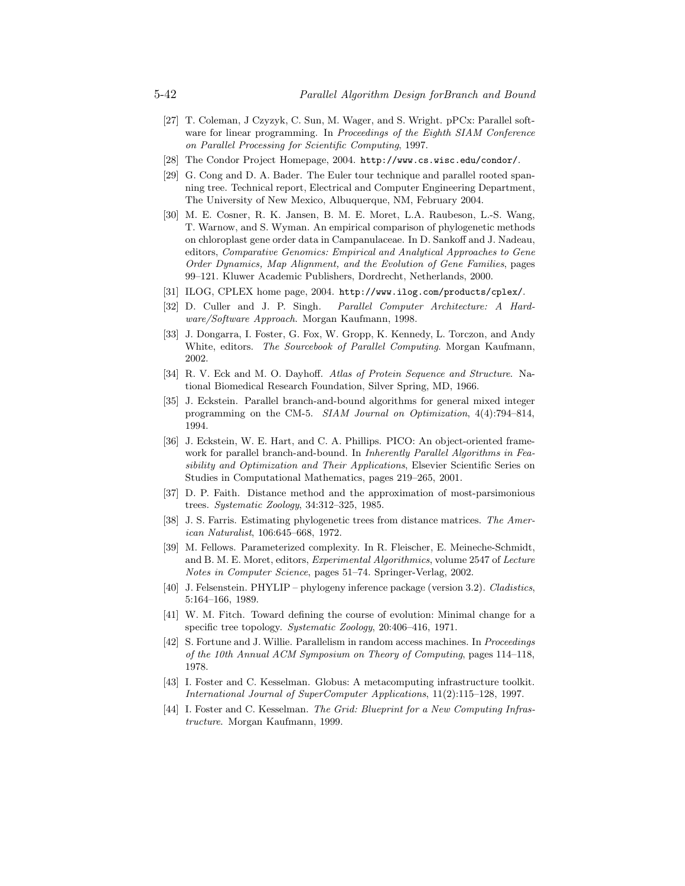[27] T. Coleman, J Czyzyk, C. Sun, M. Wager, and S. Wright. pPCx: Parallel software for linear programming. In *Proceedings of the Eighth SIAM Conference on Parallel Processing for Scientific Computing*, 1997.

[28] The Condor Project Homepage, 2004. `http://www.cs.wisc.edu/condor/`.

[29] G. Cong and D. A. Bader. The Euler tour technique and parallel rooted spanning tree. Technical report, Electrical and Computer Engineering Department, The University of New Mexico, Albuquerque, NM, February 2004.

[30] M. E. Cosner, R. K. Jansen, B. M. E. Moret, L.A. Raubeson, L.-S. Wang, T. Warnow, and S. Wyman. An empirical comparison of phylogenetic methods on chloroplast gene order data in Campanulaceae. In D. Sankoff and J. Nadeau, editors, *Comparative Genomics: Empirical and Analytical Approaches to Gene Order Dynamics, Map Alignment, and the Evolution of Gene Families*, pages 99–121. Kluwer Academic Publishers, Dordrecht, Netherlands, 2000.

[31] ILOG, CPLEX home page, 2004. `http://www.ilog.com/products/cplex/`.

[32] D. Culler and J. P. Singh. *Parallel Computer Architecture: A Hardware/Software Approach*. Morgan Kaufmann, 1998.

[33] J. Dongarra, I. Foster, G. Fox, W. Gropp, K. Kennedy, L. Torczon, and Andy White, editors. *The Sourcebook of Parallel Computing*. Morgan Kaufmann, 2002.

[34] R. V. Eck and M. O. Dayhoff. *Atlas of Protein Sequence and Structure*. National Biomedical Research Foundation, Silver Spring, MD, 1966.

[35] J. Eckstein. Parallel branch-and-bound algorithms for general mixed integer programming on the CM-5. *SIAM Journal on Optimization*, 4(4):794–814, 1994.

[36] J. Eckstein, W. E. Hart, and C. A. Phillips. PICO: An object-oriented framework for parallel branch-and-bound. In *Inherently Parallel Algorithms in Feasibility and Optimization and Their Applications*, Elsevier Scientific Series on Studies in Computational Mathematics, pages 219–265, 2001.

[37] D. P. Faith. Distance method and the approximation of most-parsimonious trees. *Systematic Zoology*, 34:312–325, 1985.

[38] J. S. Farris. Estimating phylogenetic trees from distance matrices. *The American Naturalist*, 106:645–668, 1972.

[39] M. Fellows. Parameterized complexity. In R. Fleischer, E. Meineche-Schmidt, and B. M. E. Moret, editors, *Experimental Algorithmics*, volume 2547 of *Lecture Notes in Computer Science*, pages 51–74. Springer-Verlag, 2002.

[40] J. Felsenstein. PHYLIP – phylogeny inference package (version 3.2). *Cladistics*, 5:164–166, 1989.

[41] W. M. Fitch. Toward defining the course of evolution: Minimal change for a specific tree topology. *Systematic Zoology*, 20:406–416, 1971.

[42] S. Fortune and J. Willie. Parallelism in random access machines. In *Proceedings of the 10th Annual ACM Symposium on Theory of Computing*, pages 114–118, 1978.

[43] I. Foster and C. Kesselman. Globus: A metacomputing infrastructure toolkit. *International Journal of SuperComputer Applications*, 11(2):115–128, 1997.

[44] I. Foster and C. Kesselman. *The Grid: Blueprint for a New Computing Infrastructure*. Morgan Kaufmann, 1999.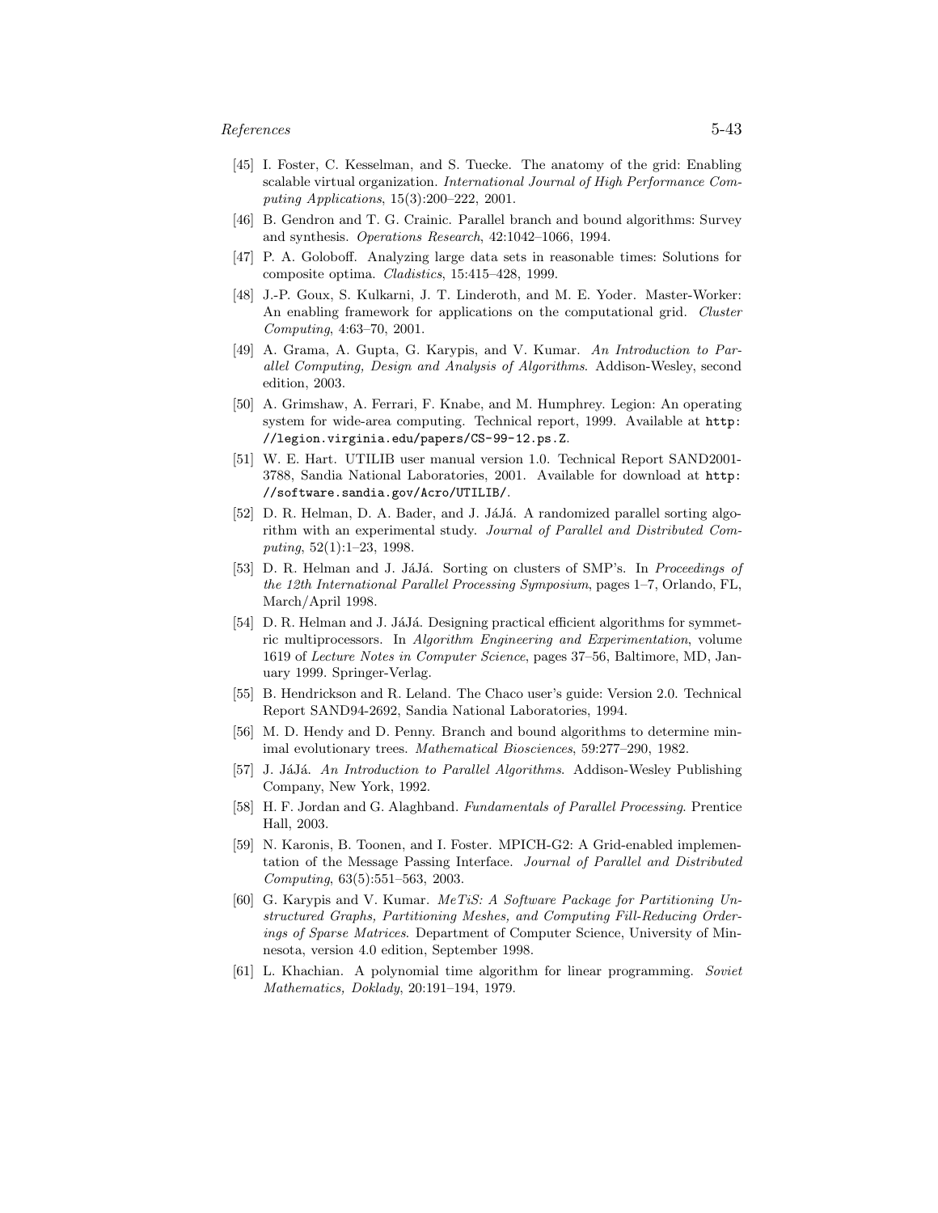[45] I. Foster, C. Kesselman, and S. Tuecke. The anatomy of the grid: Enabling scalable virtual organization. *International Journal of High Performance Computing Applications*, 15(3):200–222, 2001.

[46] B. Gendron and T. G. Crainic. Parallel branch and bound algorithms: Survey and synthesis. *Operations Research*, 42:1042–1066, 1994.

[47] P. A. Goloboff. Analyzing large data sets in reasonable times: Solutions for composite optima. *Cladistics*, 15:415–428, 1999.

[48] J.-P. Goux, S. Kulkarni, J. T. Linderoth, and M. E. Yoder. Master-Worker: An enabling framework for applications on the computational grid. *Cluster Computing*, 4:63–70, 2001.

[49] A. Grama, A. Gupta, G. Karypis, and V. Kumar. *An Introduction to Parallel Computing, Design and Analysis of Algorithms*. Addison-Wesley, second edition, 2003.

[50] A. Grimshaw, A. Ferrari, F. Knabe, and M. Humphrey. Legion: An operating system for wide-area computing. Technical report, 1999. Available at `http://legion.virginia.edu/papers/CS-99-12.ps.Z`.

[51] W. E. Hart. UTILIB user manual version 1.0. Technical Report SAND2001-3788, Sandia National Laboratories, 2001. Available for download at `http://software.sandia.gov/Acro/UTILIB/`.

[52] D. R. Helman, D. A. Bader, and J. JáJá. A randomized parallel sorting algorithm with an experimental study. *Journal of Parallel and Distributed Computing*, 52(1):1–23, 1998.

[53] D. R. Helman and J. JáJá. Sorting on clusters of SMP's. In *Proceedings of the 12th International Parallel Processing Symposium*, pages 1–7, Orlando, FL, March/April 1998.

[54] D. R. Helman and J. JáJá. Designing practical efficient algorithms for symmetric multiprocessors. In *Algorithm Engineering and Experimentation*, volume 1619 of *Lecture Notes in Computer Science*, pages 37–56, Baltimore, MD, January 1999. Springer-Verlag.

[55] B. Hendrickson and R. Leland. The Chaco user's guide: Version 2.0. Technical Report SAND94-2692, Sandia National Laboratories, 1994.

[56] M. D. Hendy and D. Penny. Branch and bound algorithms to determine minimal evolutionary trees. *Mathematical Biosciences*, 59:277–290, 1982.

[57] J. JáJá. *An Introduction to Parallel Algorithms*. Addison-Wesley Publishing Company, New York, 1992.

[58] H. F. Jordan and G. Alaghband. *Fundamentals of Parallel Processing*. Prentice Hall, 2003.

[59] N. Karonis, B. Toonen, and I. Foster. MPICH-G2: A Grid-enabled implementation of the Message Passing Interface. *Journal of Parallel and Distributed Computing*, 63(5):551–563, 2003.

[60] G. Karypis and V. Kumar. *MeTiS: A Software Package for Partitioning Unstructured Graphs, Partitioning Meshes, and Computing Fill-Reducing Orderings of Sparse Matrices*. Department of Computer Science, University of Minnesota, version 4.0 edition, September 1998.

[61] L. Khachian. A polynomial time algorithm for linear programming. *Soviet Mathematics, Doklady*, 20:191–194, 1979.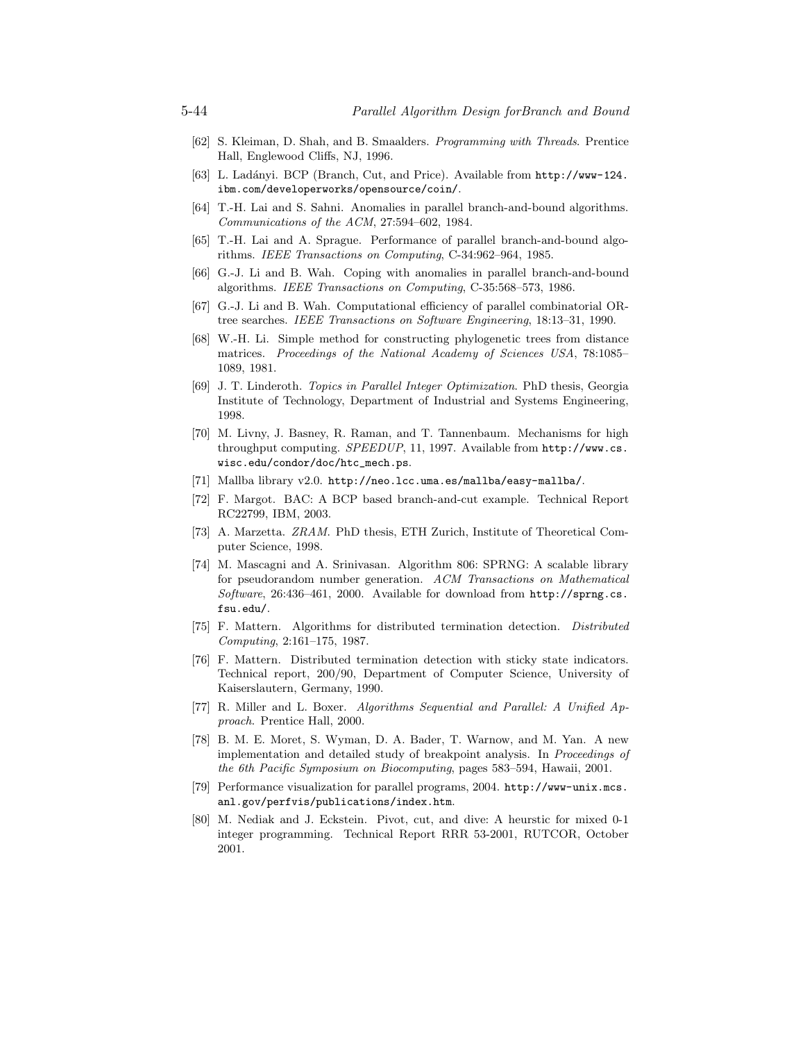[62] S. Kleiman, D. Shah, and B. Smaalders. *Programming with Threads*. Prentice Hall, Englewood Cliffs, NJ, 1996.

[63] L. Ladányi. BCP (Branch, Cut, and Price). Available from `http://www-124.ibm.com/developerworks/opensource/coin/`.

[64] T.-H. Lai and S. Sahni. Anomalies in parallel branch-and-bound algorithms. *Communications of the ACM*, 27:594–602, 1984.

[65] T.-H. Lai and A. Sprague. Performance of parallel branch-and-bound algorithms. *IEEE Transactions on Computing*, C-34:962–964, 1985.

[66] G.-J. Li and B. Wah. Coping with anomalies in parallel branch-and-bound algorithms. *IEEE Transactions on Computing*, C-35:568–573, 1986.

[67] G.-J. Li and B. Wah. Computational efficiency of parallel combinatorial OR-tree searches. *IEEE Transactions on Software Engineering*, 18:13–31, 1990.

[68] W.-H. Li. Simple method for constructing phylogenetic trees from distance matrices. *Proceedings of the National Academy of Sciences USA*, 78:1085–1089, 1981.

[69] J. T. Linderoth. *Topics in Parallel Integer Optimization*. PhD thesis, Georgia Institute of Technology, Department of Industrial and Systems Engineering, 1998.

[70] M. Livny, J. Basney, R. Raman, and T. Tannenbaum. Mechanisms for high throughput computing. *SPEEDUP*, 11, 1997. Available from `http://www.cs.wisc.edu/condor/doc/htc_mech.ps`.

[71] Mallba library v2.0. `http://neo.lcc.uma.es/mallba/easy-mallba/`.

[72] F. Margot. BAC: A BCP based branch-and-cut example. Technical Report RC22799, IBM, 2003.

[73] A. Marzetta. *ZRAM*. PhD thesis, ETH Zurich, Institute of Theoretical Computer Science, 1998.

[74] M. Mascagni and A. Srinivasan. Algorithm 806: SPRNG: A scalable library for pseudorandom number generation. *ACM Transactions on Mathematical Software*, 26:436–461, 2000. Available for download from `http://sprng.cs.fsu.edu/`.

[75] F. Mattern. Algorithms for distributed termination detection. *Distributed Computing*, 2:161–175, 1987.

[76] F. Mattern. Distributed termination detection with sticky state indicators. Technical report, 200/90, Department of Computer Science, University of Kaiserslautern, Germany, 1990.

[77] R. Miller and L. Boxer. *Algorithms Sequential and Parallel: A Unified Approach*. Prentice Hall, 2000.

[78] B. M. E. Moret, S. Wyman, D. A. Bader, T. Warnow, and M. Yan. A new implementation and detailed study of breakpoint analysis. In *Proceedings of the 6th Pacific Symposium on Biocomputing*, pages 583–594, Hawaii, 2001.

[79] Performance visualization for parallel programs, 2004. `http://www-unix.mcs.anl.gov/perfvis/publications/index.htm`.

[80] M. Nediak and J. Eckstein. Pivot, cut, and dive: A heurstic for mixed 0-1 integer programming. Technical Report RRR 53-2001, RUTCOR, October 2001.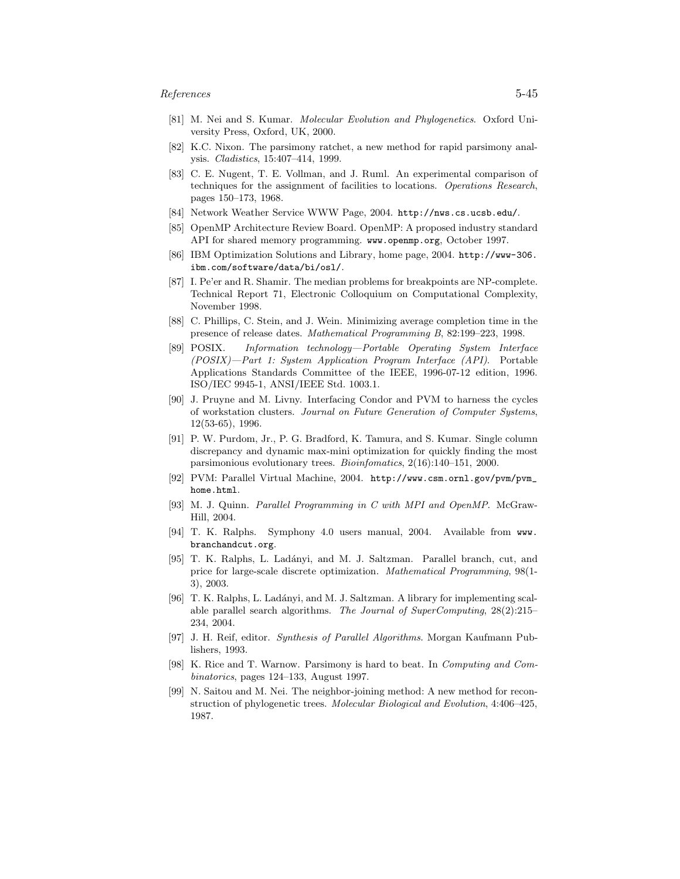[81] M. Nei and S. Kumar. *Molecular Evolution and Phylogenetics*. Oxford University Press, Oxford, UK, 2000.

[82] K.C. Nixon. The parsimony ratchet, a new method for rapid parsimony analysis. *Cladistics*, 15:407–414, 1999.

[83] C. E. Nugent, T. E. Vollman, and J. Ruml. An experimental comparison of techniques for the assignment of facilities to locations. *Operations Research*, pages 150–173, 1968.

[84] Network Weather Service WWW Page, 2004. `http://nws.cs.ucsb.edu/`.

[85] OpenMP Architecture Review Board. OpenMP: A proposed industry standard API for shared memory programming. `www.openmp.org`, October 1997.

[86] IBM Optimization Solutions and Library, home page, 2004. `http://www-306.ibm.com/software/data/bi/osl/`.

[87] I. Pe'er and R. Shamir. The median problems for breakpoints are NP-complete. Technical Report 71, Electronic Colloquium on Computational Complexity, November 1998.

[88] C. Phillips, C. Stein, and J. Wein. Minimizing average completion time in the presence of release dates. *Mathematical Programming B*, 82:199–223, 1998.

[89] POSIX. *Information technology—Portable Operating System Interface (POSIX)—Part 1: System Application Program Interface (API).* Portable Applications Standards Committee of the IEEE, 1996-07-12 edition, 1996. ISO/IEC 9945-1, ANSI/IEEE Std. 1003.1.

[90] J. Pruyne and M. Livny. Interfacing Condor and PVM to harness the cycles of workstation clusters. *Journal on Future Generation of Computer Systems*, 12(53-65), 1996.

[91] P. W. Purdom, Jr., P. G. Bradford, K. Tamura, and S. Kumar. Single column discrepancy and dynamic max-mini optimization for quickly finding the most parsimonious evolutionary trees. *Bioinfomatics*, 2(16):140–151, 2000.

[92] PVM: Parallel Virtual Machine, 2004. `http://www.csm.ornl.gov/pvm/pvm_home.html`.

[93] M. J. Quinn. *Parallel Programming in C with MPI and OpenMP*. McGraw-Hill, 2004.

[94] T. K. Ralphs. Symphony 4.0 users manual, 2004. Available from `www.branchandcut.org`.

[95] T. K. Ralphs, L. Ladányi, and M. J. Saltzman. Parallel branch, cut, and price for large-scale discrete optimization. *Mathematical Programming*, 98(1-3), 2003.

[96] T. K. Ralphs, L. Ladányi, and M. J. Saltzman. A library for implementing scalable parallel search algorithms. *The Journal of SuperComputing*, 28(2):215–234, 2004.

[97] J. H. Reif, editor. *Synthesis of Parallel Algorithms*. Morgan Kaufmann Publishers, 1993.

[98] K. Rice and T. Warnow. Parsimony is hard to beat. In *Computing and Combinatorics*, pages 124–133, August 1997.

[99] N. Saitou and M. Nei. The neighbor-joining method: A new method for reconstruction of phylogenetic trees. *Molecular Biological and Evolution*, 4:406–425, 1987.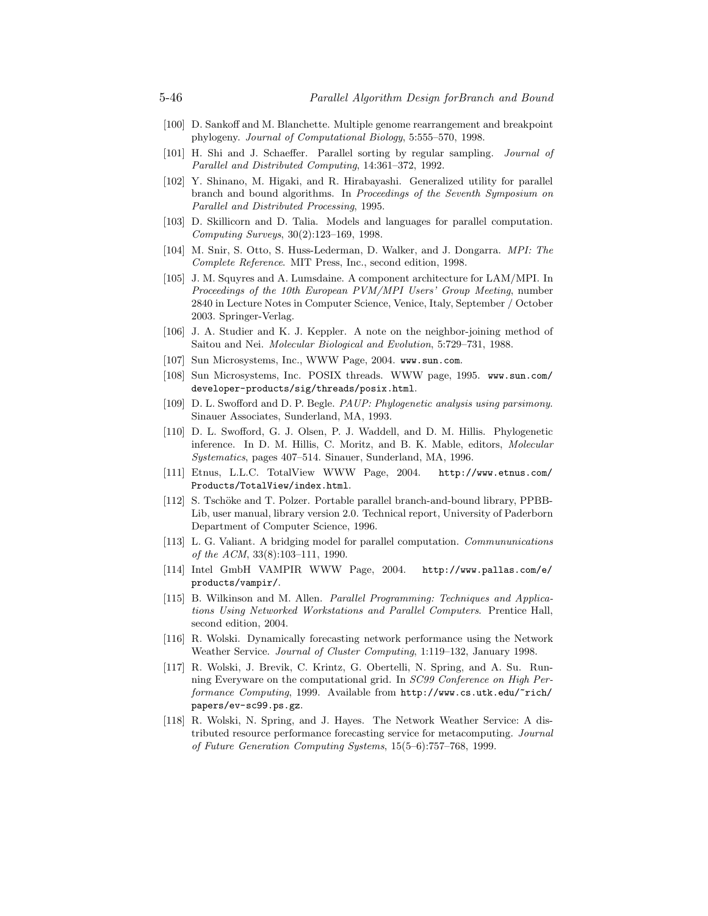[100] D. Sankoff and M. Blanchette. Multiple genome rearrangement and breakpoint phylogeny. *Journal of Computational Biology*, 5:555–570, 1998.

[101] H. Shi and J. Schaeffer. Parallel sorting by regular sampling. *Journal of Parallel and Distributed Computing*, 14:361–372, 1992.

[102] Y. Shinano, M. Higaki, and R. Hirabayashi. Generalized utility for parallel branch and bound algorithms. In *Proceedings of the Seventh Symposium on Parallel and Distributed Processing*, 1995.

[103] D. Skillicorn and D. Talia. Models and languages for parallel computation. *Computing Surveys*, 30(2):123–169, 1998.

[104] M. Snir, S. Otto, S. Huss-Lederman, D. Walker, and J. Dongarra. *MPI: The Complete Reference*. MIT Press, Inc., second edition, 1998.

[105] J. M. Squyres and A. Lumsdaine. A component architecture for LAM/MPI. In *Proceedings of the 10th European PVM/MPI Users' Group Meeting*, number 2840 in Lecture Notes in Computer Science, Venice, Italy, September / October 2003. Springer-Verlag.

[106] J. A. Studier and K. J. Keppler. A note on the neighbor-joining method of Saitou and Nei. *Molecular Biological and Evolution*, 5:729–731, 1988.

[107] Sun Microsystems, Inc., WWW Page, 2004. `www.sun.com`.

[108] Sun Microsystems, Inc. POSIX threads. WWW page, 1995. `www.sun.com/developer-products/sig/threads/posix.html`.

[109] D. L. Swofford and D. P. Begle. *PAUP: Phylogenetic analysis using parsimony*. Sinauer Associates, Sunderland, MA, 1993.

[110] D. L. Swofford, G. J. Olsen, P. J. Waddell, and D. M. Hillis. Phylogenetic inference. In D. M. Hillis, C. Moritz, and B. K. Mable, editors, *Molecular Systematics*, pages 407–514. Sinauer, Sunderland, MA, 1996.

[111] Etnus, L.L.C. TotalView WWW Page, 2004. `http://www.etnus.com/Products/TotalView/index.html`.

[112] S. Tschöke and T. Polzer. Portable parallel branch-and-bound library, PPBB-Lib, user manual, library version 2.0. Technical report, University of Paderborn Department of Computer Science, 1996.

[113] L. G. Valiant. A bridging model for parallel computation. *Commununications of the ACM*, 33(8):103–111, 1990.

[114] Intel GmbH VAMPIR WWW Page, 2004. `http://www.pallas.com/e/products/vampir/`.

[115] B. Wilkinson and M. Allen. *Parallel Programming: Techniques and Applications Using Networked Workstations and Parallel Computers*. Prentice Hall, second edition, 2004.

[116] R. Wolski. Dynamically forecasting network performance using the Network Weather Service. *Journal of Cluster Computing*, 1:119–132, January 1998.

[117] R. Wolski, J. Brevik, C. Krintz, G. Obertelli, N. Spring, and A. Su. Running Everyware on the computational grid. In *SC99 Conference on High Performance Computing*, 1999. Available from `http://www.cs.utk.edu/~rich/papers/ev-sc99.ps.gz`.

[118] R. Wolski, N. Spring, and J. Hayes. The Network Weather Service: A distributed resource performance forecasting service for metacomputing. *Journal of Future Generation Computing Systems*, 15(5–6):757–768, 1999.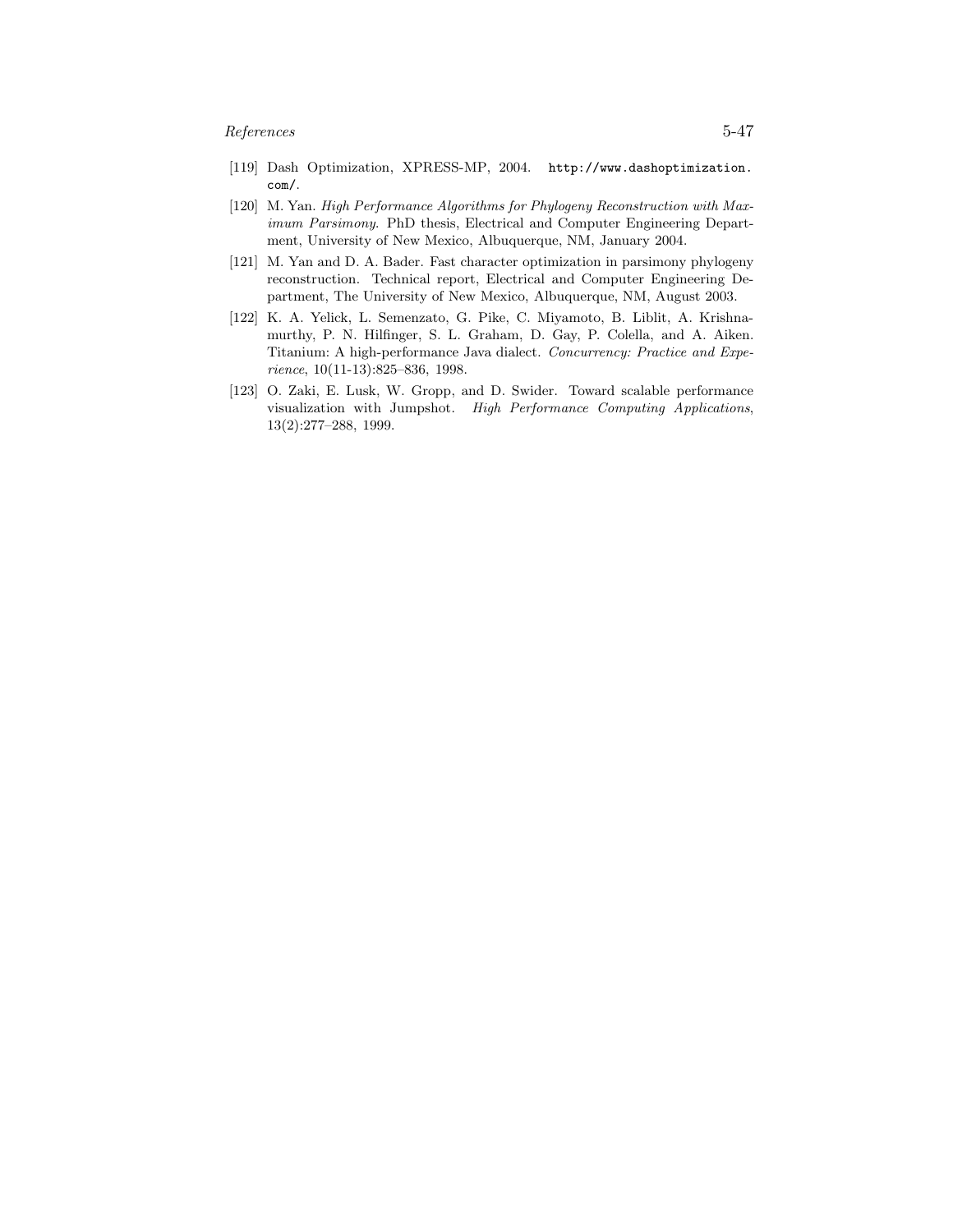[119] Dash Optimization, XPRESS-MP, 2004. http://www.dashoptimization.com/.

[120] M. Yan. *High Performance Algorithms for Phylogeny Reconstruction with Maximum Parsimony*. PhD thesis, Electrical and Computer Engineering Department, University of New Mexico, Albuquerque, NM, January 2004.

[121] M. Yan and D. A. Bader. Fast character optimization in parsimony phylogeny reconstruction. Technical report, Electrical and Computer Engineering Department, The University of New Mexico, Albuquerque, NM, August 2003.

[122] K. A. Yelick, L. Semenzato, G. Pike, C. Miyamoto, B. Liblit, A. Krishnamurthy, P. N. Hilfinger, S. L. Graham, D. Gay, P. Colella, and A. Aiken. Titanium: A high-performance Java dialect. *Concurrency: Practice and Experience*, 10(11-13):825–836, 1998.

[123] O. Zaki, E. Lusk, W. Gropp, and D. Swider. Toward scalable performance visualization with Jumpshot. *High Performance Computing Applications*, 13(2):277–288, 1999.